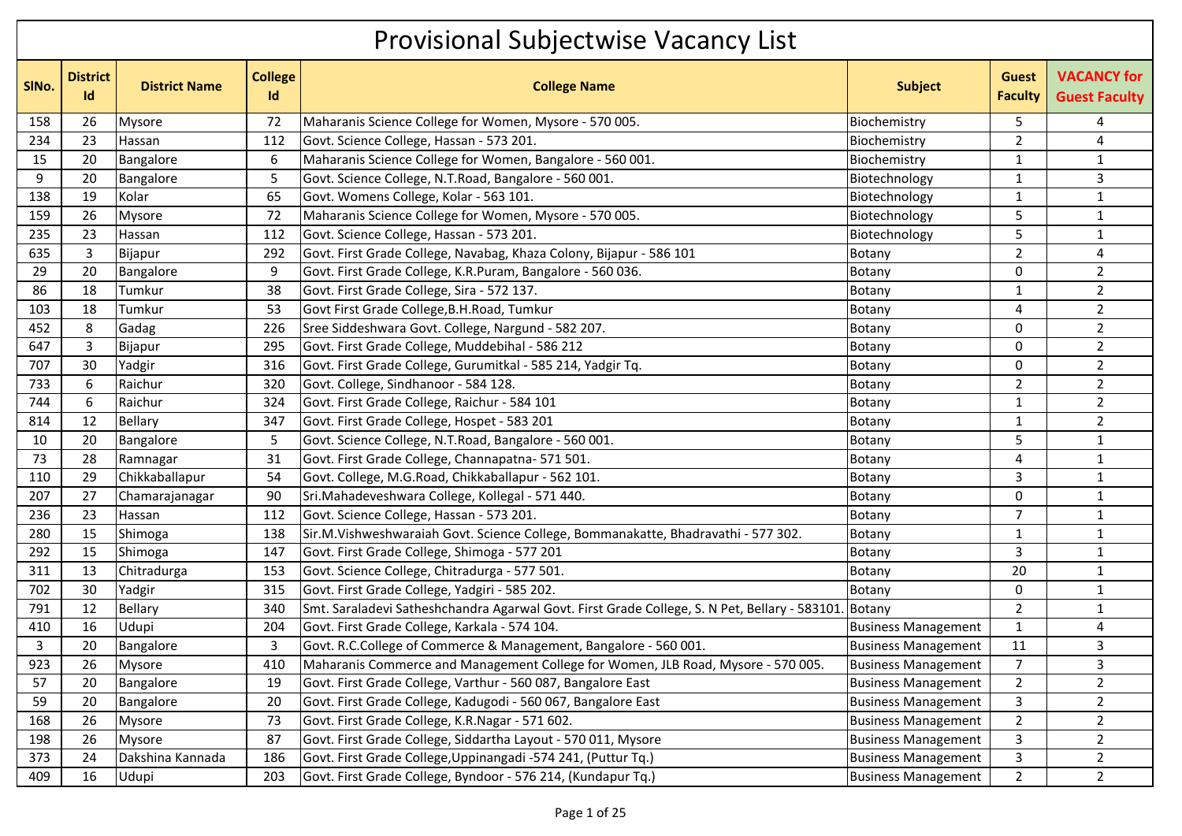# Provisional Subjectwise Vacancy List

| SlNo. | District Id | District Name | College Id | College Name | Subject | Guest Faculty | VACANCY for Guest Faculty |
|---|---|---|---|---|---|---|---|
| 158 | 26 | Mysore | 72 | Maharanis Science College for Women, Mysore - 570 005. | Biochemistry | 5 | 4 |
| 234 | 23 | Hassan | 112 | Govt. Science College, Hassan - 573 201. | Biochemistry | 2 | 4 |
| 15 | 20 | Bangalore | 6 | Maharanis Science College for Women, Bangalore - 560 001. | Biochemistry | 1 | 1 |
| 9 | 20 | Bangalore | 5 | Govt. Science College, N.T.Road, Bangalore - 560 001. | Biotechnology | 1 | 3 |
| 138 | 19 | Kolar | 65 | Govt. Womens College, Kolar - 563 101. | Biotechnology | 1 | 1 |
| 159 | 26 | Mysore | 72 | Maharanis Science College for Women, Mysore - 570 005. | Biotechnology | 5 | 1 |
| 235 | 23 | Hassan | 112 | Govt. Science College, Hassan - 573 201. | Biotechnology | 5 | 1 |
| 635 | 3 | Bijapur | 292 | Govt. First Grade College, Navabag, Khaza Colony, Bijapur - 586 101 | Botany | 2 | 4 |
| 29 | 20 | Bangalore | 9 | Govt. First Grade College, K.R.Puram, Bangalore - 560 036. | Botany | 0 | 2 |
| 86 | 18 | Tumkur | 38 | Govt. First Grade College, Sira - 572 137. | Botany | 1 | 2 |
| 103 | 18 | Tumkur | 53 | Govt First Grade College,B.H.Road, Tumkur | Botany | 4 | 2 |
| 452 | 8 | Gadag | 226 | Sree Siddeshwara Govt. College, Nargund - 582 207. | Botany | 0 | 2 |
| 647 | 3 | Bijapur | 295 | Govt. First Grade College, Muddebihal - 586 212 | Botany | 0 | 2 |
| 707 | 30 | Yadgir | 316 | Govt. First Grade College, Gurumitkal - 585 214, Yadgir Tq. | Botany | 0 | 2 |
| 733 | 6 | Raichur | 320 | Govt. College, Sindhanoor - 584 128. | Botany | 2 | 2 |
| 744 | 6 | Raichur | 324 | Govt. First Grade College, Raichur - 584 101 | Botany | 1 | 2 |
| 814 | 12 | Bellary | 347 | Govt. First Grade College, Hospet - 583 201 | Botany | 1 | 2 |
| 10 | 20 | Bangalore | 5 | Govt. Science College, N.T.Road, Bangalore - 560 001. | Botany | 5 | 1 |
| 73 | 28 | Ramnagar | 31 | Govt. First Grade College, Channapatna- 571 501. | Botany | 4 | 1 |
| 110 | 29 | Chikkaballapur | 54 | Govt. College, M.G.Road, Chikkaballapur - 562 101. | Botany | 3 | 1 |
| 207 | 27 | Chamarajanagar | 90 | Sri.Mahadeveshwara College, Kollegal - 571 440. | Botany | 0 | 1 |
| 236 | 23 | Hassan | 112 | Govt. Science College, Hassan - 573 201. | Botany | 7 | 1 |
| 280 | 15 | Shimoga | 138 | Sir.M.Vishweshwaraiah Govt. Science College, Bommanakatte, Bhadravathi - 577 302. | Botany | 1 | 1 |
| 292 | 15 | Shimoga | 147 | Govt. First Grade College, Shimoga - 577 201 | Botany | 3 | 1 |
| 311 | 13 | Chitradurga | 153 | Govt. Science College, Chitradurga - 577 501. | Botany | 20 | 1 |
| 702 | 30 | Yadgir | 315 | Govt. First Grade College, Yadgiri - 585 202. | Botany | 0 | 1 |
| 791 | 12 | Bellary | 340 | Smt. Saraladevi Satheshchandra Agarwal Govt. First Grade College, S. N Pet, Bellary - 583101. | Botany | 2 | 1 |
| 410 | 16 | Udupi | 204 | Govt. First Grade College, Karkala - 574 104. | Business Management | 1 | 4 |
| 3 | 20 | Bangalore | 3 | Govt. R.C.College of Commerce & Management, Bangalore - 560 001. | Business Management | 11 | 3 |
| 923 | 26 | Mysore | 410 | Maharanis Commerce and Management College for Women, JLB Road, Mysore - 570 005. | Business Management | 7 | 3 |
| 57 | 20 | Bangalore | 19 | Govt. First Grade College, Varthur - 560 087, Bangalore East | Business Management | 2 | 2 |
| 59 | 20 | Bangalore | 20 | Govt. First Grade College, Kadugodi - 560 067, Bangalore East | Business Management | 3 | 2 |
| 168 | 26 | Mysore | 73 | Govt. First Grade College, K.R.Nagar - 571 602. | Business Management | 2 | 2 |
| 198 | 26 | Mysore | 87 | Govt. First Grade College, Siddartha Layout - 570 011, Mysore | Business Management | 3 | 2 |
| 373 | 24 | Dakshina Kannada | 186 | Govt. First Grade College,Uppinangadi -574 241, (Puttur Tq.) | Business Management | 3 | 2 |
| 409 | 16 | Udupi | 203 | Govt. First Grade College, Byndoor - 576 214, (Kundapur Tq.) | Business Management | 2 | 2 |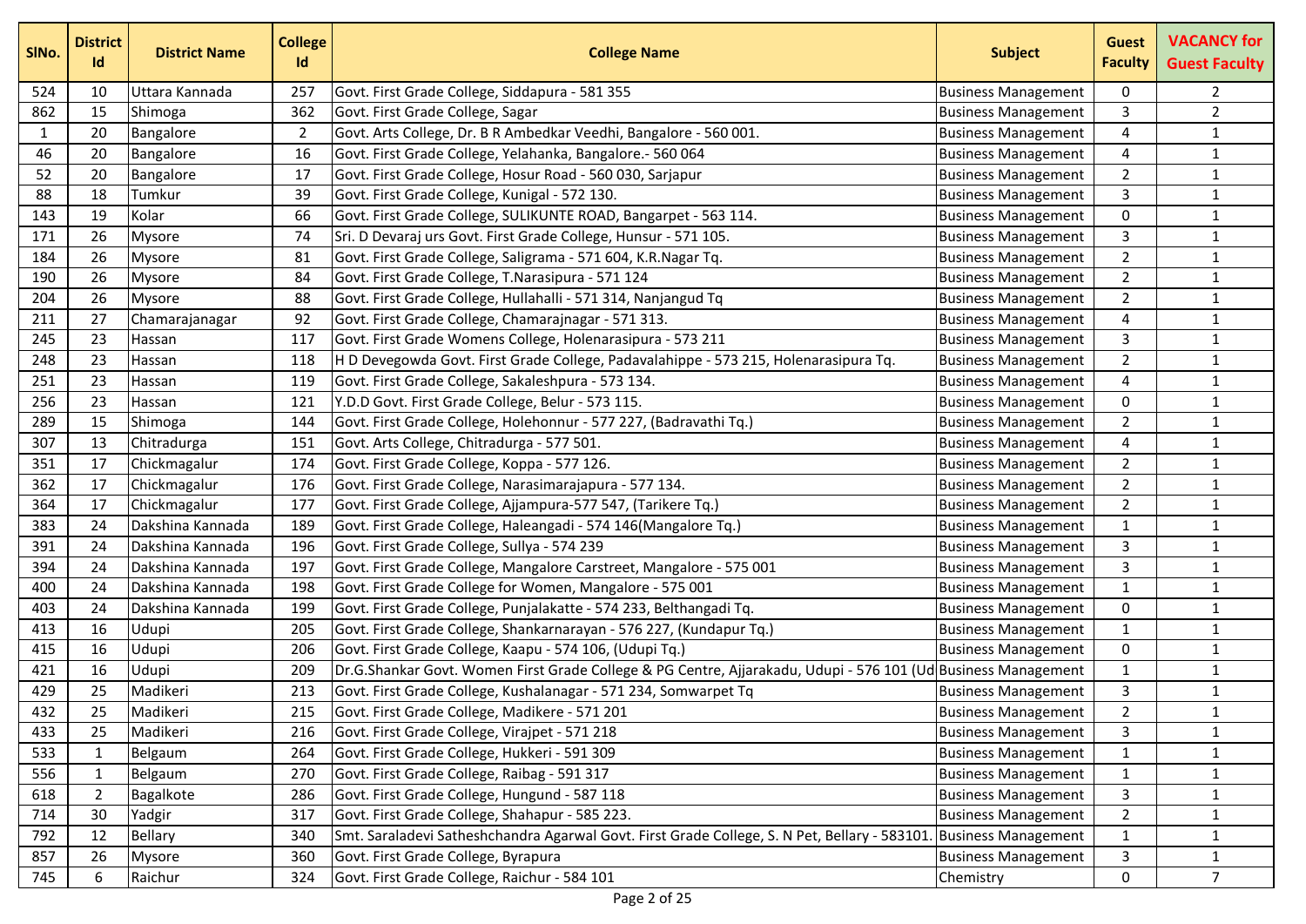| SlNo. | District Id | District Name | College Id | College Name | Subject | Guest Faculty | VACANCY for Guest Faculty |
|---|---|---|---|---|---|---|---|
| 524 | 10 | Uttara Kannada | 257 | Govt. First Grade College, Siddapura - 581 355 | Business Management | 0 | 2 |
| 862 | 15 | Shimoga | 362 | Govt. First Grade College, Sagar | Business Management | 3 | 2 |
| 1 | 20 | Bangalore | 2 | Govt. Arts College, Dr. B R Ambedkar Veedhi, Bangalore - 560 001. | Business Management | 4 | 1 |
| 46 | 20 | Bangalore | 16 | Govt. First Grade College, Yelahanka, Bangalore.- 560 064 | Business Management | 4 | 1 |
| 52 | 20 | Bangalore | 17 | Govt. First Grade College, Hosur Road - 560 030, Sarjapur | Business Management | 2 | 1 |
| 88 | 18 | Tumkur | 39 | Govt. First Grade College, Kunigal - 572 130. | Business Management | 3 | 1 |
| 143 | 19 | Kolar | 66 | Govt. First Grade College, SULIKUNTE ROAD, Bangarpet - 563 114. | Business Management | 0 | 1 |
| 171 | 26 | Mysore | 74 | Sri. D Devaraj urs Govt. First Grade College, Hunsur - 571 105. | Business Management | 3 | 1 |
| 184 | 26 | Mysore | 81 | Govt. First Grade College, Saligrama - 571 604, K.R.Nagar Tq. | Business Management | 2 | 1 |
| 190 | 26 | Mysore | 84 | Govt. First Grade College, T.Narasipura - 571 124 | Business Management | 2 | 1 |
| 204 | 26 | Mysore | 88 | Govt. First Grade College, Hullahalli - 571 314, Nanjangud Tq | Business Management | 2 | 1 |
| 211 | 27 | Chamarajanagar | 92 | Govt. First Grade College, Chamarajnagar - 571 313. | Business Management | 4 | 1 |
| 245 | 23 | Hassan | 117 | Govt. First Grade Womens College, Holenarasipura - 573 211 | Business Management | 3 | 1 |
| 248 | 23 | Hassan | 118 | H D Devegowda Govt. First Grade College, Padavalahippe - 573 215, Holenarasipura Tq. | Business Management | 2 | 1 |
| 251 | 23 | Hassan | 119 | Govt. First Grade College, Sakaleshpura - 573 134. | Business Management | 4 | 1 |
| 256 | 23 | Hassan | 121 | Y.D.D Govt. First Grade College, Belur - 573 115. | Business Management | 0 | 1 |
| 289 | 15 | Shimoga | 144 | Govt. First Grade College, Holehonnur - 577 227, (Badravathi Tq.) | Business Management | 2 | 1 |
| 307 | 13 | Chitradurga | 151 | Govt. Arts College, Chitradurga - 577 501. | Business Management | 4 | 1 |
| 351 | 17 | Chickmagalur | 174 | Govt. First Grade College, Koppa - 577 126. | Business Management | 2 | 1 |
| 362 | 17 | Chickmagalur | 176 | Govt. First Grade College, Narasimarajapura - 577 134. | Business Management | 2 | 1 |
| 364 | 17 | Chickmagalur | 177 | Govt. First Grade College, Ajjampura-577 547, (Tarikere Tq.) | Business Management | 2 | 1 |
| 383 | 24 | Dakshina Kannada | 189 | Govt. First Grade College, Haleangadi - 574 146(Mangalore Tq.) | Business Management | 1 | 1 |
| 391 | 24 | Dakshina Kannada | 196 | Govt. First Grade College, Sullya - 574 239 | Business Management | 3 | 1 |
| 394 | 24 | Dakshina Kannada | 197 | Govt. First Grade College, Mangalore Carstreet, Mangalore - 575 001 | Business Management | 3 | 1 |
| 400 | 24 | Dakshina Kannada | 198 | Govt. First Grade College for Women, Mangalore - 575 001 | Business Management | 1 | 1 |
| 403 | 24 | Dakshina Kannada | 199 | Govt. First Grade College, Punjalakatte - 574 233, Belthangadi Tq. | Business Management | 0 | 1 |
| 413 | 16 | Udupi | 205 | Govt. First Grade College, Shankarnarayan - 576 227, (Kundapur Tq.) | Business Management | 1 | 1 |
| 415 | 16 | Udupi | 206 | Govt. First Grade College, Kaapu - 574 106, (Udupi Tq.) | Business Management | 0 | 1 |
| 421 | 16 | Udupi | 209 | Dr.G.Shankar Govt. Women First Grade College & PG Centre, Ajjarakadu, Udupi - 576 101 (Ud | Business Management | 1 | 1 |
| 429 | 25 | Madikeri | 213 | Govt. First Grade College, Kushalanagar - 571 234, Somwarpet Tq | Business Management | 3 | 1 |
| 432 | 25 | Madikeri | 215 | Govt. First Grade College, Madikere - 571 201 | Business Management | 2 | 1 |
| 433 | 25 | Madikeri | 216 | Govt. First Grade College, Virajpet - 571 218 | Business Management | 3 | 1 |
| 533 | 1 | Belgaum | 264 | Govt. First Grade College, Hukkeri - 591 309 | Business Management | 1 | 1 |
| 556 | 1 | Belgaum | 270 | Govt. First Grade College, Raibag - 591 317 | Business Management | 1 | 1 |
| 618 | 2 | Bagalkote | 286 | Govt. First Grade College, Hungund - 587 118 | Business Management | 3 | 1 |
| 714 | 30 | Yadgir | 317 | Govt. First Grade College, Shahapur - 585 223. | Business Management | 2 | 1 |
| 792 | 12 | Bellary | 340 | Smt. Saraladevi Satheshchandra Agarwal Govt. First Grade College, S. N Pet, Bellary - 583101. | Business Management | 1 | 1 |
| 857 | 26 | Mysore | 360 | Govt. First Grade College, Byrapura | Business Management | 3 | 1 |
| 745 | 6 | Raichur | 324 | Govt. First Grade College, Raichur - 584 101 | Chemistry | 0 | 7 |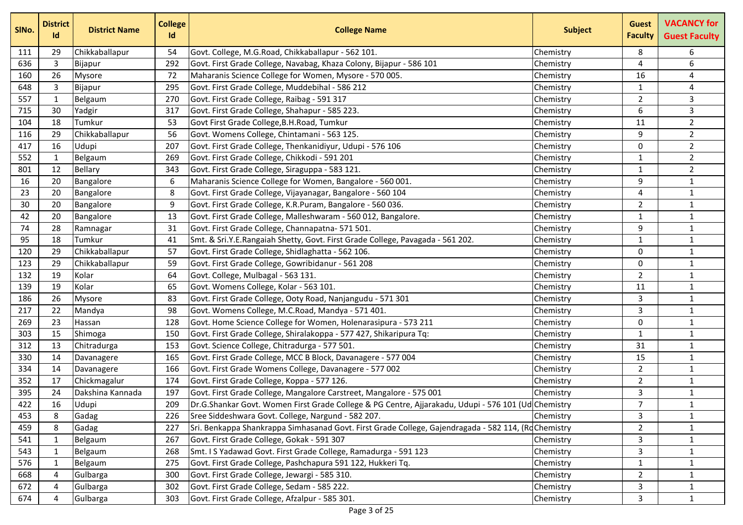| SlNo. | District Id | District Name | College Id | College Name | Subject | Guest Faculty | VACANCY for Guest Faculty |
|---|---|---|---|---|---|---|---|
| 111 | 29 | Chikkaballapur | 54 | Govt. College, M.G.Road, Chikkaballapur - 562 101. | Chemistry | 8 | 6 |
| 636 | 3 | Bijapur | 292 | Govt. First Grade College, Navabag, Khaza Colony, Bijapur - 586 101 | Chemistry | 4 | 6 |
| 160 | 26 | Mysore | 72 | Maharanis Science College for Women, Mysore - 570 005. | Chemistry | 16 | 4 |
| 648 | 3 | Bijapur | 295 | Govt. First Grade College, Muddebihal - 586 212 | Chemistry | 1 | 4 |
| 557 | 1 | Belgaum | 270 | Govt. First Grade College, Raibag - 591 317 | Chemistry | 2 | 3 |
| 715 | 30 | Yadgir | 317 | Govt. First Grade College, Shahapur - 585 223. | Chemistry | 6 | 3 |
| 104 | 18 | Tumkur | 53 | Govt First Grade College,B.H.Road, Tumkur | Chemistry | 11 | 2 |
| 116 | 29 | Chikkaballapur | 56 | Govt. Womens College, Chintamani - 563 125. | Chemistry | 9 | 2 |
| 417 | 16 | Udupi | 207 | Govt. First Grade College, Thenkanidiyur, Udupi - 576 106 | Chemistry | 0 | 2 |
| 552 | 1 | Belgaum | 269 | Govt. First Grade College, Chikkodi - 591 201 | Chemistry | 1 | 2 |
| 801 | 12 | Bellary | 343 | Govt. First Grade College, Siraguppa - 583 121. | Chemistry | 1 | 2 |
| 16 | 20 | Bangalore | 6 | Maharanis Science College for Women, Bangalore - 560 001. | Chemistry | 9 | 1 |
| 23 | 20 | Bangalore | 8 | Govt. First Grade College, Vijayanagar, Bangalore - 560 104 | Chemistry | 4 | 1 |
| 30 | 20 | Bangalore | 9 | Govt. First Grade College, K.R.Puram, Bangalore - 560 036. | Chemistry | 2 | 1 |
| 42 | 20 | Bangalore | 13 | Govt. First Grade College, Malleshwaram - 560 012, Bangalore. | Chemistry | 1 | 1 |
| 74 | 28 | Ramnagar | 31 | Govt. First Grade College, Channapatna- 571 501. | Chemistry | 9 | 1 |
| 95 | 18 | Tumkur | 41 | Smt. & Sri.Y.E.Rangaiah Shetty, Govt. First Grade College, Pavagada - 561 202. | Chemistry | 1 | 1 |
| 120 | 29 | Chikkaballapur | 57 | Govt. First Grade College, Shidlaghatta - 562 106. | Chemistry | 0 | 1 |
| 123 | 29 | Chikkaballapur | 59 | Govt. First Grade College, Gowribidanur - 561 208 | Chemistry | 0 | 1 |
| 132 | 19 | Kolar | 64 | Govt. College, Mulbagal - 563 131. | Chemistry | 2 | 1 |
| 139 | 19 | Kolar | 65 | Govt. Womens College, Kolar - 563 101. | Chemistry | 11 | 1 |
| 186 | 26 | Mysore | 83 | Govt. First Grade College, Ooty Road, Nanjangudu - 571 301 | Chemistry | 3 | 1 |
| 217 | 22 | Mandya | 98 | Govt. Womens College, M.C.Road, Mandya - 571 401. | Chemistry | 3 | 1 |
| 269 | 23 | Hassan | 128 | Govt. Home Science College for Women, Holenarasipura - 573 211 | Chemistry | 0 | 1 |
| 303 | 15 | Shimoga | 150 | Govt. First Grade College, Shiralakoppa - 577 427, Shikaripura Tq: | Chemistry | 1 | 1 |
| 312 | 13 | Chitradurga | 153 | Govt. Science College, Chitradurga - 577 501. | Chemistry | 31 | 1 |
| 330 | 14 | Davanagere | 165 | Govt. First Grade College, MCC B Block, Davanagere - 577 004 | Chemistry | 15 | 1 |
| 334 | 14 | Davanagere | 166 | Govt. First Grade Womens College, Davanagere - 577 002 | Chemistry | 2 | 1 |
| 352 | 17 | Chickmagalur | 174 | Govt. First Grade College, Koppa - 577 126. | Chemistry | 2 | 1 |
| 395 | 24 | Dakshina Kannada | 197 | Govt. First Grade College, Mangalore Carstreet, Mangalore - 575 001 | Chemistry | 3 | 1 |
| 422 | 16 | Udupi | 209 | Dr.G.Shankar Govt. Women First Grade College & PG Centre, Ajjarakadu, Udupi - 576 101 (Ud | Chemistry | 7 | 1 |
| 453 | 8 | Gadag | 226 | Sree Siddeshwara Govt. College, Nargund - 582 207. | Chemistry | 3 | 1 |
| 459 | 8 | Gadag | 227 | Sri. Benkappa Shankrappa Simhasanad Govt. First Grade College, Gajendragada - 582 114, (Ro | Chemistry | 2 | 1 |
| 541 | 1 | Belgaum | 267 | Govt. First Grade College, Gokak - 591 307 | Chemistry | 3 | 1 |
| 543 | 1 | Belgaum | 268 | Smt. I S Yadawad Govt. First Grade College, Ramadurga - 591 123 | Chemistry | 3 | 1 |
| 576 | 1 | Belgaum | 275 | Govt. First Grade College, Pashchapura 591 122, Hukkeri Tq. | Chemistry | 1 | 1 |
| 668 | 4 | Gulbarga | 300 | Govt. First Grade College, Jewargi - 585 310. | Chemistry | 2 | 1 |
| 672 | 4 | Gulbarga | 302 | Govt. First Grade College, Sedam - 585 222. | Chemistry | 3 | 1 |
| 674 | 4 | Gulbarga | 303 | Govt. First Grade College, Afzalpur - 585 301. | Chemistry | 3 | 1 |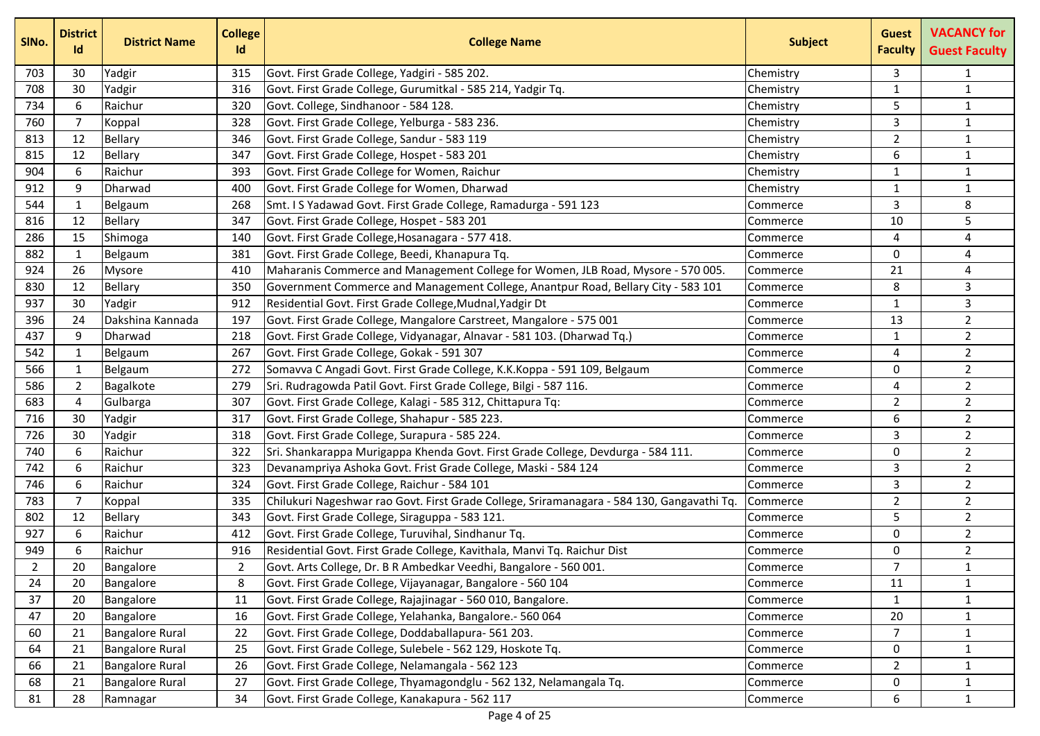| SlNo. | District Id | District Name | College Id | College Name | Subject | Guest Faculty | VACANCY for Guest Faculty |
|---|---|---|---|---|---|---|---|
| 703 | 30 | Yadgir | 315 | Govt. First Grade College, Yadgiri - 585 202. | Chemistry | 3 | 1 |
| 708 | 30 | Yadgir | 316 | Govt. First Grade College, Gurumitkal - 585 214, Yadgir Tq. | Chemistry | 1 | 1 |
| 734 | 6 | Raichur | 320 | Govt. College, Sindhanoor - 584 128. | Chemistry | 5 | 1 |
| 760 | 7 | Koppal | 328 | Govt. First Grade College, Yelburga - 583 236. | Chemistry | 3 | 1 |
| 813 | 12 | Bellary | 346 | Govt. First Grade College, Sandur - 583 119 | Chemistry | 2 | 1 |
| 815 | 12 | Bellary | 347 | Govt. First Grade College, Hospet - 583 201 | Chemistry | 6 | 1 |
| 904 | 6 | Raichur | 393 | Govt. First Grade College for Women, Raichur | Chemistry | 1 | 1 |
| 912 | 9 | Dharwad | 400 | Govt. First Grade College for Women, Dharwad | Chemistry | 1 | 1 |
| 544 | 1 | Belgaum | 268 | Smt. I S Yadawad Govt. First Grade College, Ramadurga - 591 123 | Commerce | 3 | 8 |
| 816 | 12 | Bellary | 347 | Govt. First Grade College, Hospet - 583 201 | Commerce | 10 | 5 |
| 286 | 15 | Shimoga | 140 | Govt. First Grade College,Hosanagara - 577 418. | Commerce | 4 | 4 |
| 882 | 1 | Belgaum | 381 | Govt. First Grade College, Beedi, Khanapura Tq. | Commerce | 0 | 4 |
| 924 | 26 | Mysore | 410 | Maharanis Commerce and Management College for Women, JLB Road, Mysore - 570 005. | Commerce | 21 | 4 |
| 830 | 12 | Bellary | 350 | Government Commerce and Management College, Anantpur Road, Bellary City - 583 101 | Commerce | 8 | 3 |
| 937 | 30 | Yadgir | 912 | Residential Govt. First Grade College,Mudnal,Yadgir Dt | Commerce | 1 | 3 |
| 396 | 24 | Dakshina Kannada | 197 | Govt. First Grade College, Mangalore Carstreet, Mangalore - 575 001 | Commerce | 13 | 2 |
| 437 | 9 | Dharwad | 218 | Govt. First Grade College, Vidyanagar, Alnavar - 581 103. (Dharwad Tq.) | Commerce | 1 | 2 |
| 542 | 1 | Belgaum | 267 | Govt. First Grade College, Gokak - 591 307 | Commerce | 4 | 2 |
| 566 | 1 | Belgaum | 272 | Somavva C Angadi Govt. First Grade College, K.K.Koppa - 591 109, Belgaum | Commerce | 0 | 2 |
| 586 | 2 | Bagalkote | 279 | Sri. Rudragowda Patil Govt. First Grade College, Bilgi - 587 116. | Commerce | 4 | 2 |
| 683 | 4 | Gulbarga | 307 | Govt. First Grade College, Kalagi - 585 312, Chittapura Tq: | Commerce | 2 | 2 |
| 716 | 30 | Yadgir | 317 | Govt. First Grade College, Shahapur - 585 223. | Commerce | 6 | 2 |
| 726 | 30 | Yadgir | 318 | Govt. First Grade College, Surapura - 585 224. | Commerce | 3 | 2 |
| 740 | 6 | Raichur | 322 | Sri. Shankarappa Murigappa Khenda Govt. First Grade College, Devdurga - 584 111. | Commerce | 0 | 2 |
| 742 | 6 | Raichur | 323 | Devanampriya Ashoka Govt. Frist Grade College, Maski - 584 124 | Commerce | 3 | 2 |
| 746 | 6 | Raichur | 324 | Govt. First Grade College, Raichur - 584 101 | Commerce | 3 | 2 |
| 783 | 7 | Koppal | 335 | Chilukuri Nageshwar rao Govt. First Grade College, Sriramanagara - 584 130, Gangavathi Tq. | Commerce | 2 | 2 |
| 802 | 12 | Bellary | 343 | Govt. First Grade College, Siraguppa - 583 121. | Commerce | 5 | 2 |
| 927 | 6 | Raichur | 412 | Govt. First Grade College, Turuvihal, Sindhanur Tq. | Commerce | 0 | 2 |
| 949 | 6 | Raichur | 916 | Residential Govt. First Grade College, Kavithala, Manvi Tq. Raichur Dist | Commerce | 0 | 2 |
| 2 | 20 | Bangalore | 2 | Govt. Arts College, Dr. B R Ambedkar Veedhi, Bangalore - 560 001. | Commerce | 7 | 1 |
| 24 | 20 | Bangalore | 8 | Govt. First Grade College, Vijayanagar, Bangalore - 560 104 | Commerce | 11 | 1 |
| 37 | 20 | Bangalore | 11 | Govt. First Grade College, Rajajinagar - 560 010, Bangalore. | Commerce | 1 | 1 |
| 47 | 20 | Bangalore | 16 | Govt. First Grade College, Yelahanka, Bangalore.- 560 064 | Commerce | 20 | 1 |
| 60 | 21 | Bangalore Rural | 22 | Govt. First Grade College, Doddaballapura- 561 203. | Commerce | 7 | 1 |
| 64 | 21 | Bangalore Rural | 25 | Govt. First Grade College, Sulebele - 562 129, Hoskote Tq. | Commerce | 0 | 1 |
| 66 | 21 | Bangalore Rural | 26 | Govt. First Grade College, Nelamangala - 562 123 | Commerce | 2 | 1 |
| 68 | 21 | Bangalore Rural | 27 | Govt. First Grade College, Thyamagondglu - 562 132, Nelamangala Tq. | Commerce | 0 | 1 |
| 81 | 28 | Ramnagar | 34 | Govt. First Grade College, Kanakapura - 562 117 | Commerce | 6 | 1 |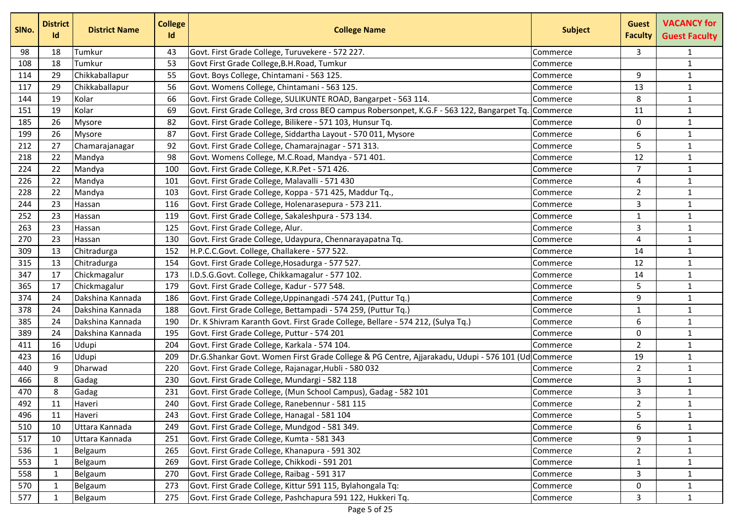| SlNo. | District Id | District Name | College Id | College Name | Subject | Guest Faculty | VACANCY for Guest Faculty |
|---|---|---|---|---|---|---|---|
| 98 | 18 | Tumkur | 43 | Govt. First Grade College, Turuvekere - 572 227. | Commerce | 3 | 1 |
| 108 | 18 | Tumkur | 53 | Govt First Grade College,B.H.Road, Tumkur | Commerce | | 1 |
| 114 | 29 | Chikkaballapur | 55 | Govt. Boys College, Chintamani - 563 125. | Commerce | 9 | 1 |
| 117 | 29 | Chikkaballapur | 56 | Govt. Womens College, Chintamani - 563 125. | Commerce | 13 | 1 |
| 144 | 19 | Kolar | 66 | Govt. First Grade College, SULIKUNTE ROAD, Bangarpet - 563 114. | Commerce | 8 | 1 |
| 151 | 19 | Kolar | 69 | Govt. First Grade College, 3rd cross BEO campus Robersonpet, K.G.F - 563 122, Bangarpet Tq. | Commerce | 11 | 1 |
| 185 | 26 | Mysore | 82 | Govt. First Grade College, Bilikere - 571 103, Hunsur Tq. | Commerce | 0 | 1 |
| 199 | 26 | Mysore | 87 | Govt. First Grade College, Siddartha Layout - 570 011, Mysore | Commerce | 6 | 1 |
| 212 | 27 | Chamarajanagar | 92 | Govt. First Grade College, Chamarajnagar - 571 313. | Commerce | 5 | 1 |
| 218 | 22 | Mandya | 98 | Govt. Womens College, M.C.Road, Mandya - 571 401. | Commerce | 12 | 1 |
| 224 | 22 | Mandya | 100 | Govt. First Grade College, K.R.Pet - 571 426. | Commerce | 7 | 1 |
| 226 | 22 | Mandya | 101 | Govt. First Grade College, Malavalli - 571 430 | Commerce | 4 | 1 |
| 228 | 22 | Mandya | 103 | Govt. First Grade College, Koppa - 571 425, Maddur Tq., | Commerce | 2 | 1 |
| 244 | 23 | Hassan | 116 | Govt. First Grade College, Holenarasepura - 573 211. | Commerce | 3 | 1 |
| 252 | 23 | Hassan | 119 | Govt. First Grade College, Sakaleshpura - 573 134. | Commerce | 1 | 1 |
| 263 | 23 | Hassan | 125 | Govt. First Grade College, Alur. | Commerce | 3 | 1 |
| 270 | 23 | Hassan | 130 | Govt. First Grade College, Udaypura, Chennarayapatna Tq. | Commerce | 4 | 1 |
| 309 | 13 | Chitradurga | 152 | H.P.C.C.Govt. College, Challakere - 577 522. | Commerce | 14 | 1 |
| 315 | 13 | Chitradurga | 154 | Govt. First Grade College,Hosadurga - 577 527. | Commerce | 12 | 1 |
| 347 | 17 | Chickmagalur | 173 | I.D.S.G.Govt. College, Chikkamagalur - 577 102. | Commerce | 14 | 1 |
| 365 | 17 | Chickmagalur | 179 | Govt. First Grade College, Kadur - 577 548. | Commerce | 5 | 1 |
| 374 | 24 | Dakshina Kannada | 186 | Govt. First Grade College,Uppinangadi -574 241, (Puttur Tq.) | Commerce | 9 | 1 |
| 378 | 24 | Dakshina Kannada | 188 | Govt. First Grade College, Bettampadi - 574 259, (Puttur Tq.) | Commerce | 1 | 1 |
| 385 | 24 | Dakshina Kannada | 190 | Dr. K Shivram Karanth Govt. First Grade College, Bellare - 574 212, (Sulya Tq.) | Commerce | 6 | 1 |
| 389 | 24 | Dakshina Kannada | 195 | Govt. First Grade College, Puttur - 574 201 | Commerce | 0 | 1 |
| 411 | 16 | Udupi | 204 | Govt. First Grade College, Karkala - 574 104. | Commerce | 2 | 1 |
| 423 | 16 | Udupi | 209 | Dr.G.Shankar Govt. Women First Grade College & PG Centre, Ajjarakadu, Udupi - 576 101 (Ud | Commerce | 19 | 1 |
| 440 | 9 | Dharwad | 220 | Govt. First Grade College, Rajanagar,Hubli - 580 032 | Commerce | 2 | 1 |
| 466 | 8 | Gadag | 230 | Govt. First Grade College, Mundargi - 582 118 | Commerce | 3 | 1 |
| 470 | 8 | Gadag | 231 | Govt. First Grade College, (Mun School Campus), Gadag - 582 101 | Commerce | 3 | 1 |
| 492 | 11 | Haveri | 240 | Govt. First Grade College, Ranebennur - 581 115 | Commerce | 2 | 1 |
| 496 | 11 | Haveri | 243 | Govt. First Grade College, Hanagal - 581 104 | Commerce | 5 | 1 |
| 510 | 10 | Uttara Kannada | 249 | Govt. First Grade College, Mundgod - 581 349. | Commerce | 6 | 1 |
| 517 | 10 | Uttara Kannada | 251 | Govt. First Grade College, Kumta - 581 343 | Commerce | 9 | 1 |
| 536 | 1 | Belgaum | 265 | Govt. First Grade College, Khanapura - 591 302 | Commerce | 2 | 1 |
| 553 | 1 | Belgaum | 269 | Govt. First Grade College, Chikkodi - 591 201 | Commerce | 1 | 1 |
| 558 | 1 | Belgaum | 270 | Govt. First Grade College, Raibag - 591 317 | Commerce | 3 | 1 |
| 570 | 1 | Belgaum | 273 | Govt. First Grade College, Kittur 591 115, Bylahongala Tq: | Commerce | 0 | 1 |
| 577 | 1 | Belgaum | 275 | Govt. First Grade College, Pashchapura 591 122, Hukkeri Tq. | Commerce | 3 | 1 |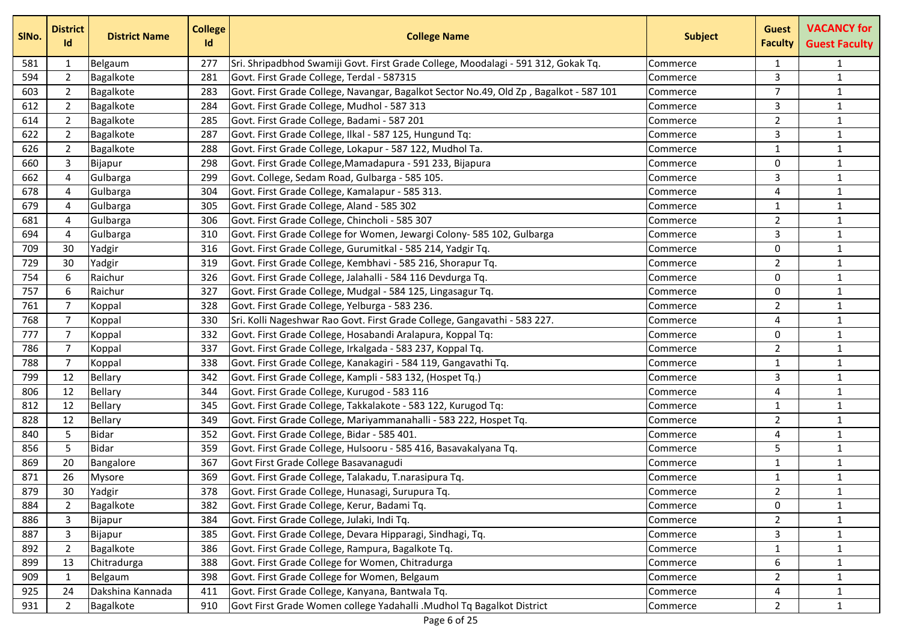| SlNo. | District Id | District Name | College Id | College Name | Subject | Guest Faculty | VACANCY for Guest Faculty |
|---|---|---|---|---|---|---|---|
| 581 | 1 | Belgaum | 277 | Sri. Shripadbhod Swamiji Govt. First Grade College, Moodalagi - 591 312, Gokak Tq. | Commerce | 1 | 1 |
| 594 | 2 | Bagalkote | 281 | Govt. First Grade College, Terdal - 587315 | Commerce | 3 | 1 |
| 603 | 2 | Bagalkote | 283 | Govt. First Grade College, Navangar, Bagalkot Sector No.49, Old Zp , Bagalkot - 587 101 | Commerce | 7 | 1 |
| 612 | 2 | Bagalkote | 284 | Govt. First Grade College, Mudhol - 587 313 | Commerce | 3 | 1 |
| 614 | 2 | Bagalkote | 285 | Govt. First Grade College, Badami - 587 201 | Commerce | 2 | 1 |
| 622 | 2 | Bagalkote | 287 | Govt. First Grade College, Ilkal - 587 125, Hungund Tq: | Commerce | 3 | 1 |
| 626 | 2 | Bagalkote | 288 | Govt. First Grade College, Lokapur - 587 122, Mudhol Ta. | Commerce | 1 | 1 |
| 660 | 3 | Bijapur | 298 | Govt. First Grade College,Mamadapura - 591 233, Bijapura | Commerce | 0 | 1 |
| 662 | 4 | Gulbarga | 299 | Govt. College, Sedam Road, Gulbarga - 585 105. | Commerce | 3 | 1 |
| 678 | 4 | Gulbarga | 304 | Govt. First Grade College, Kamalapur - 585 313. | Commerce | 4 | 1 |
| 679 | 4 | Gulbarga | 305 | Govt. First Grade College, Aland - 585 302 | Commerce | 1 | 1 |
| 681 | 4 | Gulbarga | 306 | Govt. First Grade College, Chincholi - 585 307 | Commerce | 2 | 1 |
| 694 | 4 | Gulbarga | 310 | Govt. First Grade College for Women, Jewargi Colony- 585 102, Gulbarga | Commerce | 3 | 1 |
| 709 | 30 | Yadgir | 316 | Govt. First Grade College, Gurumitkal - 585 214, Yadgir Tq. | Commerce | 0 | 1 |
| 729 | 30 | Yadgir | 319 | Govt. First Grade College, Kembhavi - 585 216, Shorapur Tq. | Commerce | 2 | 1 |
| 754 | 6 | Raichur | 326 | Govt. First Grade College, Jalahalli - 584 116 Devdurga Tq. | Commerce | 0 | 1 |
| 757 | 6 | Raichur | 327 | Govt. First Grade College, Mudgal - 584 125, Lingasagur Tq. | Commerce | 0 | 1 |
| 761 | 7 | Koppal | 328 | Govt. First Grade College, Yelburga - 583 236. | Commerce | 2 | 1 |
| 768 | 7 | Koppal | 330 | Sri. Kolli Nageshwar Rao Govt. First Grade College, Gangavathi - 583 227. | Commerce | 4 | 1 |
| 777 | 7 | Koppal | 332 | Govt. First Grade College, Hosabandi Aralapura, Koppal Tq: | Commerce | 0 | 1 |
| 786 | 7 | Koppal | 337 | Govt. First Grade College, Irkalgada - 583 237, Koppal Tq. | Commerce | 2 | 1 |
| 788 | 7 | Koppal | 338 | Govt. First Grade College, Kanakagiri - 584 119, Gangavathi Tq. | Commerce | 1 | 1 |
| 799 | 12 | Bellary | 342 | Govt. First Grade College, Kampli - 583 132, (Hospet Tq.) | Commerce | 3 | 1 |
| 806 | 12 | Bellary | 344 | Govt. First Grade College, Kurugod - 583 116 | Commerce | 4 | 1 |
| 812 | 12 | Bellary | 345 | Govt. First Grade College, Takkalakote - 583 122, Kurugod Tq: | Commerce | 1 | 1 |
| 828 | 12 | Bellary | 349 | Govt. First Grade College, Mariyammanahalli - 583 222, Hospet Tq. | Commerce | 2 | 1 |
| 840 | 5 | Bidar | 352 | Govt. First Grade College, Bidar - 585 401. | Commerce | 4 | 1 |
| 856 | 5 | Bidar | 359 | Govt. First Grade College, Hulsooru - 585 416, Basavakalyana Tq. | Commerce | 5 | 1 |
| 869 | 20 | Bangalore | 367 | Govt First Grade College Basavanagudi | Commerce | 1 | 1 |
| 871 | 26 | Mysore | 369 | Govt. First Grade College, Talakadu, T.narasipura Tq. | Commerce | 1 | 1 |
| 879 | 30 | Yadgir | 378 | Govt. First Grade College, Hunasagi, Surupura Tq. | Commerce | 2 | 1 |
| 884 | 2 | Bagalkote | 382 | Govt. First Grade College, Kerur, Badami Tq. | Commerce | 0 | 1 |
| 886 | 3 | Bijapur | 384 | Govt. First Grade College, Julaki, Indi Tq. | Commerce | 2 | 1 |
| 887 | 3 | Bijapur | 385 | Govt. First Grade College, Devara Hipparagi, Sindhagi, Tq. | Commerce | 3 | 1 |
| 892 | 2 | Bagalkote | 386 | Govt. First Grade College, Rampura, Bagalkote Tq. | Commerce | 1 | 1 |
| 899 | 13 | Chitradurga | 388 | Govt. First Grade College for Women, Chitradurga | Commerce | 6 | 1 |
| 909 | 1 | Belgaum | 398 | Govt. First Grade College for Women, Belgaum | Commerce | 2 | 1 |
| 925 | 24 | Dakshina Kannada | 411 | Govt. First Grade College, Kanyana, Bantwala Tq. | Commerce | 4 | 1 |
| 931 | 2 | Bagalkote | 910 | Govt First Grade Women college Yadahalli .Mudhol Tq Bagalkot District | Commerce | 2 | 1 |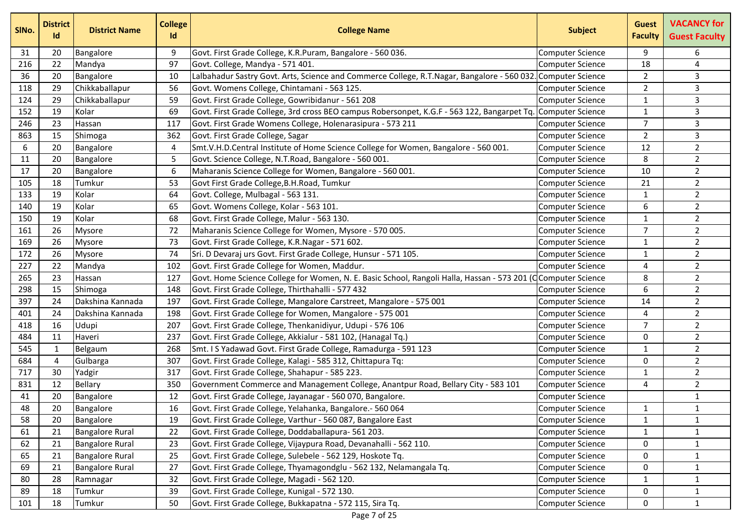| SlNo. | District Id | District Name | College Id | College Name | Subject | Guest Faculty | VACANCY for Guest Faculty |
|---|---|---|---|---|---|---|---|
| 31 | 20 | Bangalore | 9 | Govt. First Grade College, K.R.Puram, Bangalore - 560 036. | Computer Science | 9 | 6 |
| 216 | 22 | Mandya | 97 | Govt. College, Mandya - 571 401. | Computer Science | 18 | 4 |
| 36 | 20 | Bangalore | 10 | Lalbahadur Sastry Govt. Arts, Science and Commerce College, R.T.Nagar, Bangalore - 560 032. | Computer Science | 2 | 3 |
| 118 | 29 | Chikkaballapur | 56 | Govt. Womens College, Chintamani - 563 125. | Computer Science | 2 | 3 |
| 124 | 29 | Chikkaballapur | 59 | Govt. First Grade College, Gowribidanur - 561 208 | Computer Science | 1 | 3 |
| 152 | 19 | Kolar | 69 | Govt. First Grade College, 3rd cross BEO campus Robersonpet, K.G.F - 563 122, Bangarpet Tq. | Computer Science | 1 | 3 |
| 246 | 23 | Hassan | 117 | Govt. First Grade Womens College, Holenarasipura - 573 211 | Computer Science | 7 | 3 |
| 863 | 15 | Shimoga | 362 | Govt. First Grade College, Sagar | Computer Science | 2 | 3 |
| 6 | 20 | Bangalore | 4 | Smt.V.H.D.Central Institute of Home Science College for Women, Bangalore - 560 001. | Computer Science | 12 | 2 |
| 11 | 20 | Bangalore | 5 | Govt. Science College, N.T.Road, Bangalore - 560 001. | Computer Science | 8 | 2 |
| 17 | 20 | Bangalore | 6 | Maharanis Science College for Women, Bangalore - 560 001. | Computer Science | 10 | 2 |
| 105 | 18 | Tumkur | 53 | Govt First Grade College,B.H.Road, Tumkur | Computer Science | 21 | 2 |
| 133 | 19 | Kolar | 64 | Govt. College, Mulbagal - 563 131. | Computer Science | 1 | 2 |
| 140 | 19 | Kolar | 65 | Govt. Womens College, Kolar - 563 101. | Computer Science | 6 | 2 |
| 150 | 19 | Kolar | 68 | Govt. First Grade College, Malur - 563 130. | Computer Science | 1 | 2 |
| 161 | 26 | Mysore | 72 | Maharanis Science College for Women, Mysore - 570 005. | Computer Science | 7 | 2 |
| 169 | 26 | Mysore | 73 | Govt. First Grade College, K.R.Nagar - 571 602. | Computer Science | 1 | 2 |
| 172 | 26 | Mysore | 74 | Sri. D Devaraj urs Govt. First Grade College, Hunsur - 571 105. | Computer Science | 1 | 2 |
| 227 | 22 | Mandya | 102 | Govt. First Grade College for Women, Maddur. | Computer Science | 4 | 2 |
| 265 | 23 | Hassan | 127 | Govt. Home Science College for Women, N. E. Basic School, Rangoli Halla, Hassan - 573 201 (C | Computer Science | 8 | 2 |
| 298 | 15 | Shimoga | 148 | Govt. First Grade College, Thirthahalli - 577 432 | Computer Science | 6 | 2 |
| 397 | 24 | Dakshina Kannada | 197 | Govt. First Grade College, Mangalore Carstreet, Mangalore - 575 001 | Computer Science | 14 | 2 |
| 401 | 24 | Dakshina Kannada | 198 | Govt. First Grade College for Women, Mangalore - 575 001 | Computer Science | 4 | 2 |
| 418 | 16 | Udupi | 207 | Govt. First Grade College, Thenkanidiyur, Udupi - 576 106 | Computer Science | 7 | 2 |
| 484 | 11 | Haveri | 237 | Govt. First Grade College, Akkialur - 581 102, (Hanagal Tq.) | Computer Science | 0 | 2 |
| 545 | 1 | Belgaum | 268 | Smt. I S Yadawad Govt. First Grade College, Ramadurga - 591 123 | Computer Science | 1 | 2 |
| 684 | 4 | Gulbarga | 307 | Govt. First Grade College, Kalagi - 585 312, Chittapura Tq: | Computer Science | 0 | 2 |
| 717 | 30 | Yadgir | 317 | Govt. First Grade College, Shahapur - 585 223. | Computer Science | 1 | 2 |
| 831 | 12 | Bellary | 350 | Government Commerce and Management College, Anantpur Road, Bellary City - 583 101 | Computer Science | 4 | 2 |
| 41 | 20 | Bangalore | 12 | Govt. First Grade College, Jayanagar - 560 070, Bangalore. | Computer Science | | 1 |
| 48 | 20 | Bangalore | 16 | Govt. First Grade College, Yelahanka, Bangalore.- 560 064 | Computer Science | 1 | 1 |
| 58 | 20 | Bangalore | 19 | Govt. First Grade College, Varthur - 560 087, Bangalore East | Computer Science | 1 | 1 |
| 61 | 21 | Bangalore Rural | 22 | Govt. First Grade College, Doddaballapura- 561 203. | Computer Science | 1 | 1 |
| 62 | 21 | Bangalore Rural | 23 | Govt. First Grade College, Vijaypura Road, Devanahalli - 562 110. | Computer Science | 0 | 1 |
| 65 | 21 | Bangalore Rural | 25 | Govt. First Grade College, Sulebele - 562 129, Hoskote Tq. | Computer Science | 0 | 1 |
| 69 | 21 | Bangalore Rural | 27 | Govt. First Grade College, Thyamagondglu - 562 132, Nelamangala Tq. | Computer Science | 0 | 1 |
| 80 | 28 | Ramnagar | 32 | Govt. First Grade College, Magadi - 562 120. | Computer Science | 1 | 1 |
| 89 | 18 | Tumkur | 39 | Govt. First Grade College, Kunigal - 572 130. | Computer Science | 0 | 1 |
| 101 | 18 | Tumkur | 50 | Govt. First Grade College, Bukkapatna - 572 115, Sira Tq. | Computer Science | 0 | 1 |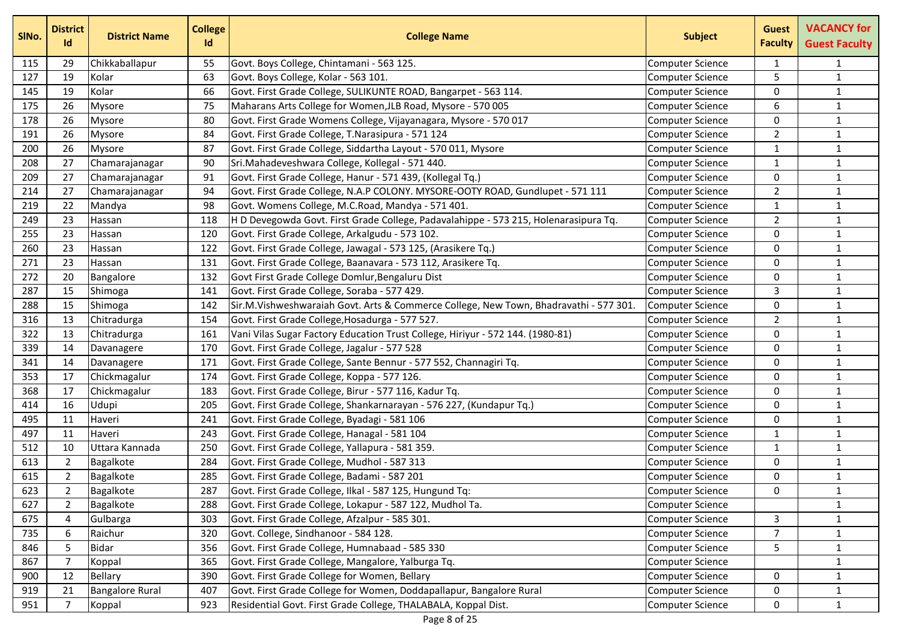| SlNo. | District Id | District Name | College Id | College Name | Subject | Guest Faculty | VACANCY for Guest Faculty |
|---|---|---|---|---|---|---|---|
| 115 | 29 | Chikkaballapur | 55 | Govt. Boys College, Chintamani - 563 125. | Computer Science | 1 | 1 |
| 127 | 19 | Kolar | 63 | Govt. Boys College, Kolar - 563 101. | Computer Science | 5 | 1 |
| 145 | 19 | Kolar | 66 | Govt. First Grade College, SULIKUNTE ROAD, Bangarpet - 563 114. | Computer Science | 0 | 1 |
| 175 | 26 | Mysore | 75 | Maharans Arts College for Women,JLB Road, Mysore - 570 005 | Computer Science | 6 | 1 |
| 178 | 26 | Mysore | 80 | Govt. First Grade Womens College, Vijayanagara, Mysore - 570 017 | Computer Science | 0 | 1 |
| 191 | 26 | Mysore | 84 | Govt. First Grade College, T.Narasipura - 571 124 | Computer Science | 2 | 1 |
| 200 | 26 | Mysore | 87 | Govt. First Grade College, Siddartha Layout - 570 011, Mysore | Computer Science | 1 | 1 |
| 208 | 27 | Chamarajanagar | 90 | Sri.Mahadeveshwara College, Kollegal - 571 440. | Computer Science | 1 | 1 |
| 209 | 27 | Chamarajanagar | 91 | Govt. First Grade College, Hanur - 571 439, (Kollegal Tq.) | Computer Science | 0 | 1 |
| 214 | 27 | Chamarajanagar | 94 | Govt. First Grade College, N.A.P COLONY. MYSORE-OOTY ROAD, Gundlupet - 571 111 | Computer Science | 2 | 1 |
| 219 | 22 | Mandya | 98 | Govt. Womens College, M.C.Road, Mandya - 571 401. | Computer Science | 1 | 1 |
| 249 | 23 | Hassan | 118 | H D Devegowda Govt. First Grade College, Padavalahippe - 573 215, Holenarasipura Tq. | Computer Science | 2 | 1 |
| 255 | 23 | Hassan | 120 | Govt. First Grade College, Arkalgudu - 573 102. | Computer Science | 0 | 1 |
| 260 | 23 | Hassan | 122 | Govt. First Grade College, Jawagal - 573 125, (Arasikere Tq.) | Computer Science | 0 | 1 |
| 271 | 23 | Hassan | 131 | Govt. First Grade College, Baanavara - 573 112, Arasikere Tq. | Computer Science | 0 | 1 |
| 272 | 20 | Bangalore | 132 | Govt First Grade College Domlur,Bengaluru Dist | Computer Science | 0 | 1 |
| 287 | 15 | Shimoga | 141 | Govt. First Grade College, Soraba - 577 429. | Computer Science | 3 | 1 |
| 288 | 15 | Shimoga | 142 | Sir.M.Vishweshwaraiah Govt. Arts & Commerce College, New Town, Bhadravathi - 577 301. | Computer Science | 0 | 1 |
| 316 | 13 | Chitradurga | 154 | Govt. First Grade College,Hosadurga - 577 527. | Computer Science | 2 | 1 |
| 322 | 13 | Chitradurga | 161 | Vani Vilas Sugar Factory Education Trust College, Hiriyur - 572 144. (1980-81) | Computer Science | 0 | 1 |
| 339 | 14 | Davanagere | 170 | Govt. First Grade College, Jagalur - 577 528 | Computer Science | 0 | 1 |
| 341 | 14 | Davanagere | 171 | Govt. First Grade College, Sante Bennur - 577 552, Channagiri Tq. | Computer Science | 0 | 1 |
| 353 | 17 | Chickmagalur | 174 | Govt. First Grade College, Koppa - 577 126. | Computer Science | 0 | 1 |
| 368 | 17 | Chickmagalur | 183 | Govt. First Grade College, Birur - 577 116, Kadur Tq. | Computer Science | 0 | 1 |
| 414 | 16 | Udupi | 205 | Govt. First Grade College, Shankarnarayan - 576 227, (Kundapur Tq.) | Computer Science | 0 | 1 |
| 495 | 11 | Haveri | 241 | Govt. First Grade College, Byadagi - 581 106 | Computer Science | 0 | 1 |
| 497 | 11 | Haveri | 243 | Govt. First Grade College, Hanagal - 581 104 | Computer Science | 1 | 1 |
| 512 | 10 | Uttara Kannada | 250 | Govt. First Grade College, Yallapura - 581 359. | Computer Science | 1 | 1 |
| 613 | 2 | Bagalkote | 284 | Govt. First Grade College, Mudhol - 587 313 | Computer Science | 0 | 1 |
| 615 | 2 | Bagalkote | 285 | Govt. First Grade College, Badami - 587 201 | Computer Science | 0 | 1 |
| 623 | 2 | Bagalkote | 287 | Govt. First Grade College, Ilkal - 587 125, Hungund Tq: | Computer Science | 0 | 1 |
| 627 | 2 | Bagalkote | 288 | Govt. First Grade College, Lokapur - 587 122, Mudhol Ta. | Computer Science | | 1 |
| 675 | 4 | Gulbarga | 303 | Govt. First Grade College, Afzalpur - 585 301. | Computer Science | 3 | 1 |
| 735 | 6 | Raichur | 320 | Govt. College, Sindhanoor - 584 128. | Computer Science | 7 | 1 |
| 846 | 5 | Bidar | 356 | Govt. First Grade College, Humnabaad - 585 330 | Computer Science | 5 | 1 |
| 867 | 7 | Koppal | 365 | Govt. First Grade College, Mangalore, Yalburga Tq. | Computer Science | | 1 |
| 900 | 12 | Bellary | 390 | Govt. First Grade College for Women, Bellary | Computer Science | 0 | 1 |
| 919 | 21 | Bangalore Rural | 407 | Govt. First Grade College for Women, Doddapallapur, Bangalore Rural | Computer Science | 0 | 1 |
| 951 | 7 | Koppal | 923 | Residential Govt. First Grade College, THALABALA, Koppal Dist. | Computer Science | 0 | 1 |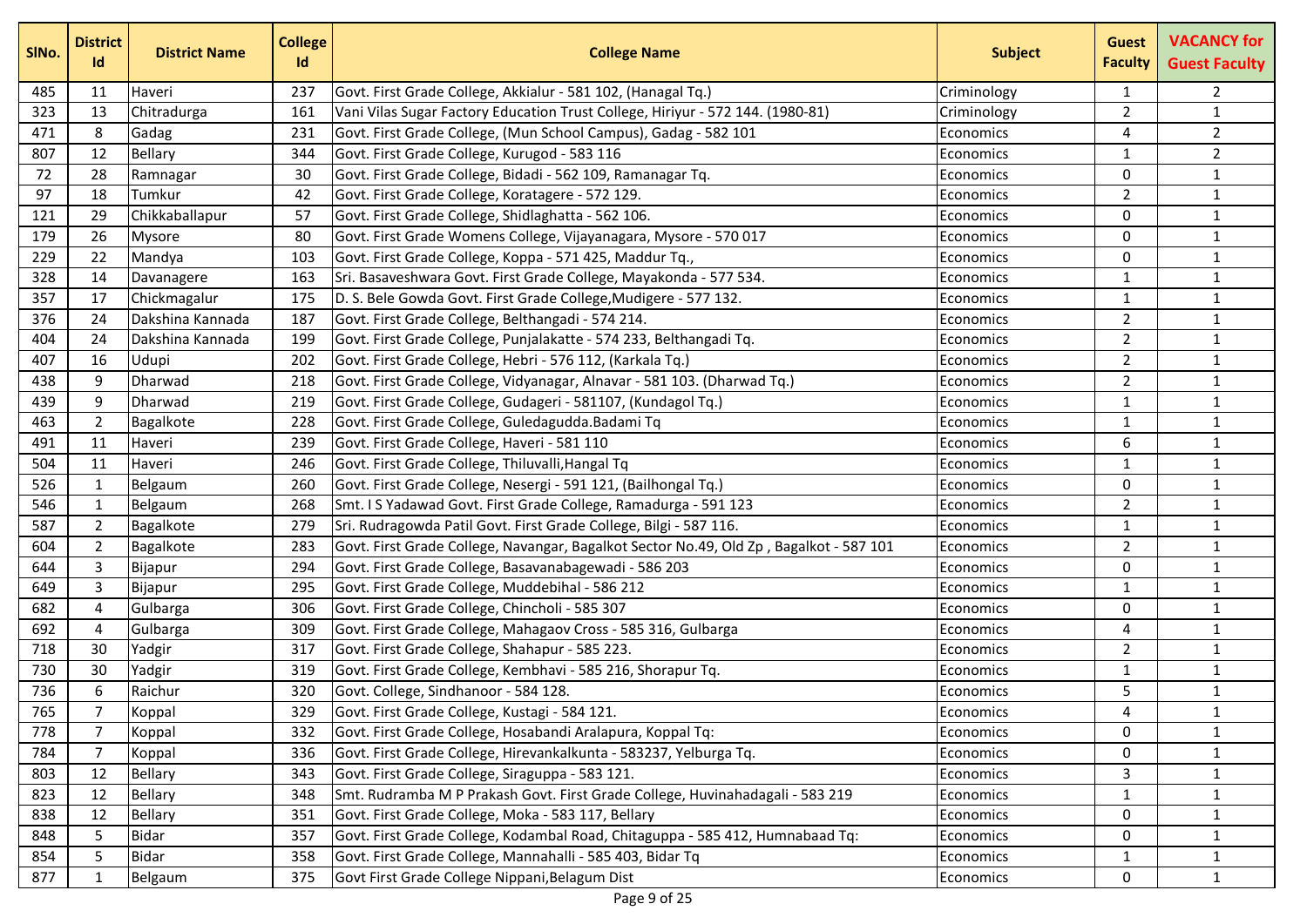| SlNo. | District Id | District Name | College Id | College Name | Subject | Guest Faculty | VACANCY for Guest Faculty |
|---|---|---|---|---|---|---|---|
| 485 | 11 | Haveri | 237 | Govt. First Grade College, Akkialur - 581 102, (Hanagal Tq.) | Criminology | 1 | 2 |
| 323 | 13 | Chitradurga | 161 | Vani Vilas Sugar Factory Education Trust College, Hiriyur - 572 144. (1980-81) | Criminology | 2 | 1 |
| 471 | 8 | Gadag | 231 | Govt. First Grade College, (Mun School Campus), Gadag - 582 101 | Economics | 4 | 2 |
| 807 | 12 | Bellary | 344 | Govt. First Grade College, Kurugod - 583 116 | Economics | 1 | 2 |
| 72 | 28 | Ramnagar | 30 | Govt. First Grade College, Bidadi - 562 109, Ramanagar Tq. | Economics | 0 | 1 |
| 97 | 18 | Tumkur | 42 | Govt. First Grade College, Koratagere - 572 129. | Economics | 2 | 1 |
| 121 | 29 | Chikkaballapur | 57 | Govt. First Grade College, Shidlaghatta - 562 106. | Economics | 0 | 1 |
| 179 | 26 | Mysore | 80 | Govt. First Grade Womens College, Vijayanagara, Mysore - 570 017 | Economics | 0 | 1 |
| 229 | 22 | Mandya | 103 | Govt. First Grade College, Koppa - 571 425, Maddur Tq., | Economics | 0 | 1 |
| 328 | 14 | Davanagere | 163 | Sri. Basaveshwara Govt. First Grade College, Mayakonda - 577 534. | Economics | 1 | 1 |
| 357 | 17 | Chickmagalur | 175 | D. S. Bele Gowda Govt. First Grade College,Mudigere - 577 132. | Economics | 1 | 1 |
| 376 | 24 | Dakshina Kannada | 187 | Govt. First Grade College, Belthangadi - 574 214. | Economics | 2 | 1 |
| 404 | 24 | Dakshina Kannada | 199 | Govt. First Grade College, Punjalakatte - 574 233, Belthangadi Tq. | Economics | 2 | 1 |
| 407 | 16 | Udupi | 202 | Govt. First Grade College, Hebri - 576 112, (Karkala Tq.) | Economics | 2 | 1 |
| 438 | 9 | Dharwad | 218 | Govt. First Grade College, Vidyanagar, Alnavar - 581 103. (Dharwad Tq.) | Economics | 2 | 1 |
| 439 | 9 | Dharwad | 219 | Govt. First Grade College, Gudageri - 581107, (Kundagol Tq.) | Economics | 1 | 1 |
| 463 | 2 | Bagalkote | 228 | Govt. First Grade College, Guledagudda.Badami Tq | Economics | 1 | 1 |
| 491 | 11 | Haveri | 239 | Govt. First Grade College, Haveri - 581 110 | Economics | 6 | 1 |
| 504 | 11 | Haveri | 246 | Govt. First Grade College, Thiluvalli,Hangal Tq | Economics | 1 | 1 |
| 526 | 1 | Belgaum | 260 | Govt. First Grade College, Nesergi - 591 121, (Bailhongal Tq.) | Economics | 0 | 1 |
| 546 | 1 | Belgaum | 268 | Smt. I S Yadawad Govt. First Grade College, Ramadurga - 591 123 | Economics | 2 | 1 |
| 587 | 2 | Bagalkote | 279 | Sri. Rudragowda Patil Govt. First Grade College, Bilgi - 587 116. | Economics | 1 | 1 |
| 604 | 2 | Bagalkote | 283 | Govt. First Grade College, Navangar, Bagalkot Sector No.49, Old Zp , Bagalkot - 587 101 | Economics | 2 | 1 |
| 644 | 3 | Bijapur | 294 | Govt. First Grade College, Basavanabagewadi - 586 203 | Economics | 0 | 1 |
| 649 | 3 | Bijapur | 295 | Govt. First Grade College, Muddebihal - 586 212 | Economics | 1 | 1 |
| 682 | 4 | Gulbarga | 306 | Govt. First Grade College, Chincholi - 585 307 | Economics | 0 | 1 |
| 692 | 4 | Gulbarga | 309 | Govt. First Grade College, Mahagaov Cross - 585 316, Gulbarga | Economics | 4 | 1 |
| 718 | 30 | Yadgir | 317 | Govt. First Grade College, Shahapur - 585 223. | Economics | 2 | 1 |
| 730 | 30 | Yadgir | 319 | Govt. First Grade College, Kembhavi - 585 216, Shorapur Tq. | Economics | 1 | 1 |
| 736 | 6 | Raichur | 320 | Govt. College, Sindhanoor - 584 128. | Economics | 5 | 1 |
| 765 | 7 | Koppal | 329 | Govt. First Grade College, Kustagi - 584 121. | Economics | 4 | 1 |
| 778 | 7 | Koppal | 332 | Govt. First Grade College, Hosabandi Aralapura, Koppal Tq: | Economics | 0 | 1 |
| 784 | 7 | Koppal | 336 | Govt. First Grade College, Hirevankalkunta - 583237, Yelburga Tq. | Economics | 0 | 1 |
| 803 | 12 | Bellary | 343 | Govt. First Grade College, Siraguppa - 583 121. | Economics | 3 | 1 |
| 823 | 12 | Bellary | 348 | Smt. Rudramba M P Prakash Govt. First Grade College, Huvinahadagali - 583 219 | Economics | 1 | 1 |
| 838 | 12 | Bellary | 351 | Govt. First Grade College, Moka - 583 117, Bellary | Economics | 0 | 1 |
| 848 | 5 | Bidar | 357 | Govt. First Grade College, Kodambal Road, Chitaguppa - 585 412, Humnabaad Tq: | Economics | 0 | 1 |
| 854 | 5 | Bidar | 358 | Govt. First Grade College, Mannahalli - 585 403, Bidar Tq | Economics | 1 | 1 |
| 877 | 1 | Belgaum | 375 | Govt First Grade College Nippani,Belagum Dist | Economics | 0 | 1 |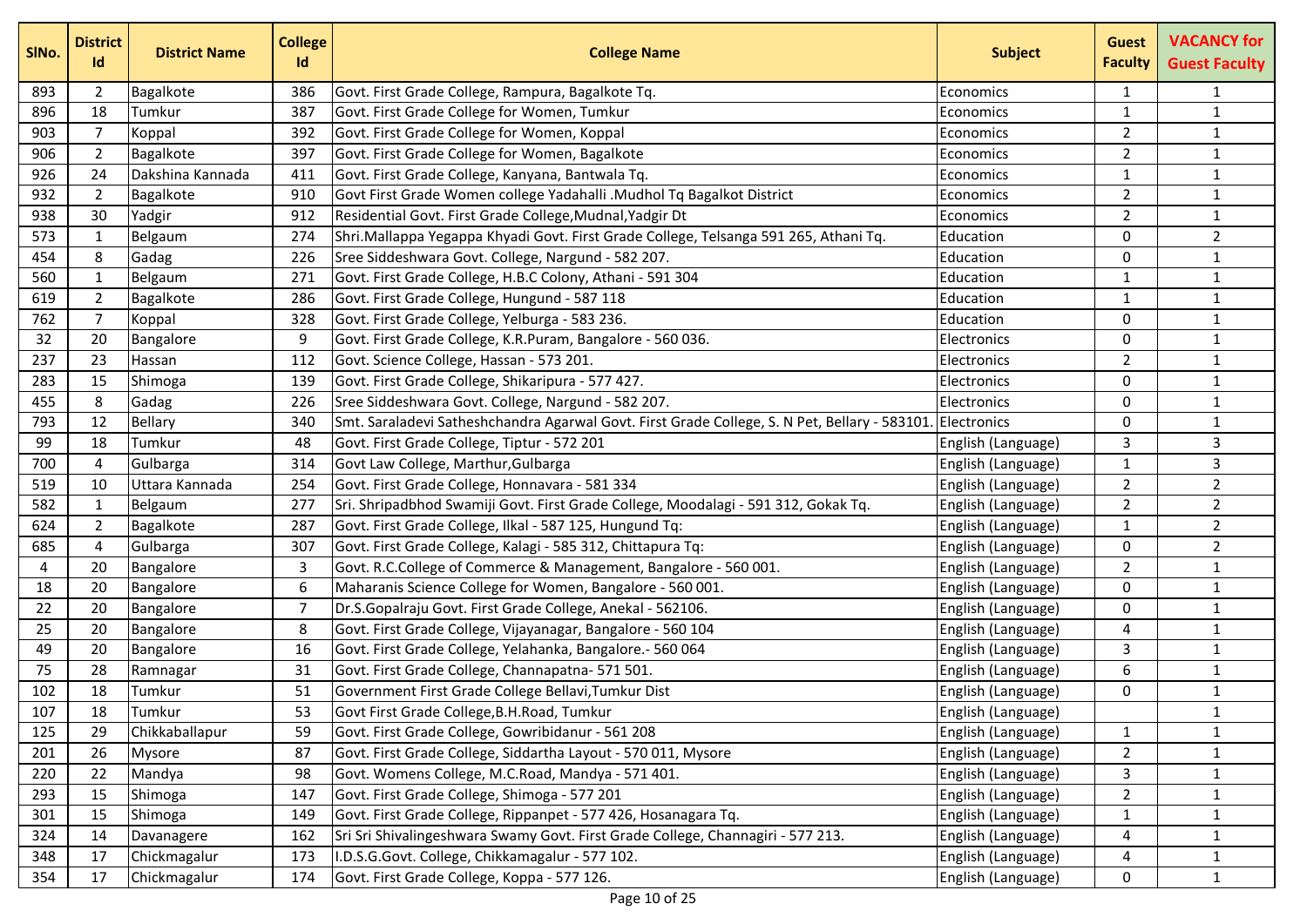| SlNo. | District Id | District Name | College Id | College Name | Subject | Guest Faculty | VACANCY for Guest Faculty |
|---|---|---|---|---|---|---|---|
| 893 | 2 | Bagalkote | 386 | Govt. First Grade College, Rampura, Bagalkote Tq. | Economics | 1 | 1 |
| 896 | 18 | Tumkur | 387 | Govt. First Grade College for Women, Tumkur | Economics | 1 | 1 |
| 903 | 7 | Koppal | 392 | Govt. First Grade College for Women, Koppal | Economics | 2 | 1 |
| 906 | 2 | Bagalkote | 397 | Govt. First Grade College for Women, Bagalkote | Economics | 2 | 1 |
| 926 | 24 | Dakshina Kannada | 411 | Govt. First Grade College, Kanyana, Bantwala Tq. | Economics | 1 | 1 |
| 932 | 2 | Bagalkote | 910 | Govt First Grade Women college Yadahalli .Mudhol Tq Bagalkot District | Economics | 2 | 1 |
| 938 | 30 | Yadgir | 912 | Residential Govt. First Grade College,Mudnal,Yadgir Dt | Economics | 2 | 1 |
| 573 | 1 | Belgaum | 274 | Shri.Mallappa Yegappa Khyadi Govt. First Grade College, Telsanga 591 265, Athani Tq. | Education | 0 | 2 |
| 454 | 8 | Gadag | 226 | Sree Siddeshwara Govt. College, Nargund - 582 207. | Education | 0 | 1 |
| 560 | 1 | Belgaum | 271 | Govt. First Grade College, H.B.C Colony, Athani - 591 304 | Education | 1 | 1 |
| 619 | 2 | Bagalkote | 286 | Govt. First Grade College, Hungund - 587 118 | Education | 1 | 1 |
| 762 | 7 | Koppal | 328 | Govt. First Grade College, Yelburga - 583 236. | Education | 0 | 1 |
| 32 | 20 | Bangalore | 9 | Govt. First Grade College, K.R.Puram, Bangalore - 560 036. | Electronics | 0 | 1 |
| 237 | 23 | Hassan | 112 | Govt. Science College, Hassan - 573 201. | Electronics | 2 | 1 |
| 283 | 15 | Shimoga | 139 | Govt. First Grade College, Shikaripura - 577 427. | Electronics | 0 | 1 |
| 455 | 8 | Gadag | 226 | Sree Siddeshwara Govt. College, Nargund - 582 207. | Electronics | 0 | 1 |
| 793 | 12 | Bellary | 340 | Smt. Saraladevi Satheshchandra Agarwal Govt. First Grade College, S. N Pet, Bellary - 583101. | Electronics | 0 | 1 |
| 99 | 18 | Tumkur | 48 | Govt. First Grade College, Tiptur - 572 201 | English (Language) | 3 | 3 |
| 700 | 4 | Gulbarga | 314 | Govt Law College, Marthur,Gulbarga | English (Language) | 1 | 3 |
| 519 | 10 | Uttara Kannada | 254 | Govt. First Grade College, Honnavara - 581 334 | English (Language) | 2 | 2 |
| 582 | 1 | Belgaum | 277 | Sri. Shripadbhod Swamiji Govt. First Grade College, Moodalagi - 591 312, Gokak Tq. | English (Language) | 2 | 2 |
| 624 | 2 | Bagalkote | 287 | Govt. First Grade College, Ilkal - 587 125, Hungund Tq: | English (Language) | 1 | 2 |
| 685 | 4 | Gulbarga | 307 | Govt. First Grade College, Kalagi - 585 312, Chittapura Tq: | English (Language) | 0 | 2 |
| 4 | 20 | Bangalore | 3 | Govt. R.C.College of Commerce & Management, Bangalore - 560 001. | English (Language) | 2 | 1 |
| 18 | 20 | Bangalore | 6 | Maharanis Science College for Women, Bangalore - 560 001. | English (Language) | 0 | 1 |
| 22 | 20 | Bangalore | 7 | Dr.S.Gopalraju Govt. First Grade College, Anekal - 562106. | English (Language) | 0 | 1 |
| 25 | 20 | Bangalore | 8 | Govt. First Grade College, Vijayanagar, Bangalore - 560 104 | English (Language) | 4 | 1 |
| 49 | 20 | Bangalore | 16 | Govt. First Grade College, Yelahanka, Bangalore.- 560 064 | English (Language) | 3 | 1 |
| 75 | 28 | Ramnagar | 31 | Govt. First Grade College, Channapatna- 571 501. | English (Language) | 6 | 1 |
| 102 | 18 | Tumkur | 51 | Government First Grade College Bellavi,Tumkur Dist | English (Language) | 0 | 1 |
| 107 | 18 | Tumkur | 53 | Govt First Grade College,B.H.Road, Tumkur | English (Language) | | 1 |
| 125 | 29 | Chikkaballapur | 59 | Govt. First Grade College, Gowribidanur - 561 208 | English (Language) | 1 | 1 |
| 201 | 26 | Mysore | 87 | Govt. First Grade College, Siddartha Layout - 570 011, Mysore | English (Language) | 2 | 1 |
| 220 | 22 | Mandya | 98 | Govt. Womens College, M.C.Road, Mandya - 571 401. | English (Language) | 3 | 1 |
| 293 | 15 | Shimoga | 147 | Govt. First Grade College, Shimoga - 577 201 | English (Language) | 2 | 1 |
| 301 | 15 | Shimoga | 149 | Govt. First Grade College, Rippanpet - 577 426, Hosanagara Tq. | English (Language) | 1 | 1 |
| 324 | 14 | Davanagere | 162 | Sri Sri Shivalingeshwara Swamy Govt. First Grade College, Channagiri - 577 213. | English (Language) | 4 | 1 |
| 348 | 17 | Chickmagalur | 173 | I.D.S.G.Govt. College, Chikkamagalur - 577 102. | English (Language) | 4 | 1 |
| 354 | 17 | Chickmagalur | 174 | Govt. First Grade College, Koppa - 577 126. | English (Language) | 0 | 1 |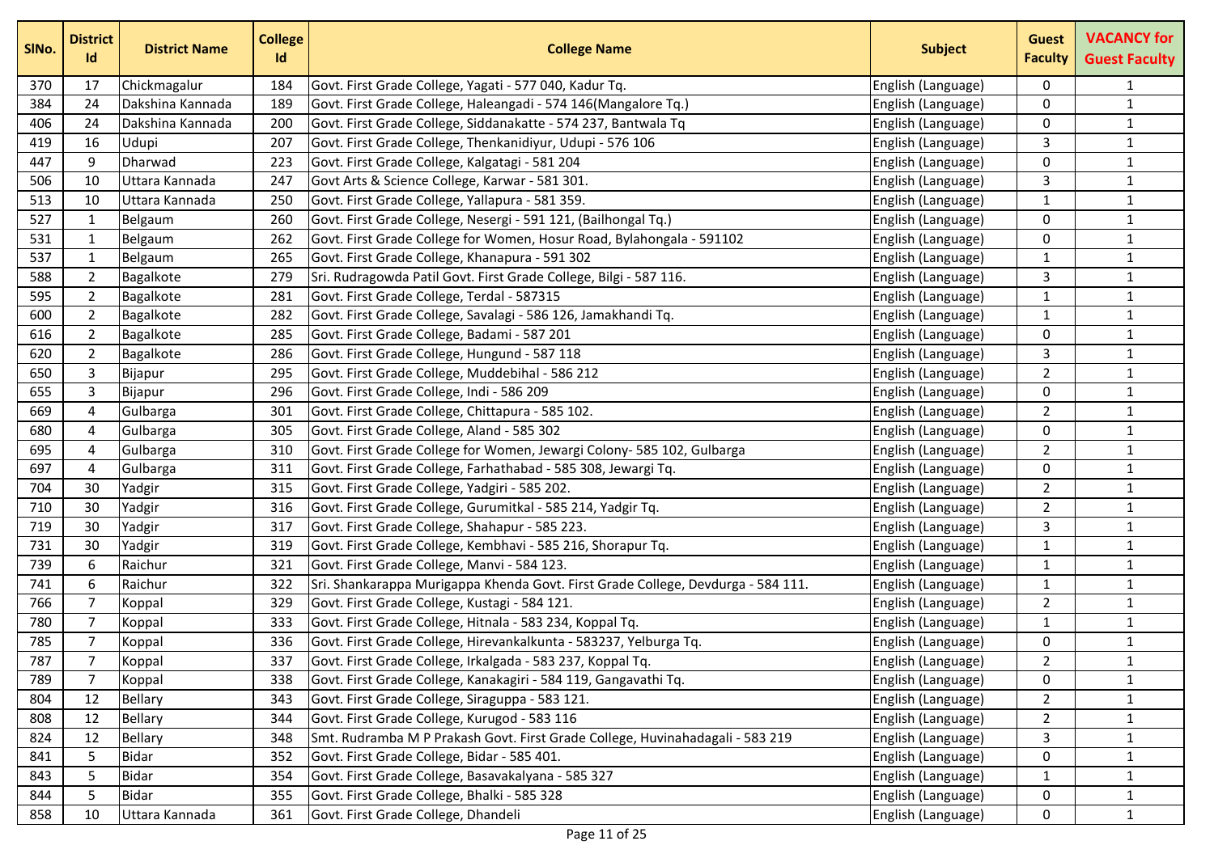| SlNo. | District Id | District Name | College Id | College Name | Subject | Guest Faculty | VACANCY for Guest Faculty |
|---|---|---|---|---|---|---|---|
| 370 | 17 | Chickmagalur | 184 | Govt. First Grade College, Yagati - 577 040, Kadur Tq. | English (Language) | 0 | 1 |
| 384 | 24 | Dakshina Kannada | 189 | Govt. First Grade College, Haleangadi - 574 146(Mangalore Tq.) | English (Language) | 0 | 1 |
| 406 | 24 | Dakshina Kannada | 200 | Govt. First Grade College, Siddanakatte - 574 237, Bantwala Tq | English (Language) | 0 | 1 |
| 419 | 16 | Udupi | 207 | Govt. First Grade College, Thenkanidiyur, Udupi - 576 106 | English (Language) | 3 | 1 |
| 447 | 9 | Dharwad | 223 | Govt. First Grade College, Kalgatagi - 581 204 | English (Language) | 0 | 1 |
| 506 | 10 | Uttara Kannada | 247 | Govt Arts & Science College, Karwar - 581 301. | English (Language) | 3 | 1 |
| 513 | 10 | Uttara Kannada | 250 | Govt. First Grade College, Yallapura - 581 359. | English (Language) | 1 | 1 |
| 527 | 1 | Belgaum | 260 | Govt. First Grade College, Nesergi - 591 121, (Bailhongal Tq.) | English (Language) | 0 | 1 |
| 531 | 1 | Belgaum | 262 | Govt. First Grade College for Women, Hosur Road, Bylahongala - 591102 | English (Language) | 0 | 1 |
| 537 | 1 | Belgaum | 265 | Govt. First Grade College, Khanapura - 591 302 | English (Language) | 1 | 1 |
| 588 | 2 | Bagalkote | 279 | Sri. Rudragowda Patil Govt. First Grade College, Bilgi - 587 116. | English (Language) | 3 | 1 |
| 595 | 2 | Bagalkote | 281 | Govt. First Grade College, Terdal - 587315 | English (Language) | 1 | 1 |
| 600 | 2 | Bagalkote | 282 | Govt. First Grade College, Savalagi - 586 126, Jamakhandi Tq. | English (Language) | 1 | 1 |
| 616 | 2 | Bagalkote | 285 | Govt. First Grade College, Badami - 587 201 | English (Language) | 0 | 1 |
| 620 | 2 | Bagalkote | 286 | Govt. First Grade College, Hungund - 587 118 | English (Language) | 3 | 1 |
| 650 | 3 | Bijapur | 295 | Govt. First Grade College, Muddebihal - 586 212 | English (Language) | 2 | 1 |
| 655 | 3 | Bijapur | 296 | Govt. First Grade College, Indi - 586 209 | English (Language) | 0 | 1 |
| 669 | 4 | Gulbarga | 301 | Govt. First Grade College, Chittapura - 585 102. | English (Language) | 2 | 1 |
| 680 | 4 | Gulbarga | 305 | Govt. First Grade College, Aland - 585 302 | English (Language) | 0 | 1 |
| 695 | 4 | Gulbarga | 310 | Govt. First Grade College for Women, Jewargi Colony- 585 102, Gulbarga | English (Language) | 2 | 1 |
| 697 | 4 | Gulbarga | 311 | Govt. First Grade College, Farhathabad - 585 308, Jewargi Tq. | English (Language) | 0 | 1 |
| 704 | 30 | Yadgir | 315 | Govt. First Grade College, Yadgiri - 585 202. | English (Language) | 2 | 1 |
| 710 | 30 | Yadgir | 316 | Govt. First Grade College, Gurumitkal - 585 214, Yadgir Tq. | English (Language) | 2 | 1 |
| 719 | 30 | Yadgir | 317 | Govt. First Grade College, Shahapur - 585 223. | English (Language) | 3 | 1 |
| 731 | 30 | Yadgir | 319 | Govt. First Grade College, Kembhavi - 585 216, Shorapur Tq. | English (Language) | 1 | 1 |
| 739 | 6 | Raichur | 321 | Govt. First Grade College, Manvi - 584 123. | English (Language) | 1 | 1 |
| 741 | 6 | Raichur | 322 | Sri. Shankarappa Murigappa Khenda Govt. First Grade College, Devdurga - 584 111. | English (Language) | 1 | 1 |
| 766 | 7 | Koppal | 329 | Govt. First Grade College, Kustagi - 584 121. | English (Language) | 2 | 1 |
| 780 | 7 | Koppal | 333 | Govt. First Grade College, Hitnala - 583 234, Koppal Tq. | English (Language) | 1 | 1 |
| 785 | 7 | Koppal | 336 | Govt. First Grade College, Hirevankalkunta - 583237, Yelburga Tq. | English (Language) | 0 | 1 |
| 787 | 7 | Koppal | 337 | Govt. First Grade College, Irkalgada - 583 237, Koppal Tq. | English (Language) | 2 | 1 |
| 789 | 7 | Koppal | 338 | Govt. First Grade College, Kanakagiri - 584 119, Gangavathi Tq. | English (Language) | 0 | 1 |
| 804 | 12 | Bellary | 343 | Govt. First Grade College, Siraguppa - 583 121. | English (Language) | 2 | 1 |
| 808 | 12 | Bellary | 344 | Govt. First Grade College, Kurugod - 583 116 | English (Language) | 2 | 1 |
| 824 | 12 | Bellary | 348 | Smt. Rudramba M P Prakash Govt. First Grade College, Huvinahadagali - 583 219 | English (Language) | 3 | 1 |
| 841 | 5 | Bidar | 352 | Govt. First Grade College, Bidar - 585 401. | English (Language) | 0 | 1 |
| 843 | 5 | Bidar | 354 | Govt. First Grade College, Basavakalyana - 585 327 | English (Language) | 1 | 1 |
| 844 | 5 | Bidar | 355 | Govt. First Grade College, Bhalki - 585 328 | English (Language) | 0 | 1 |
| 858 | 10 | Uttara Kannada | 361 | Govt. First Grade College, Dhandeli | English (Language) | 0 | 1 |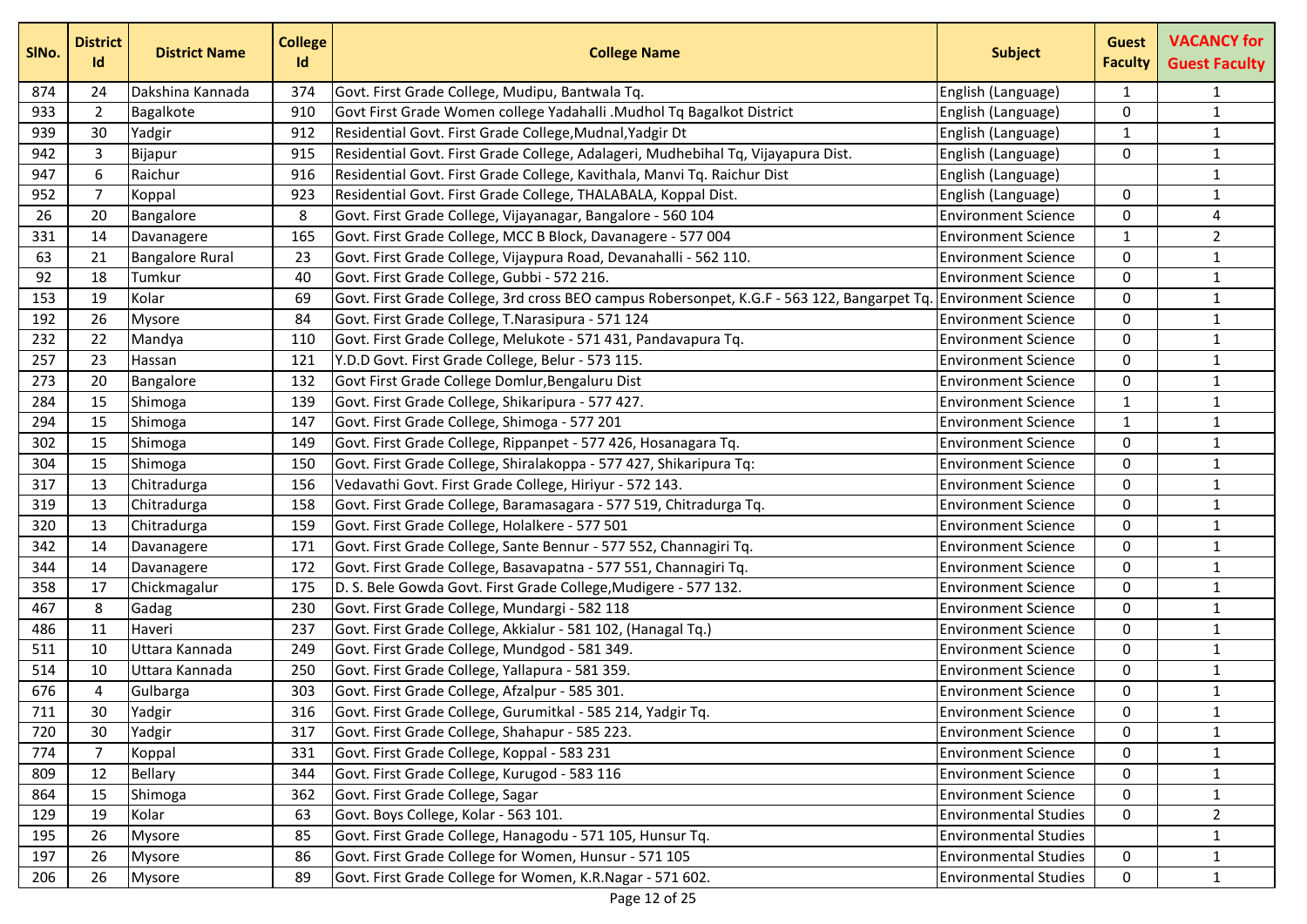| SlNo. | District Id | District Name | College Id | College Name | Subject | Guest Faculty | VACANCY for Guest Faculty |
|---|---|---|---|---|---|---|---|
| 874 | 24 | Dakshina Kannada | 374 | Govt. First Grade College, Mudipu, Bantwala Tq. | English (Language) | 1 | 1 |
| 933 | 2 | Bagalkote | 910 | Govt First Grade Women college Yadahalli .Mudhol Tq Bagalkot District | English (Language) | 0 | 1 |
| 939 | 30 | Yadgir | 912 | Residential Govt. First Grade College,Mudnal,Yadgir Dt | English (Language) | 1 | 1 |
| 942 | 3 | Bijapur | 915 | Residential Govt. First Grade College, Adalageri, Mudhebihal Tq, Vijayapura Dist. | English (Language) | 0 | 1 |
| 947 | 6 | Raichur | 916 | Residential Govt. First Grade College, Kavithala, Manvi Tq. Raichur Dist | English (Language) | | 1 |
| 952 | 7 | Koppal | 923 | Residential Govt. First Grade College, THALABALA, Koppal Dist. | English (Language) | 0 | 1 |
| 26 | 20 | Bangalore | 8 | Govt. First Grade College, Vijayanagar, Bangalore - 560 104 | Environment Science | 0 | 4 |
| 331 | 14 | Davanagere | 165 | Govt. First Grade College, MCC B Block, Davanagere - 577 004 | Environment Science | 1 | 2 |
| 63 | 21 | Bangalore Rural | 23 | Govt. First Grade College, Vijaypura Road, Devanahalli - 562 110. | Environment Science | 0 | 1 |
| 92 | 18 | Tumkur | 40 | Govt. First Grade College, Gubbi - 572 216. | Environment Science | 0 | 1 |
| 153 | 19 | Kolar | 69 | Govt. First Grade College, 3rd cross BEO campus Robersonpet, K.G.F - 563 122, Bangarpet Tq. | Environment Science | 0 | 1 |
| 192 | 26 | Mysore | 84 | Govt. First Grade College, T.Narasipura - 571 124 | Environment Science | 0 | 1 |
| 232 | 22 | Mandya | 110 | Govt. First Grade College, Melukote - 571 431, Pandavapura Tq. | Environment Science | 0 | 1 |
| 257 | 23 | Hassan | 121 | Y.D.D Govt. First Grade College, Belur - 573 115. | Environment Science | 0 | 1 |
| 273 | 20 | Bangalore | 132 | Govt First Grade College Domlur,Bengaluru Dist | Environment Science | 0 | 1 |
| 284 | 15 | Shimoga | 139 | Govt. First Grade College, Shikaripura - 577 427. | Environment Science | 1 | 1 |
| 294 | 15 | Shimoga | 147 | Govt. First Grade College, Shimoga - 577 201 | Environment Science | 1 | 1 |
| 302 | 15 | Shimoga | 149 | Govt. First Grade College, Rippanpet - 577 426, Hosanagara Tq. | Environment Science | 0 | 1 |
| 304 | 15 | Shimoga | 150 | Govt. First Grade College, Shiralakoppa - 577 427, Shikaripura Tq: | Environment Science | 0 | 1 |
| 317 | 13 | Chitradurga | 156 | Vedavathi Govt. First Grade College, Hiriyur - 572 143. | Environment Science | 0 | 1 |
| 319 | 13 | Chitradurga | 158 | Govt. First Grade College, Baramasagara - 577 519, Chitradurga Tq. | Environment Science | 0 | 1 |
| 320 | 13 | Chitradurga | 159 | Govt. First Grade College, Holalkere - 577 501 | Environment Science | 0 | 1 |
| 342 | 14 | Davanagere | 171 | Govt. First Grade College, Sante Bennur - 577 552, Channagiri Tq. | Environment Science | 0 | 1 |
| 344 | 14 | Davanagere | 172 | Govt. First Grade College, Basavapatna - 577 551, Channagiri Tq. | Environment Science | 0 | 1 |
| 358 | 17 | Chickmagalur | 175 | D. S. Bele Gowda Govt. First Grade College,Mudigere - 577 132. | Environment Science | 0 | 1 |
| 467 | 8 | Gadag | 230 | Govt. First Grade College, Mundargi - 582 118 | Environment Science | 0 | 1 |
| 486 | 11 | Haveri | 237 | Govt. First Grade College, Akkialur - 581 102, (Hanagal Tq.) | Environment Science | 0 | 1 |
| 511 | 10 | Uttara Kannada | 249 | Govt. First Grade College, Mundgod - 581 349. | Environment Science | 0 | 1 |
| 514 | 10 | Uttara Kannada | 250 | Govt. First Grade College, Yallapura - 581 359. | Environment Science | 0 | 1 |
| 676 | 4 | Gulbarga | 303 | Govt. First Grade College, Afzalpur - 585 301. | Environment Science | 0 | 1 |
| 711 | 30 | Yadgir | 316 | Govt. First Grade College, Gurumitkal - 585 214, Yadgir Tq. | Environment Science | 0 | 1 |
| 720 | 30 | Yadgir | 317 | Govt. First Grade College, Shahapur - 585 223. | Environment Science | 0 | 1 |
| 774 | 7 | Koppal | 331 | Govt. First Grade College, Koppal - 583 231 | Environment Science | 0 | 1 |
| 809 | 12 | Bellary | 344 | Govt. First Grade College, Kurugod - 583 116 | Environment Science | 0 | 1 |
| 864 | 15 | Shimoga | 362 | Govt. First Grade College, Sagar | Environment Science | 0 | 1 |
| 129 | 19 | Kolar | 63 | Govt. Boys College, Kolar - 563 101. | Environmental Studies | 0 | 2 |
| 195 | 26 | Mysore | 85 | Govt. First Grade College, Hanagodu - 571 105, Hunsur Tq. | Environmental Studies | | 1 |
| 197 | 26 | Mysore | 86 | Govt. First Grade College for Women, Hunsur - 571 105 | Environmental Studies | 0 | 1 |
| 206 | 26 | Mysore | 89 | Govt. First Grade College for Women, K.R.Nagar - 571 602. | Environmental Studies | 0 | 1 |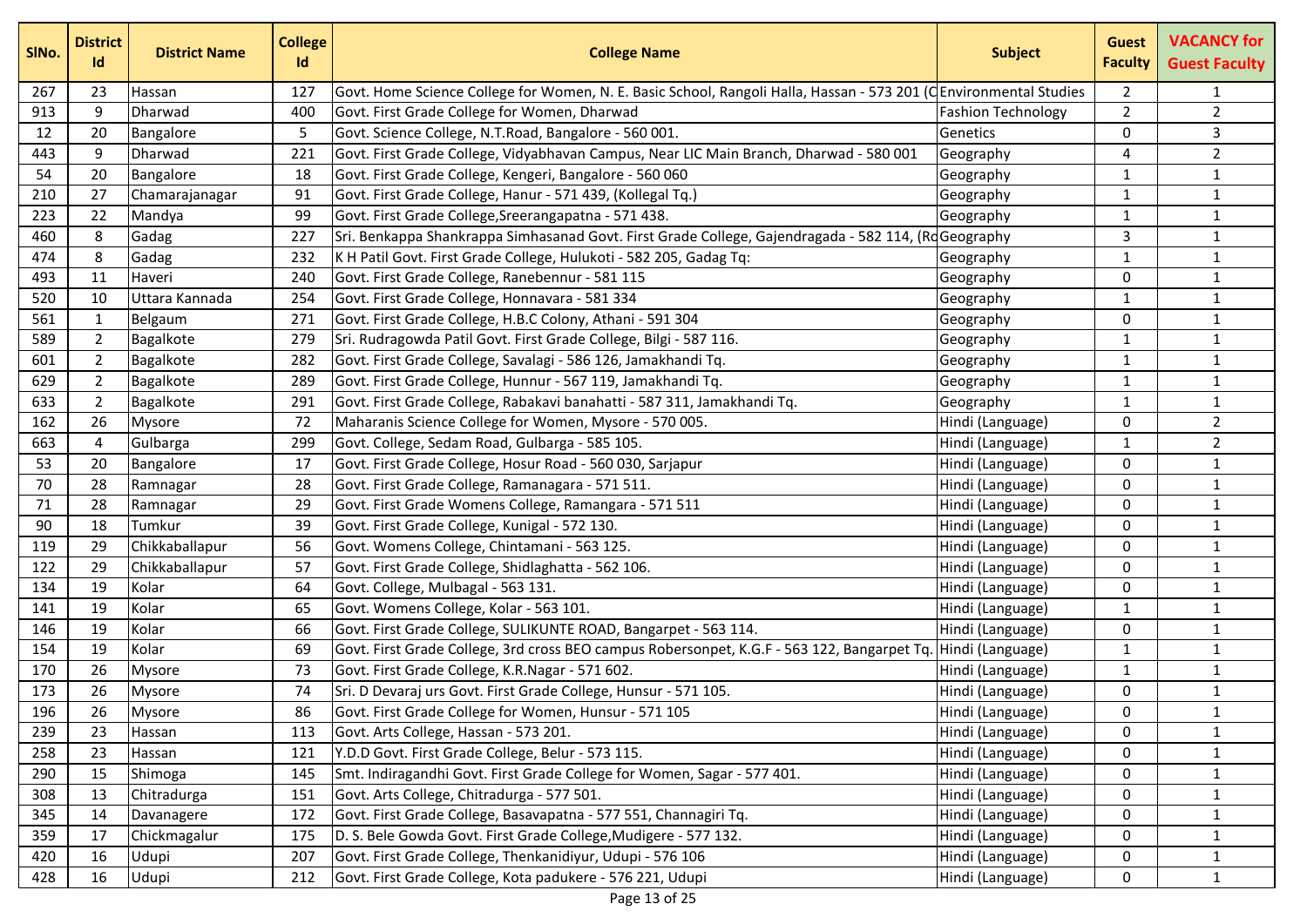| SlNo. | District Id | District Name | College Id | College Name | Subject | Guest Faculty | VACANCY for Guest Faculty |
|---|---|---|---|---|---|---|---|
| 267 | 23 | Hassan | 127 | Govt. Home Science College for Women, N. E. Basic School, Rangoli Halla, Hassan - 573 201 (C | Environmental Studies | 2 | 1 |
| 913 | 9 | Dharwad | 400 | Govt. First Grade College for Women, Dharwad | Fashion Technology | 2 | 2 |
| 12 | 20 | Bangalore | 5 | Govt. Science College, N.T.Road, Bangalore - 560 001. | Genetics | 0 | 3 |
| 443 | 9 | Dharwad | 221 | Govt. First Grade College, Vidyabhavan Campus, Near LIC Main Branch, Dharwad - 580 001 | Geography | 4 | 2 |
| 54 | 20 | Bangalore | 18 | Govt. First Grade College, Kengeri, Bangalore - 560 060 | Geography | 1 | 1 |
| 210 | 27 | Chamarajanagar | 91 | Govt. First Grade College, Hanur - 571 439, (Kollegal Tq.) | Geography | 1 | 1 |
| 223 | 22 | Mandya | 99 | Govt. First Grade College,Sreerangapatna - 571 438. | Geography | 1 | 1 |
| 460 | 8 | Gadag | 227 | Sri. Benkappa Shankrappa Simhasanad Govt. First Grade College, Gajendragada - 582 114, (Ro | Geography | 3 | 1 |
| 474 | 8 | Gadag | 232 | K H Patil Govt. First Grade College, Hulukoti - 582 205, Gadag Tq: | Geography | 1 | 1 |
| 493 | 11 | Haveri | 240 | Govt. First Grade College, Ranebennur - 581 115 | Geography | 0 | 1 |
| 520 | 10 | Uttara Kannada | 254 | Govt. First Grade College, Honnavara - 581 334 | Geography | 1 | 1 |
| 561 | 1 | Belgaum | 271 | Govt. First Grade College, H.B.C Colony, Athani - 591 304 | Geography | 0 | 1 |
| 589 | 2 | Bagalkote | 279 | Sri. Rudragowda Patil Govt. First Grade College, Bilgi - 587 116. | Geography | 1 | 1 |
| 601 | 2 | Bagalkote | 282 | Govt. First Grade College, Savalagi - 586 126, Jamakhandi Tq. | Geography | 1 | 1 |
| 629 | 2 | Bagalkote | 289 | Govt. First Grade College, Hunnur - 567 119, Jamakhandi Tq. | Geography | 1 | 1 |
| 633 | 2 | Bagalkote | 291 | Govt. First Grade College, Rabakavi banahatti - 587 311, Jamakhandi Tq. | Geography | 1 | 1 |
| 162 | 26 | Mysore | 72 | Maharanis Science College for Women, Mysore - 570 005. | Hindi (Language) | 0 | 2 |
| 663 | 4 | Gulbarga | 299 | Govt. College, Sedam Road, Gulbarga - 585 105. | Hindi (Language) | 1 | 2 |
| 53 | 20 | Bangalore | 17 | Govt. First Grade College, Hosur Road - 560 030, Sarjapur | Hindi (Language) | 0 | 1 |
| 70 | 28 | Ramnagar | 28 | Govt. First Grade College, Ramanagara - 571 511. | Hindi (Language) | 0 | 1 |
| 71 | 28 | Ramnagar | 29 | Govt. First Grade Womens College, Ramangara - 571 511 | Hindi (Language) | 0 | 1 |
| 90 | 18 | Tumkur | 39 | Govt. First Grade College, Kunigal - 572 130. | Hindi (Language) | 0 | 1 |
| 119 | 29 | Chikkaballapur | 56 | Govt. Womens College, Chintamani - 563 125. | Hindi (Language) | 0 | 1 |
| 122 | 29 | Chikkaballapur | 57 | Govt. First Grade College, Shidlaghatta - 562 106. | Hindi (Language) | 0 | 1 |
| 134 | 19 | Kolar | 64 | Govt. College, Mulbagal - 563 131. | Hindi (Language) | 0 | 1 |
| 141 | 19 | Kolar | 65 | Govt. Womens College, Kolar - 563 101. | Hindi (Language) | 1 | 1 |
| 146 | 19 | Kolar | 66 | Govt. First Grade College, SULIKUNTE ROAD, Bangarpet - 563 114. | Hindi (Language) | 0 | 1 |
| 154 | 19 | Kolar | 69 | Govt. First Grade College, 3rd cross BEO campus Robersonpet, K.G.F - 563 122, Bangarpet Tq. | Hindi (Language) | 1 | 1 |
| 170 | 26 | Mysore | 73 | Govt. First Grade College, K.R.Nagar - 571 602. | Hindi (Language) | 1 | 1 |
| 173 | 26 | Mysore | 74 | Sri. D Devaraj urs Govt. First Grade College, Hunsur - 571 105. | Hindi (Language) | 0 | 1 |
| 196 | 26 | Mysore | 86 | Govt. First Grade College for Women, Hunsur - 571 105 | Hindi (Language) | 0 | 1 |
| 239 | 23 | Hassan | 113 | Govt. Arts College, Hassan - 573 201. | Hindi (Language) | 0 | 1 |
| 258 | 23 | Hassan | 121 | Y.D.D Govt. First Grade College, Belur - 573 115. | Hindi (Language) | 0 | 1 |
| 290 | 15 | Shimoga | 145 | Smt. Indiragandhi Govt. First Grade College for Women, Sagar - 577 401. | Hindi (Language) | 0 | 1 |
| 308 | 13 | Chitradurga | 151 | Govt. Arts College, Chitradurga - 577 501. | Hindi (Language) | 0 | 1 |
| 345 | 14 | Davanagere | 172 | Govt. First Grade College, Basavapatna - 577 551, Channagiri Tq. | Hindi (Language) | 0 | 1 |
| 359 | 17 | Chickmagalur | 175 | D. S. Bele Gowda Govt. First Grade College,Mudigere - 577 132. | Hindi (Language) | 0 | 1 |
| 420 | 16 | Udupi | 207 | Govt. First Grade College, Thenkanidiyur, Udupi - 576 106 | Hindi (Language) | 0 | 1 |
| 428 | 16 | Udupi | 212 | Govt. First Grade College, Kota padukere - 576 221, Udupi | Hindi (Language) | 0 | 1 |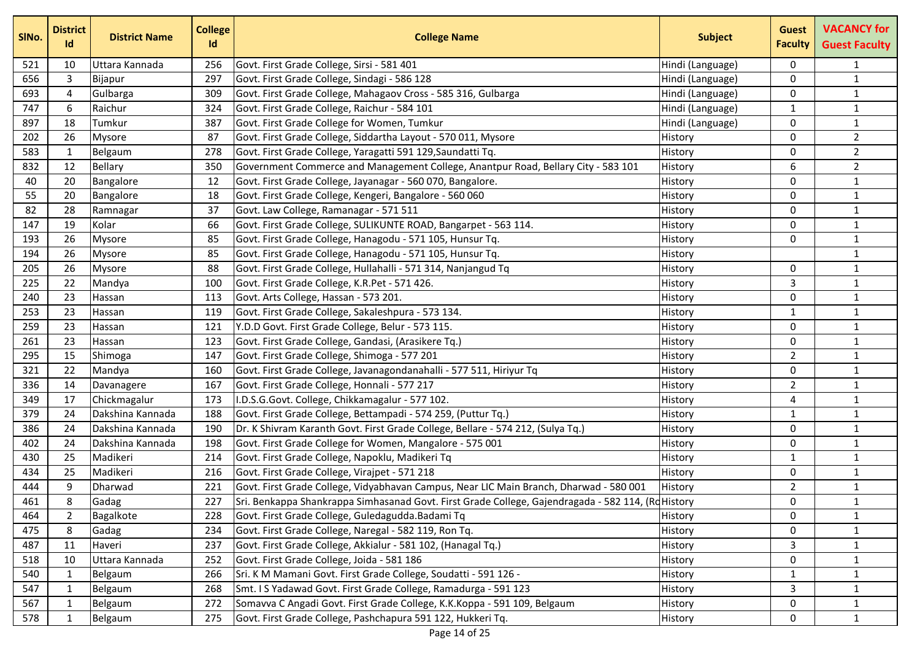| SlNo. | District Id | District Name | College Id | College Name | Subject | Guest Faculty | VACANCY for Guest Faculty |
|---|---|---|---|---|---|---|---|
| 521 | 10 | Uttara Kannada | 256 | Govt. First Grade College, Sirsi - 581 401 | Hindi (Language) | 0 | 1 |
| 656 | 3 | Bijapur | 297 | Govt. First Grade College, Sindagi - 586 128 | Hindi (Language) | 0 | 1 |
| 693 | 4 | Gulbarga | 309 | Govt. First Grade College, Mahagaov Cross - 585 316, Gulbarga | Hindi (Language) | 0 | 1 |
| 747 | 6 | Raichur | 324 | Govt. First Grade College, Raichur - 584 101 | Hindi (Language) | 1 | 1 |
| 897 | 18 | Tumkur | 387 | Govt. First Grade College for Women, Tumkur | Hindi (Language) | 0 | 1 |
| 202 | 26 | Mysore | 87 | Govt. First Grade College, Siddartha Layout - 570 011, Mysore | History | 0 | 2 |
| 583 | 1 | Belgaum | 278 | Govt. First Grade College, Yaragatti 591 129,Saundatti Tq. | History | 0 | 2 |
| 832 | 12 | Bellary | 350 | Government Commerce and Management College, Anantpur Road, Bellary City - 583 101 | History | 6 | 2 |
| 40 | 20 | Bangalore | 12 | Govt. First Grade College, Jayanagar - 560 070, Bangalore. | History | 0 | 1 |
| 55 | 20 | Bangalore | 18 | Govt. First Grade College, Kengeri, Bangalore - 560 060 | History | 0 | 1 |
| 82 | 28 | Ramnagar | 37 | Govt. Law College, Ramanagar - 571 511 | History | 0 | 1 |
| 147 | 19 | Kolar | 66 | Govt. First Grade College, SULIKUNTE ROAD, Bangarpet - 563 114. | History | 0 | 1 |
| 193 | 26 | Mysore | 85 | Govt. First Grade College, Hanagodu - 571 105, Hunsur Tq. | History | 0 | 1 |
| 194 | 26 | Mysore | 85 | Govt. First Grade College, Hanagodu - 571 105, Hunsur Tq. | History | | 1 |
| 205 | 26 | Mysore | 88 | Govt. First Grade College, Hullahalli - 571 314, Nanjangud Tq | History | 0 | 1 |
| 225 | 22 | Mandya | 100 | Govt. First Grade College, K.R.Pet - 571 426. | History | 3 | 1 |
| 240 | 23 | Hassan | 113 | Govt. Arts College, Hassan - 573 201. | History | 0 | 1 |
| 253 | 23 | Hassan | 119 | Govt. First Grade College, Sakaleshpura - 573 134. | History | 1 | 1 |
| 259 | 23 | Hassan | 121 | Y.D.D Govt. First Grade College, Belur - 573 115. | History | 0 | 1 |
| 261 | 23 | Hassan | 123 | Govt. First Grade College, Gandasi, (Arasikere Tq.) | History | 0 | 1 |
| 295 | 15 | Shimoga | 147 | Govt. First Grade College, Shimoga - 577 201 | History | 2 | 1 |
| 321 | 22 | Mandya | 160 | Govt. First Grade College, Javanagondanahalli - 577 511, Hiriyur Tq | History | 0 | 1 |
| 336 | 14 | Davanagere | 167 | Govt. First Grade College, Honnali - 577 217 | History | 2 | 1 |
| 349 | 17 | Chickmagalur | 173 | I.D.S.G.Govt. College, Chikkamagalur - 577 102. | History | 4 | 1 |
| 379 | 24 | Dakshina Kannada | 188 | Govt. First Grade College, Bettampadi - 574 259, (Puttur Tq.) | History | 1 | 1 |
| 386 | 24 | Dakshina Kannada | 190 | Dr. K Shivram Karanth Govt. First Grade College, Bellare - 574 212, (Sulya Tq.) | History | 0 | 1 |
| 402 | 24 | Dakshina Kannada | 198 | Govt. First Grade College for Women, Mangalore - 575 001 | History | 0 | 1 |
| 430 | 25 | Madikeri | 214 | Govt. First Grade College, Napoklu, Madikeri Tq | History | 1 | 1 |
| 434 | 25 | Madikeri | 216 | Govt. First Grade College, Virajpet - 571 218 | History | 0 | 1 |
| 444 | 9 | Dharwad | 221 | Govt. First Grade College, Vidyabhavan Campus, Near LIC Main Branch, Dharwad - 580 001 | History | 2 | 1 |
| 461 | 8 | Gadag | 227 | Sri. Benkappa Shankrappa Simhasanad Govt. First Grade College, Gajendragada - 582 114, (Ro | History | 0 | 1 |
| 464 | 2 | Bagalkote | 228 | Govt. First Grade College, Guledagudda.Badami Tq | History | 0 | 1 |
| 475 | 8 | Gadag | 234 | Govt. First Grade College, Naregal - 582 119, Ron Tq. | History | 0 | 1 |
| 487 | 11 | Haveri | 237 | Govt. First Grade College, Akkialur - 581 102, (Hanagal Tq.) | History | 3 | 1 |
| 518 | 10 | Uttara Kannada | 252 | Govt. First Grade College, Joida - 581 186 | History | 0 | 1 |
| 540 | 1 | Belgaum | 266 | Sri. K M Mamani Govt. First Grade College, Soudatti - 591 126 - | History | 1 | 1 |
| 547 | 1 | Belgaum | 268 | Smt. I S Yadawad Govt. First Grade College, Ramadurga - 591 123 | History | 3 | 1 |
| 567 | 1 | Belgaum | 272 | Somavva C Angadi Govt. First Grade College, K.K.Koppa - 591 109, Belgaum | History | 0 | 1 |
| 578 | 1 | Belgaum | 275 | Govt. First Grade College, Pashchapura 591 122, Hukkeri Tq. | History | 0 | 1 |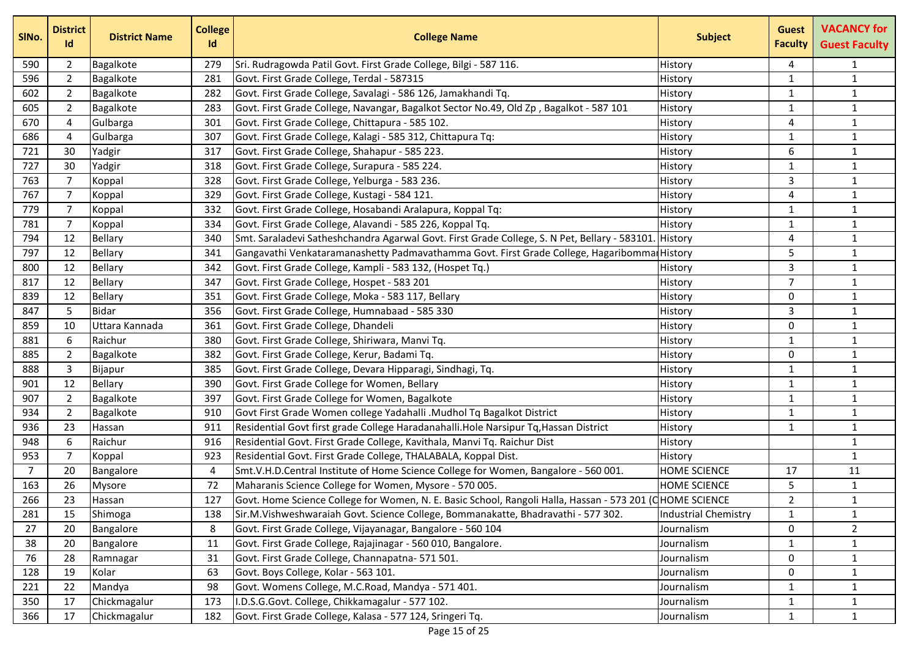| SlNo. | District Id | District Name | College Id | College Name | Subject | Guest Faculty | VACANCY for Guest Faculty |
|---|---|---|---|---|---|---|---|
| 590 | 2 | Bagalkote | 279 | Sri. Rudragowda Patil Govt. First Grade College, Bilgi - 587 116. | History | 4 | 1 |
| 596 | 2 | Bagalkote | 281 | Govt. First Grade College, Terdal - 587315 | History | 1 | 1 |
| 602 | 2 | Bagalkote | 282 | Govt. First Grade College, Savalagi - 586 126, Jamakhandi Tq. | History | 1 | 1 |
| 605 | 2 | Bagalkote | 283 | Govt. First Grade College, Navangar, Bagalkot Sector No.49, Old Zp , Bagalkot - 587 101 | History | 1 | 1 |
| 670 | 4 | Gulbarga | 301 | Govt. First Grade College, Chittapura - 585 102. | History | 4 | 1 |
| 686 | 4 | Gulbarga | 307 | Govt. First Grade College, Kalagi - 585 312, Chittapura Tq: | History | 1 | 1 |
| 721 | 30 | Yadgir | 317 | Govt. First Grade College, Shahapur - 585 223. | History | 6 | 1 |
| 727 | 30 | Yadgir | 318 | Govt. First Grade College, Surapura - 585 224. | History | 1 | 1 |
| 763 | 7 | Koppal | 328 | Govt. First Grade College, Yelburga - 583 236. | History | 3 | 1 |
| 767 | 7 | Koppal | 329 | Govt. First Grade College, Kustagi - 584 121. | History | 4 | 1 |
| 779 | 7 | Koppal | 332 | Govt. First Grade College, Hosabandi Aralapura, Koppal Tq: | History | 1 | 1 |
| 781 | 7 | Koppal | 334 | Govt. First Grade College, Alavandi - 585 226, Koppal Tq. | History | 1 | 1 |
| 794 | 12 | Bellary | 340 | Smt. Saraladevi Satheshchandra Agarwal Govt. First Grade College, S. N Pet, Bellary - 583101. | History | 4 | 1 |
| 797 | 12 | Bellary | 341 | Gangavathi Venkataramanashetty Padmavathamma Govt. First Grade College, Hagaribommai | History | 5 | 1 |
| 800 | 12 | Bellary | 342 | Govt. First Grade College, Kampli - 583 132, (Hospet Tq.) | History | 3 | 1 |
| 817 | 12 | Bellary | 347 | Govt. First Grade College, Hospet - 583 201 | History | 7 | 1 |
| 839 | 12 | Bellary | 351 | Govt. First Grade College, Moka - 583 117, Bellary | History | 0 | 1 |
| 847 | 5 | Bidar | 356 | Govt. First Grade College, Humnabaad - 585 330 | History | 3 | 1 |
| 859 | 10 | Uttara Kannada | 361 | Govt. First Grade College, Dhandeli | History | 0 | 1 |
| 881 | 6 | Raichur | 380 | Govt. First Grade College, Shiriwara, Manvi Tq. | History | 1 | 1 |
| 885 | 2 | Bagalkote | 382 | Govt. First Grade College, Kerur, Badami Tq. | History | 0 | 1 |
| 888 | 3 | Bijapur | 385 | Govt. First Grade College, Devara Hipparagi, Sindhagi, Tq. | History | 1 | 1 |
| 901 | 12 | Bellary | 390 | Govt. First Grade College for Women, Bellary | History | 1 | 1 |
| 907 | 2 | Bagalkote | 397 | Govt. First Grade College for Women, Bagalkote | History | 1 | 1 |
| 934 | 2 | Bagalkote | 910 | Govt First Grade Women college Yadahalli .Mudhol Tq Bagalkot District | History | 1 | 1 |
| 936 | 23 | Hassan | 911 | Residential Govt first grade College Haradanahalli.Hole Narsipur Tq,Hassan District | History | 1 | 1 |
| 948 | 6 | Raichur | 916 | Residential Govt. First Grade College, Kavithala, Manvi Tq. Raichur Dist | History | | 1 |
| 953 | 7 | Koppal | 923 | Residential Govt. First Grade College, THALABALA, Koppal Dist. | History | | 1 |
| 7 | 20 | Bangalore | 4 | Smt.V.H.D.Central Institute of Home Science College for Women, Bangalore - 560 001. | HOME SCIENCE | 17 | 11 |
| 163 | 26 | Mysore | 72 | Maharanis Science College for Women, Mysore - 570 005. | HOME SCIENCE | 5 | 1 |
| 266 | 23 | Hassan | 127 | Govt. Home Science College for Women, N. E. Basic School, Rangoli Halla, Hassan - 573 201 (C | HOME SCIENCE | 2 | 1 |
| 281 | 15 | Shimoga | 138 | Sir.M.Vishweshwaraiah Govt. Science College, Bommanakatte, Bhadravathi - 577 302. | Industrial Chemistry | 1 | 1 |
| 27 | 20 | Bangalore | 8 | Govt. First Grade College, Vijayanagar, Bangalore - 560 104 | Journalism | 0 | 2 |
| 38 | 20 | Bangalore | 11 | Govt. First Grade College, Rajajinagar - 560 010, Bangalore. | Journalism | 1 | 1 |
| 76 | 28 | Ramnagar | 31 | Govt. First Grade College, Channapatna- 571 501. | Journalism | 0 | 1 |
| 128 | 19 | Kolar | 63 | Govt. Boys College, Kolar - 563 101. | Journalism | 0 | 1 |
| 221 | 22 | Mandya | 98 | Govt. Womens College, M.C.Road, Mandya - 571 401. | Journalism | 1 | 1 |
| 350 | 17 | Chickmagalur | 173 | I.D.S.G.Govt. College, Chikkamagalur - 577 102. | Journalism | 1 | 1 |
| 366 | 17 | Chickmagalur | 182 | Govt. First Grade College, Kalasa - 577 124, Sringeri Tq. | Journalism | 1 | 1 |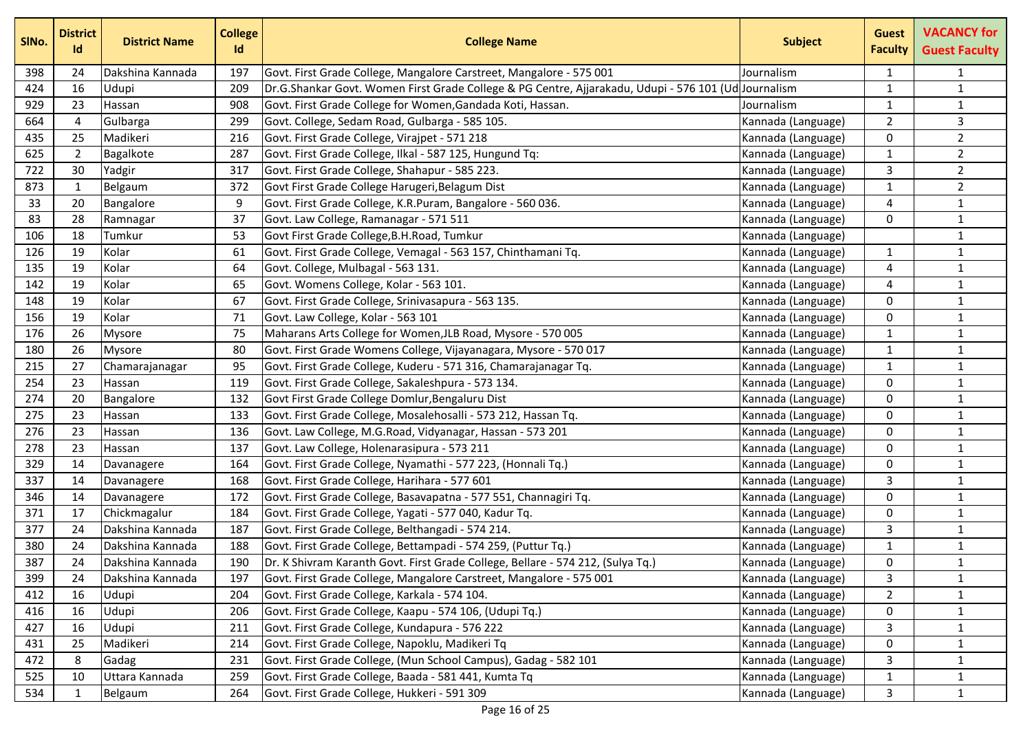| SlNo. | District Id | District Name | College Id | College Name | Subject | Guest Faculty | VACANCY for Guest Faculty |
|---|---|---|---|---|---|---|---|
| 398 | 24 | Dakshina Kannada | 197 | Govt. First Grade College, Mangalore Carstreet, Mangalore - 575 001 | Journalism | 1 | 1 |
| 424 | 16 | Udupi | 209 | Dr.G.Shankar Govt. Women First Grade College & PG Centre, Ajjarakadu, Udupi - 576 101 (Ud | Journalism | 1 | 1 |
| 929 | 23 | Hassan | 908 | Govt. First Grade College for Women,Gandada Koti, Hassan. | Journalism | 1 | 1 |
| 664 | 4 | Gulbarga | 299 | Govt. College, Sedam Road, Gulbarga - 585 105. | Kannada (Language) | 2 | 3 |
| 435 | 25 | Madikeri | 216 | Govt. First Grade College, Virajpet - 571 218 | Kannada (Language) | 0 | 2 |
| 625 | 2 | Bagalkote | 287 | Govt. First Grade College, Ilkal - 587 125, Hungund Tq: | Kannada (Language) | 1 | 2 |
| 722 | 30 | Yadgir | 317 | Govt. First Grade College, Shahapur - 585 223. | Kannada (Language) | 3 | 2 |
| 873 | 1 | Belgaum | 372 | Govt First Grade College Harugeri,Belagum Dist | Kannada (Language) | 1 | 2 |
| 33 | 20 | Bangalore | 9 | Govt. First Grade College, K.R.Puram, Bangalore - 560 036. | Kannada (Language) | 4 | 1 |
| 83 | 28 | Ramnagar | 37 | Govt. Law College, Ramanagar - 571 511 | Kannada (Language) | 0 | 1 |
| 106 | 18 | Tumkur | 53 | Govt First Grade College,B.H.Road, Tumkur | Kannada (Language) | | 1 |
| 126 | 19 | Kolar | 61 | Govt. First Grade College, Vemagal - 563 157, Chinthamani Tq. | Kannada (Language) | 1 | 1 |
| 135 | 19 | Kolar | 64 | Govt. College, Mulbagal - 563 131. | Kannada (Language) | 4 | 1 |
| 142 | 19 | Kolar | 65 | Govt. Womens College, Kolar - 563 101. | Kannada (Language) | 4 | 1 |
| 148 | 19 | Kolar | 67 | Govt. First Grade College, Srinivasapura - 563 135. | Kannada (Language) | 0 | 1 |
| 156 | 19 | Kolar | 71 | Govt. Law College, Kolar - 563 101 | Kannada (Language) | 0 | 1 |
| 176 | 26 | Mysore | 75 | Maharans Arts College for Women,JLB Road, Mysore - 570 005 | Kannada (Language) | 1 | 1 |
| 180 | 26 | Mysore | 80 | Govt. First Grade Womens College, Vijayanagara, Mysore - 570 017 | Kannada (Language) | 1 | 1 |
| 215 | 27 | Chamarajanagar | 95 | Govt. First Grade College, Kuderu - 571 316, Chamarajanagar Tq. | Kannada (Language) | 1 | 1 |
| 254 | 23 | Hassan | 119 | Govt. First Grade College, Sakaleshpura - 573 134. | Kannada (Language) | 0 | 1 |
| 274 | 20 | Bangalore | 132 | Govt First Grade College Domlur,Bengaluru Dist | Kannada (Language) | 0 | 1 |
| 275 | 23 | Hassan | 133 | Govt. First Grade College, Mosalehosalli - 573 212, Hassan Tq. | Kannada (Language) | 0 | 1 |
| 276 | 23 | Hassan | 136 | Govt. Law College, M.G.Road, Vidyanagar, Hassan - 573 201 | Kannada (Language) | 0 | 1 |
| 278 | 23 | Hassan | 137 | Govt. Law College, Holenarasipura - 573 211 | Kannada (Language) | 0 | 1 |
| 329 | 14 | Davanagere | 164 | Govt. First Grade College, Nyamathi - 577 223, (Honnali Tq.) | Kannada (Language) | 0 | 1 |
| 337 | 14 | Davanagere | 168 | Govt. First Grade College, Harihara - 577 601 | Kannada (Language) | 3 | 1 |
| 346 | 14 | Davanagere | 172 | Govt. First Grade College, Basavapatna - 577 551, Channagiri Tq. | Kannada (Language) | 0 | 1 |
| 371 | 17 | Chickmagalur | 184 | Govt. First Grade College, Yagati - 577 040, Kadur Tq. | Kannada (Language) | 0 | 1 |
| 377 | 24 | Dakshina Kannada | 187 | Govt. First Grade College, Belthangadi - 574 214. | Kannada (Language) | 3 | 1 |
| 380 | 24 | Dakshina Kannada | 188 | Govt. First Grade College, Bettampadi - 574 259, (Puttur Tq.) | Kannada (Language) | 1 | 1 |
| 387 | 24 | Dakshina Kannada | 190 | Dr. K Shivram Karanth Govt. First Grade College, Bellare - 574 212, (Sulya Tq.) | Kannada (Language) | 0 | 1 |
| 399 | 24 | Dakshina Kannada | 197 | Govt. First Grade College, Mangalore Carstreet, Mangalore - 575 001 | Kannada (Language) | 3 | 1 |
| 412 | 16 | Udupi | 204 | Govt. First Grade College, Karkala - 574 104. | Kannada (Language) | 2 | 1 |
| 416 | 16 | Udupi | 206 | Govt. First Grade College, Kaapu - 574 106, (Udupi Tq.) | Kannada (Language) | 0 | 1 |
| 427 | 16 | Udupi | 211 | Govt. First Grade College, Kundapura - 576 222 | Kannada (Language) | 3 | 1 |
| 431 | 25 | Madikeri | 214 | Govt. First Grade College, Napoklu, Madikeri Tq | Kannada (Language) | 0 | 1 |
| 472 | 8 | Gadag | 231 | Govt. First Grade College, (Mun School Campus), Gadag - 582 101 | Kannada (Language) | 3 | 1 |
| 525 | 10 | Uttara Kannada | 259 | Govt. First Grade College, Baada - 581 441, Kumta Tq | Kannada (Language) | 1 | 1 |
| 534 | 1 | Belgaum | 264 | Govt. First Grade College, Hukkeri - 591 309 | Kannada (Language) | 3 | 1 |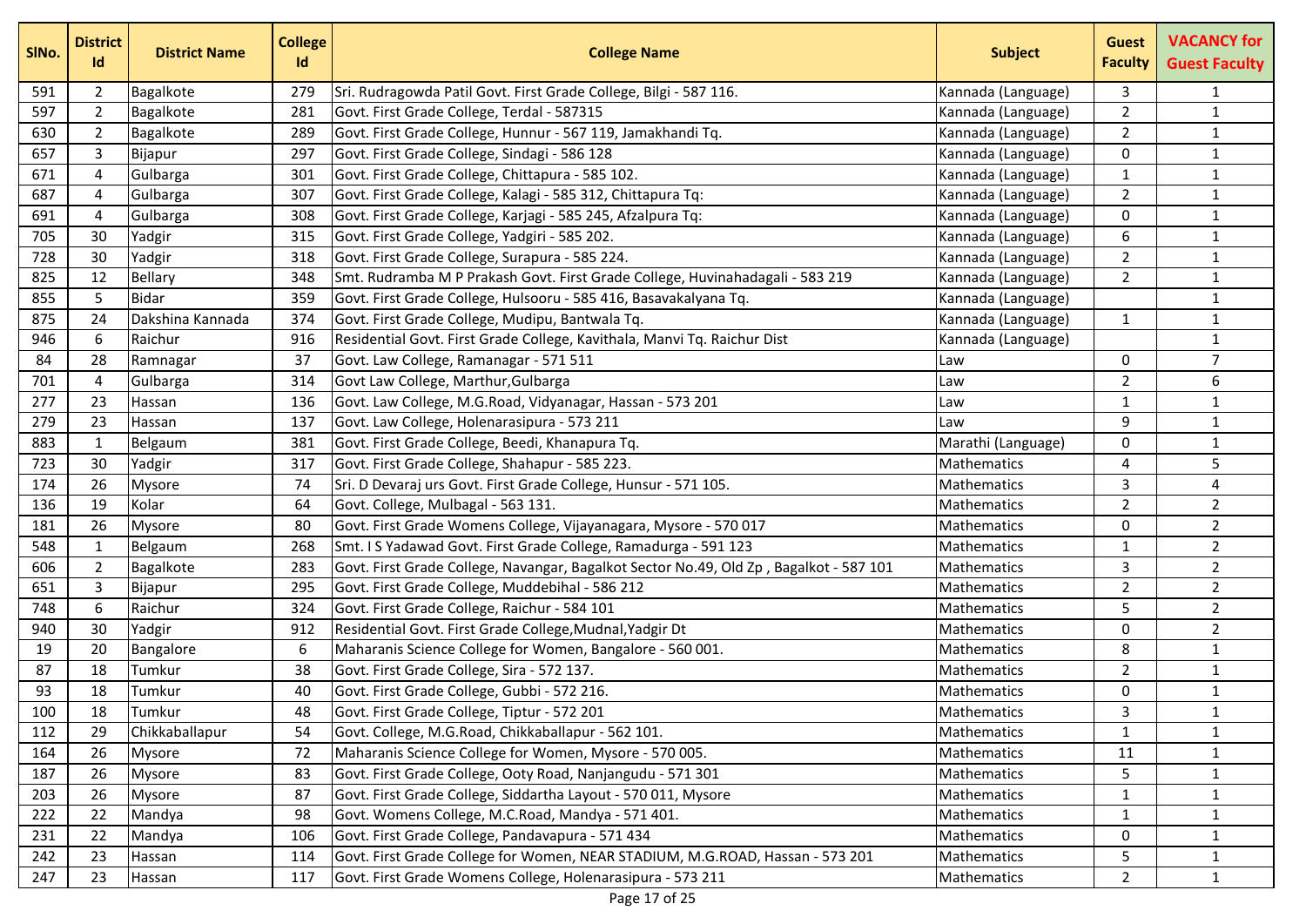| SlNo. | District Id | District Name | College Id | College Name | Subject | Guest Faculty | VACANCY for Guest Faculty |
|---|---|---|---|---|---|---|---|
| 591 | 2 | Bagalkote | 279 | Sri. Rudragowda Patil Govt. First Grade College, Bilgi - 587 116. | Kannada (Language) | 3 | 1 |
| 597 | 2 | Bagalkote | 281 | Govt. First Grade College, Terdal - 587315 | Kannada (Language) | 2 | 1 |
| 630 | 2 | Bagalkote | 289 | Govt. First Grade College, Hunnur - 567 119, Jamakhandi Tq. | Kannada (Language) | 2 | 1 |
| 657 | 3 | Bijapur | 297 | Govt. First Grade College, Sindagi - 586 128 | Kannada (Language) | 0 | 1 |
| 671 | 4 | Gulbarga | 301 | Govt. First Grade College, Chittapura - 585 102. | Kannada (Language) | 1 | 1 |
| 687 | 4 | Gulbarga | 307 | Govt. First Grade College, Kalagi - 585 312, Chittapura Tq: | Kannada (Language) | 2 | 1 |
| 691 | 4 | Gulbarga | 308 | Govt. First Grade College, Karjagi - 585 245, Afzalpura Tq: | Kannada (Language) | 0 | 1 |
| 705 | 30 | Yadgir | 315 | Govt. First Grade College, Yadgiri - 585 202. | Kannada (Language) | 6 | 1 |
| 728 | 30 | Yadgir | 318 | Govt. First Grade College, Surapura - 585 224. | Kannada (Language) | 2 | 1 |
| 825 | 12 | Bellary | 348 | Smt. Rudramba M P Prakash Govt. First Grade College, Huvinahadagali - 583 219 | Kannada (Language) | 2 | 1 |
| 855 | 5 | Bidar | 359 | Govt. First Grade College, Hulsooru - 585 416, Basavakalyana Tq. | Kannada (Language) | | 1 |
| 875 | 24 | Dakshina Kannada | 374 | Govt. First Grade College, Mudipu, Bantwala Tq. | Kannada (Language) | 1 | 1 |
| 946 | 6 | Raichur | 916 | Residential Govt. First Grade College, Kavithala, Manvi Tq. Raichur Dist | Kannada (Language) | | 1 |
| 84 | 28 | Ramnagar | 37 | Govt. Law College, Ramanagar - 571 511 | Law | 0 | 7 |
| 701 | 4 | Gulbarga | 314 | Govt Law College, Marthur,Gulbarga | Law | 2 | 6 |
| 277 | 23 | Hassan | 136 | Govt. Law College, M.G.Road, Vidyanagar, Hassan - 573 201 | Law | 1 | 1 |
| 279 | 23 | Hassan | 137 | Govt. Law College, Holenarasipura - 573 211 | Law | 9 | 1 |
| 883 | 1 | Belgaum | 381 | Govt. First Grade College, Beedi, Khanapura Tq. | Marathi (Language) | 0 | 1 |
| 723 | 30 | Yadgir | 317 | Govt. First Grade College, Shahapur - 585 223. | Mathematics | 4 | 5 |
| 174 | 26 | Mysore | 74 | Sri. D Devaraj urs Govt. First Grade College, Hunsur - 571 105. | Mathematics | 3 | 4 |
| 136 | 19 | Kolar | 64 | Govt. College, Mulbagal - 563 131. | Mathematics | 2 | 2 |
| 181 | 26 | Mysore | 80 | Govt. First Grade Womens College, Vijayanagara, Mysore - 570 017 | Mathematics | 0 | 2 |
| 548 | 1 | Belgaum | 268 | Smt. I S Yadawad Govt. First Grade College, Ramadurga - 591 123 | Mathematics | 1 | 2 |
| 606 | 2 | Bagalkote | 283 | Govt. First Grade College, Navangar, Bagalkot Sector No.49, Old Zp , Bagalkot - 587 101 | Mathematics | 3 | 2 |
| 651 | 3 | Bijapur | 295 | Govt. First Grade College, Muddebihal - 586 212 | Mathematics | 2 | 2 |
| 748 | 6 | Raichur | 324 | Govt. First Grade College, Raichur - 584 101 | Mathematics | 5 | 2 |
| 940 | 30 | Yadgir | 912 | Residential Govt. First Grade College,Mudnal,Yadgir Dt | Mathematics | 0 | 2 |
| 19 | 20 | Bangalore | 6 | Maharanis Science College for Women, Bangalore - 560 001. | Mathematics | 8 | 1 |
| 87 | 18 | Tumkur | 38 | Govt. First Grade College, Sira - 572 137. | Mathematics | 2 | 1 |
| 93 | 18 | Tumkur | 40 | Govt. First Grade College, Gubbi - 572 216. | Mathematics | 0 | 1 |
| 100 | 18 | Tumkur | 48 | Govt. First Grade College, Tiptur - 572 201 | Mathematics | 3 | 1 |
| 112 | 29 | Chikkaballapur | 54 | Govt. College, M.G.Road, Chikkaballapur - 562 101. | Mathematics | 1 | 1 |
| 164 | 26 | Mysore | 72 | Maharanis Science College for Women, Mysore - 570 005. | Mathematics | 11 | 1 |
| 187 | 26 | Mysore | 83 | Govt. First Grade College, Ooty Road, Nanjangudu - 571 301 | Mathematics | 5 | 1 |
| 203 | 26 | Mysore | 87 | Govt. First Grade College, Siddartha Layout - 570 011, Mysore | Mathematics | 1 | 1 |
| 222 | 22 | Mandya | 98 | Govt. Womens College, M.C.Road, Mandya - 571 401. | Mathematics | 1 | 1 |
| 231 | 22 | Mandya | 106 | Govt. First Grade College, Pandavapura - 571 434 | Mathematics | 0 | 1 |
| 242 | 23 | Hassan | 114 | Govt. First Grade College for Women, NEAR STADIUM, M.G.ROAD, Hassan - 573 201 | Mathematics | 5 | 1 |
| 247 | 23 | Hassan | 117 | Govt. First Grade Womens College, Holenarasipura - 573 211 | Mathematics | 2 | 1 |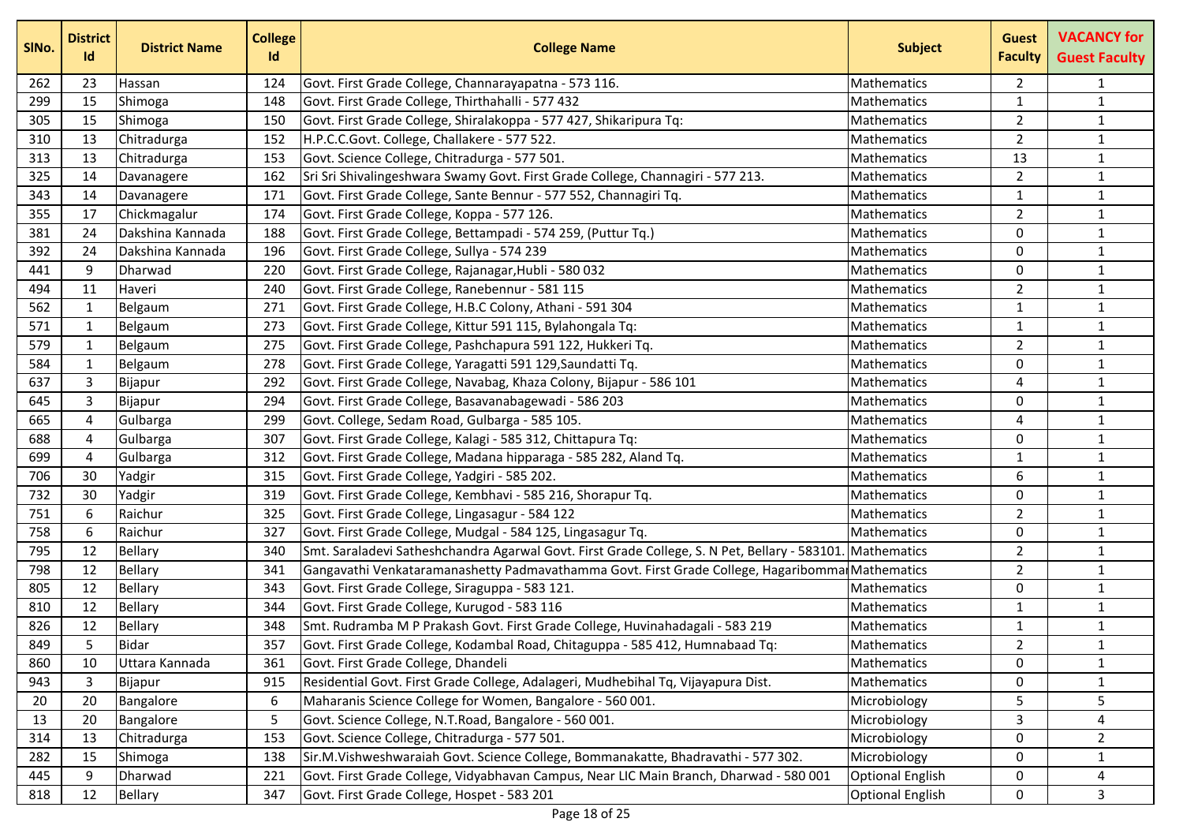| SlNo. | District Id | District Name | College Id | College Name | Subject | Guest Faculty | VACANCY for Guest Faculty |
|---|---|---|---|---|---|---|---|
| 262 | 23 | Hassan | 124 | Govt. First Grade College, Channarayapatna - 573 116. | Mathematics | 2 | 1 |
| 299 | 15 | Shimoga | 148 | Govt. First Grade College, Thirthahalli - 577 432 | Mathematics | 1 | 1 |
| 305 | 15 | Shimoga | 150 | Govt. First Grade College, Shiralakoppa - 577 427, Shikaripura Tq: | Mathematics | 2 | 1 |
| 310 | 13 | Chitradurga | 152 | H.P.C.C.Govt. College, Challakere - 577 522. | Mathematics | 2 | 1 |
| 313 | 13 | Chitradurga | 153 | Govt. Science College, Chitradurga - 577 501. | Mathematics | 13 | 1 |
| 325 | 14 | Davanagere | 162 | Sri Sri Shivalingeshwara Swamy Govt. First Grade College, Channagiri - 577 213. | Mathematics | 2 | 1 |
| 343 | 14 | Davanagere | 171 | Govt. First Grade College, Sante Bennur - 577 552, Channagiri Tq. | Mathematics | 1 | 1 |
| 355 | 17 | Chickmagalur | 174 | Govt. First Grade College, Koppa - 577 126. | Mathematics | 2 | 1 |
| 381 | 24 | Dakshina Kannada | 188 | Govt. First Grade College, Bettampadi - 574 259, (Puttur Tq.) | Mathematics | 0 | 1 |
| 392 | 24 | Dakshina Kannada | 196 | Govt. First Grade College, Sullya - 574 239 | Mathematics | 0 | 1 |
| 441 | 9 | Dharwad | 220 | Govt. First Grade College, Rajanagar,Hubli - 580 032 | Mathematics | 0 | 1 |
| 494 | 11 | Haveri | 240 | Govt. First Grade College, Ranebennur - 581 115 | Mathematics | 2 | 1 |
| 562 | 1 | Belgaum | 271 | Govt. First Grade College, H.B.C Colony, Athani - 591 304 | Mathematics | 1 | 1 |
| 571 | 1 | Belgaum | 273 | Govt. First Grade College, Kittur 591 115, Bylahongala Tq: | Mathematics | 1 | 1 |
| 579 | 1 | Belgaum | 275 | Govt. First Grade College, Pashchapura 591 122, Hukkeri Tq. | Mathematics | 2 | 1 |
| 584 | 1 | Belgaum | 278 | Govt. First Grade College, Yaragatti 591 129,Saundatti Tq. | Mathematics | 0 | 1 |
| 637 | 3 | Bijapur | 292 | Govt. First Grade College, Navabag, Khaza Colony, Bijapur - 586 101 | Mathematics | 4 | 1 |
| 645 | 3 | Bijapur | 294 | Govt. First Grade College, Basavanabagewadi - 586 203 | Mathematics | 0 | 1 |
| 665 | 4 | Gulbarga | 299 | Govt. College, Sedam Road, Gulbarga - 585 105. | Mathematics | 4 | 1 |
| 688 | 4 | Gulbarga | 307 | Govt. First Grade College, Kalagi - 585 312, Chittapura Tq: | Mathematics | 0 | 1 |
| 699 | 4 | Gulbarga | 312 | Govt. First Grade College, Madana hipparaga - 585 282, Aland Tq. | Mathematics | 1 | 1 |
| 706 | 30 | Yadgir | 315 | Govt. First Grade College, Yadgiri - 585 202. | Mathematics | 6 | 1 |
| 732 | 30 | Yadgir | 319 | Govt. First Grade College, Kembhavi - 585 216, Shorapur Tq. | Mathematics | 0 | 1 |
| 751 | 6 | Raichur | 325 | Govt. First Grade College, Lingasagur - 584 122 | Mathematics | 2 | 1 |
| 758 | 6 | Raichur | 327 | Govt. First Grade College, Mudgal - 584 125, Lingasagur Tq. | Mathematics | 0 | 1 |
| 795 | 12 | Bellary | 340 | Smt. Saraladevi Satheshchandra Agarwal Govt. First Grade College, S. N Pet, Bellary - 583101. | Mathematics | 2 | 1 |
| 798 | 12 | Bellary | 341 | Gangavathi Venkataramanashetty Padmavathamma Govt. First Grade College, Hagaribommar | Mathematics | 2 | 1 |
| 805 | 12 | Bellary | 343 | Govt. First Grade College, Siraguppa - 583 121. | Mathematics | 0 | 1 |
| 810 | 12 | Bellary | 344 | Govt. First Grade College, Kurugod - 583 116 | Mathematics | 1 | 1 |
| 826 | 12 | Bellary | 348 | Smt. Rudramba M P Prakash Govt. First Grade College, Huvinahadagali - 583 219 | Mathematics | 1 | 1 |
| 849 | 5 | Bidar | 357 | Govt. First Grade College, Kodambal Road, Chitaguppa - 585 412, Humnabaad Tq: | Mathematics | 2 | 1 |
| 860 | 10 | Uttara Kannada | 361 | Govt. First Grade College, Dhandeli | Mathematics | 0 | 1 |
| 943 | 3 | Bijapur | 915 | Residential Govt. First Grade College, Adalageri, Mudhebihal Tq, Vijayapura Dist. | Mathematics | 0 | 1 |
| 20 | 20 | Bangalore | 6 | Maharanis Science College for Women, Bangalore - 560 001. | Microbiology | 5 | 5 |
| 13 | 20 | Bangalore | 5 | Govt. Science College, N.T.Road, Bangalore - 560 001. | Microbiology | 3 | 4 |
| 314 | 13 | Chitradurga | 153 | Govt. Science College, Chitradurga - 577 501. | Microbiology | 0 | 2 |
| 282 | 15 | Shimoga | 138 | Sir.M.Vishweshwaraiah Govt. Science College, Bommanakatte, Bhadravathi - 577 302. | Microbiology | 0 | 1 |
| 445 | 9 | Dharwad | 221 | Govt. First Grade College, Vidyabhavan Campus, Near LIC Main Branch, Dharwad - 580 001 | Optional English | 0 | 4 |
| 818 | 12 | Bellary | 347 | Govt. First Grade College, Hospet - 583 201 | Optional English | 0 | 3 |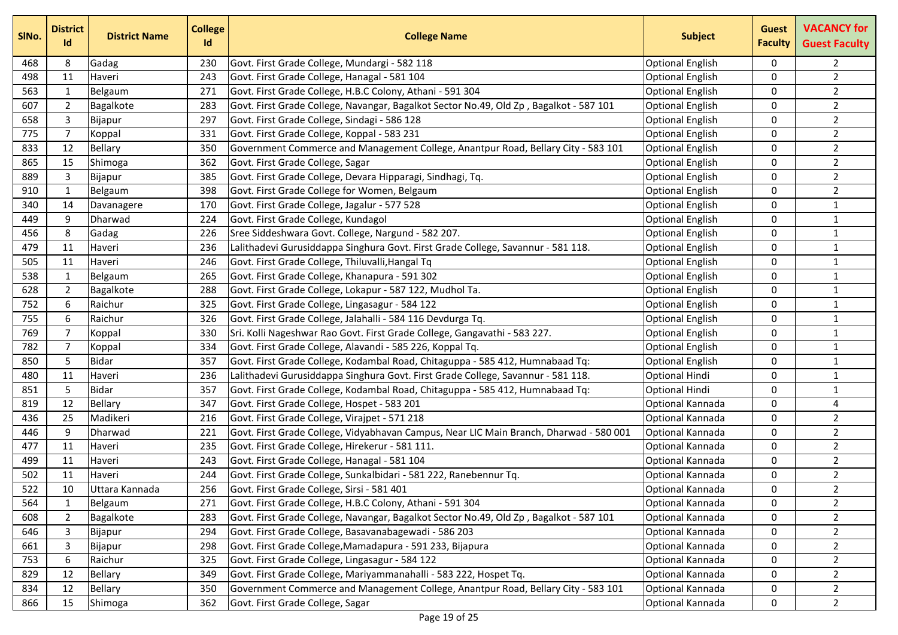| SlNo. | District Id | District Name | College Id | College Name | Subject | Guest Faculty | VACANCY for Guest Faculty |
|---|---|---|---|---|---|---|---|
| 468 | 8 | Gadag | 230 | Govt. First Grade College, Mundargi - 582 118 | Optional English | 0 | 2 |
| 498 | 11 | Haveri | 243 | Govt. First Grade College, Hanagal - 581 104 | Optional English | 0 | 2 |
| 563 | 1 | Belgaum | 271 | Govt. First Grade College, H.B.C Colony, Athani - 591 304 | Optional English | 0 | 2 |
| 607 | 2 | Bagalkote | 283 | Govt. First Grade College, Navangar, Bagalkot Sector No.49, Old Zp , Bagalkot - 587 101 | Optional English | 0 | 2 |
| 658 | 3 | Bijapur | 297 | Govt. First Grade College, Sindagi - 586 128 | Optional English | 0 | 2 |
| 775 | 7 | Koppal | 331 | Govt. First Grade College, Koppal - 583 231 | Optional English | 0 | 2 |
| 833 | 12 | Bellary | 350 | Government Commerce and Management College, Anantpur Road, Bellary City - 583 101 | Optional English | 0 | 2 |
| 865 | 15 | Shimoga | 362 | Govt. First Grade College, Sagar | Optional English | 0 | 2 |
| 889 | 3 | Bijapur | 385 | Govt. First Grade College, Devara Hipparagi, Sindhagi, Tq. | Optional English | 0 | 2 |
| 910 | 1 | Belgaum | 398 | Govt. First Grade College for Women, Belgaum | Optional English | 0 | 2 |
| 340 | 14 | Davanagere | 170 | Govt. First Grade College, Jagalur - 577 528 | Optional English | 0 | 1 |
| 449 | 9 | Dharwad | 224 | Govt. First Grade College, Kundagol | Optional English | 0 | 1 |
| 456 | 8 | Gadag | 226 | Sree Siddeshwara Govt. College, Nargund - 582 207. | Optional English | 0 | 1 |
| 479 | 11 | Haveri | 236 | Lalithadevi Gurusiddappa Singhura Govt. First Grade College, Savannur - 581 118. | Optional English | 0 | 1 |
| 505 | 11 | Haveri | 246 | Govt. First Grade College, Thiluvalli,Hangal Tq | Optional English | 0 | 1 |
| 538 | 1 | Belgaum | 265 | Govt. First Grade College, Khanapura - 591 302 | Optional English | 0 | 1 |
| 628 | 2 | Bagalkote | 288 | Govt. First Grade College, Lokapur - 587 122, Mudhol Ta. | Optional English | 0 | 1 |
| 752 | 6 | Raichur | 325 | Govt. First Grade College, Lingasagur - 584 122 | Optional English | 0 | 1 |
| 755 | 6 | Raichur | 326 | Govt. First Grade College, Jalahalli - 584 116 Devdurga Tq. | Optional English | 0 | 1 |
| 769 | 7 | Koppal | 330 | Sri. Kolli Nageshwar Rao Govt. First Grade College, Gangavathi - 583 227. | Optional English | 0 | 1 |
| 782 | 7 | Koppal | 334 | Govt. First Grade College, Alavandi - 585 226, Koppal Tq. | Optional English | 0 | 1 |
| 850 | 5 | Bidar | 357 | Govt. First Grade College, Kodambal Road, Chitaguppa - 585 412, Humnabaad Tq: | Optional English | 0 | 1 |
| 480 | 11 | Haveri | 236 | Lalithadevi Gurusiddappa Singhura Govt. First Grade College, Savannur - 581 118. | Optional Hindi | 0 | 1 |
| 851 | 5 | Bidar | 357 | Govt. First Grade College, Kodambal Road, Chitaguppa - 585 412, Humnabaad Tq: | Optional Hindi | 0 | 1 |
| 819 | 12 | Bellary | 347 | Govt. First Grade College, Hospet - 583 201 | Optional Kannada | 0 | 4 |
| 436 | 25 | Madikeri | 216 | Govt. First Grade College, Virajpet - 571 218 | Optional Kannada | 0 | 2 |
| 446 | 9 | Dharwad | 221 | Govt. First Grade College, Vidyabhavan Campus, Near LIC Main Branch, Dharwad - 580 001 | Optional Kannada | 0 | 2 |
| 477 | 11 | Haveri | 235 | Govt. First Grade College, Hirekerur - 581 111. | Optional Kannada | 0 | 2 |
| 499 | 11 | Haveri | 243 | Govt. First Grade College, Hanagal - 581 104 | Optional Kannada | 0 | 2 |
| 502 | 11 | Haveri | 244 | Govt. First Grade College, Sunkalbidari - 581 222, Ranebennur Tq. | Optional Kannada | 0 | 2 |
| 522 | 10 | Uttara Kannada | 256 | Govt. First Grade College, Sirsi - 581 401 | Optional Kannada | 0 | 2 |
| 564 | 1 | Belgaum | 271 | Govt. First Grade College, H.B.C Colony, Athani - 591 304 | Optional Kannada | 0 | 2 |
| 608 | 2 | Bagalkote | 283 | Govt. First Grade College, Navangar, Bagalkot Sector No.49, Old Zp , Bagalkot - 587 101 | Optional Kannada | 0 | 2 |
| 646 | 3 | Bijapur | 294 | Govt. First Grade College, Basavanabagewadi - 586 203 | Optional Kannada | 0 | 2 |
| 661 | 3 | Bijapur | 298 | Govt. First Grade College,Mamadapura - 591 233, Bijapura | Optional Kannada | 0 | 2 |
| 753 | 6 | Raichur | 325 | Govt. First Grade College, Lingasagur - 584 122 | Optional Kannada | 0 | 2 |
| 829 | 12 | Bellary | 349 | Govt. First Grade College, Mariyammanahalli - 583 222, Hospet Tq. | Optional Kannada | 0 | 2 |
| 834 | 12 | Bellary | 350 | Government Commerce and Management College, Anantpur Road, Bellary City - 583 101 | Optional Kannada | 0 | 2 |
| 866 | 15 | Shimoga | 362 | Govt. First Grade College, Sagar | Optional Kannada | 0 | 2 |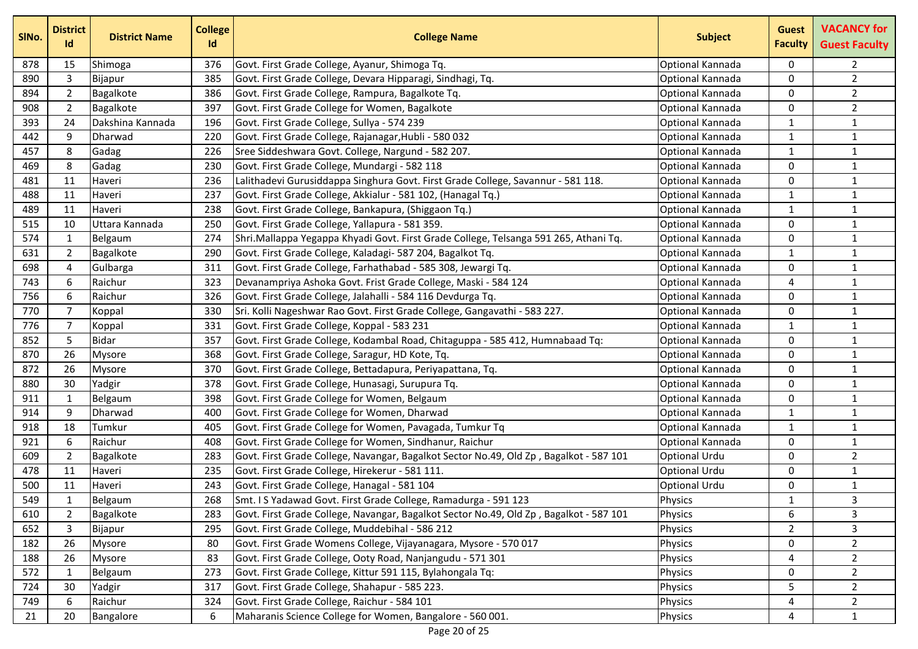| SlNo. | District Id | District Name | College Id | College Name | Subject | Guest Faculty | VACANCY for Guest Faculty |
|---|---|---|---|---|---|---|---|
| 878 | 15 | Shimoga | 376 | Govt. First Grade College, Ayanur, Shimoga Tq. | Optional Kannada | 0 | 2 |
| 890 | 3 | Bijapur | 385 | Govt. First Grade College, Devara Hipparagi, Sindhagi, Tq. | Optional Kannada | 0 | 2 |
| 894 | 2 | Bagalkote | 386 | Govt. First Grade College, Rampura, Bagalkote Tq. | Optional Kannada | 0 | 2 |
| 908 | 2 | Bagalkote | 397 | Govt. First Grade College for Women, Bagalkote | Optional Kannada | 0 | 2 |
| 393 | 24 | Dakshina Kannada | 196 | Govt. First Grade College, Sullya - 574 239 | Optional Kannada | 1 | 1 |
| 442 | 9 | Dharwad | 220 | Govt. First Grade College, Rajanagar,Hubli - 580 032 | Optional Kannada | 1 | 1 |
| 457 | 8 | Gadag | 226 | Sree Siddeshwara Govt. College, Nargund - 582 207. | Optional Kannada | 1 | 1 |
| 469 | 8 | Gadag | 230 | Govt. First Grade College, Mundargi - 582 118 | Optional Kannada | 0 | 1 |
| 481 | 11 | Haveri | 236 | Lalithadevi Gurusiddappa Singhura Govt. First Grade College, Savannur - 581 118. | Optional Kannada | 0 | 1 |
| 488 | 11 | Haveri | 237 | Govt. First Grade College, Akkialur - 581 102, (Hanagal Tq.) | Optional Kannada | 1 | 1 |
| 489 | 11 | Haveri | 238 | Govt. First Grade College, Bankapura, (Shiggaon Tq.) | Optional Kannada | 1 | 1 |
| 515 | 10 | Uttara Kannada | 250 | Govt. First Grade College, Yallapura - 581 359. | Optional Kannada | 0 | 1 |
| 574 | 1 | Belgaum | 274 | Shri.Mallappa Yegappa Khyadi Govt. First Grade College, Telsanga 591 265, Athani Tq. | Optional Kannada | 0 | 1 |
| 631 | 2 | Bagalkote | 290 | Govt. First Grade College, Kaladagi- 587 204, Bagalkot Tq. | Optional Kannada | 1 | 1 |
| 698 | 4 | Gulbarga | 311 | Govt. First Grade College, Farhathabad - 585 308, Jewargi Tq. | Optional Kannada | 0 | 1 |
| 743 | 6 | Raichur | 323 | Devanampriya Ashoka Govt. Frist Grade College, Maski - 584 124 | Optional Kannada | 4 | 1 |
| 756 | 6 | Raichur | 326 | Govt. First Grade College, Jalahalli - 584 116 Devdurga Tq. | Optional Kannada | 0 | 1 |
| 770 | 7 | Koppal | 330 | Sri. Kolli Nageshwar Rao Govt. First Grade College, Gangavathi - 583 227. | Optional Kannada | 0 | 1 |
| 776 | 7 | Koppal | 331 | Govt. First Grade College, Koppal - 583 231 | Optional Kannada | 1 | 1 |
| 852 | 5 | Bidar | 357 | Govt. First Grade College, Kodambal Road, Chitaguppa - 585 412, Humnabaad Tq: | Optional Kannada | 0 | 1 |
| 870 | 26 | Mysore | 368 | Govt. First Grade College, Saragur, HD Kote, Tq. | Optional Kannada | 0 | 1 |
| 872 | 26 | Mysore | 370 | Govt. First Grade College, Bettadapura, Periyapattana, Tq. | Optional Kannada | 0 | 1 |
| 880 | 30 | Yadgir | 378 | Govt. First Grade College, Hunasagi, Surupura Tq. | Optional Kannada | 0 | 1 |
| 911 | 1 | Belgaum | 398 | Govt. First Grade College for Women, Belgaum | Optional Kannada | 0 | 1 |
| 914 | 9 | Dharwad | 400 | Govt. First Grade College for Women, Dharwad | Optional Kannada | 1 | 1 |
| 918 | 18 | Tumkur | 405 | Govt. First Grade College for Women, Pavagada, Tumkur Tq | Optional Kannada | 1 | 1 |
| 921 | 6 | Raichur | 408 | Govt. First Grade College for Women, Sindhanur, Raichur | Optional Kannada | 0 | 1 |
| 609 | 2 | Bagalkote | 283 | Govt. First Grade College, Navangar, Bagalkot Sector No.49, Old Zp , Bagalkot - 587 101 | Optional Urdu | 0 | 2 |
| 478 | 11 | Haveri | 235 | Govt. First Grade College, Hirekerur - 581 111. | Optional Urdu | 0 | 1 |
| 500 | 11 | Haveri | 243 | Govt. First Grade College, Hanagal - 581 104 | Optional Urdu | 0 | 1 |
| 549 | 1 | Belgaum | 268 | Smt. I S Yadawad Govt. First Grade College, Ramadurga - 591 123 | Physics | 1 | 3 |
| 610 | 2 | Bagalkote | 283 | Govt. First Grade College, Navangar, Bagalkot Sector No.49, Old Zp , Bagalkot - 587 101 | Physics | 6 | 3 |
| 652 | 3 | Bijapur | 295 | Govt. First Grade College, Muddebihal - 586 212 | Physics | 2 | 3 |
| 182 | 26 | Mysore | 80 | Govt. First Grade Womens College, Vijayanagara, Mysore - 570 017 | Physics | 0 | 2 |
| 188 | 26 | Mysore | 83 | Govt. First Grade College, Ooty Road, Nanjangudu - 571 301 | Physics | 4 | 2 |
| 572 | 1 | Belgaum | 273 | Govt. First Grade College, Kittur 591 115, Bylahongala Tq: | Physics | 0 | 2 |
| 724 | 30 | Yadgir | 317 | Govt. First Grade College, Shahapur - 585 223. | Physics | 5 | 2 |
| 749 | 6 | Raichur | 324 | Govt. First Grade College, Raichur - 584 101 | Physics | 4 | 2 |
| 21 | 20 | Bangalore | 6 | Maharanis Science College for Women, Bangalore - 560 001. | Physics | 4 | 1 |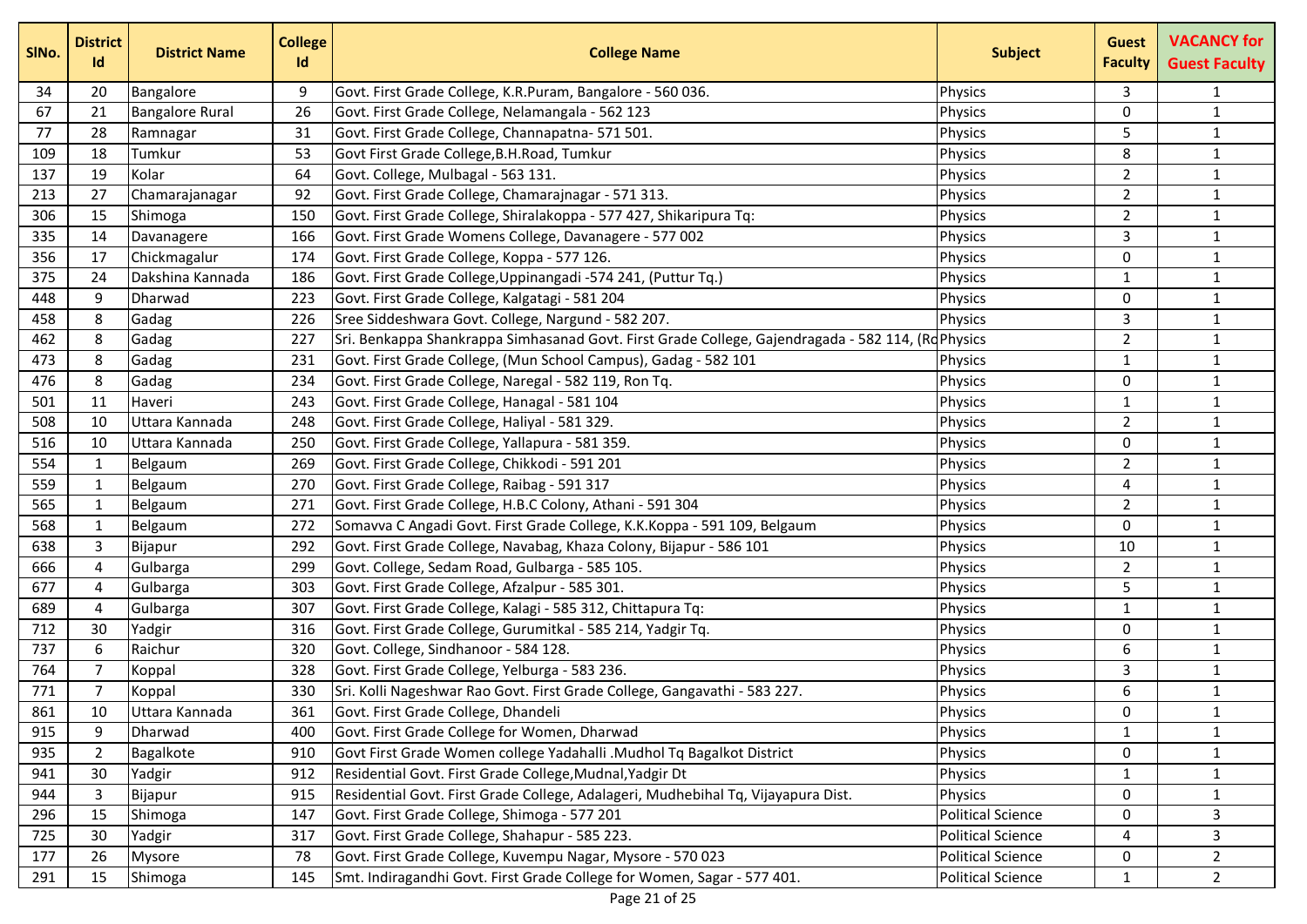| SlNo. | District Id | District Name | College Id | College Name | Subject | Guest Faculty | VACANCY for Guest Faculty |
|---|---|---|---|---|---|---|---|
| 34 | 20 | Bangalore | 9 | Govt. First Grade College, K.R.Puram, Bangalore - 560 036. | Physics | 3 | 1 |
| 67 | 21 | Bangalore Rural | 26 | Govt. First Grade College, Nelamangala - 562 123 | Physics | 0 | 1 |
| 77 | 28 | Ramnagar | 31 | Govt. First Grade College, Channapatna- 571 501. | Physics | 5 | 1 |
| 109 | 18 | Tumkur | 53 | Govt First Grade College,B.H.Road, Tumkur | Physics | 8 | 1 |
| 137 | 19 | Kolar | 64 | Govt. College, Mulbagal - 563 131. | Physics | 2 | 1 |
| 213 | 27 | Chamarajanagar | 92 | Govt. First Grade College, Chamarajnagar - 571 313. | Physics | 2 | 1 |
| 306 | 15 | Shimoga | 150 | Govt. First Grade College, Shiralakoppa - 577 427, Shikaripura Tq: | Physics | 2 | 1 |
| 335 | 14 | Davanagere | 166 | Govt. First Grade Womens College, Davanagere - 577 002 | Physics | 3 | 1 |
| 356 | 17 | Chickmagalur | 174 | Govt. First Grade College, Koppa - 577 126. | Physics | 0 | 1 |
| 375 | 24 | Dakshina Kannada | 186 | Govt. First Grade College,Uppinangadi -574 241, (Puttur Tq.) | Physics | 1 | 1 |
| 448 | 9 | Dharwad | 223 | Govt. First Grade College, Kalgatagi - 581 204 | Physics | 0 | 1 |
| 458 | 8 | Gadag | 226 | Sree Siddeshwara Govt. College, Nargund - 582 207. | Physics | 3 | 1 |
| 462 | 8 | Gadag | 227 | Sri. Benkappa Shankrappa Simhasanad Govt. First Grade College, Gajendragada - 582 114, (Ro | Physics | 2 | 1 |
| 473 | 8 | Gadag | 231 | Govt. First Grade College, (Mun School Campus), Gadag - 582 101 | Physics | 1 | 1 |
| 476 | 8 | Gadag | 234 | Govt. First Grade College, Naregal - 582 119, Ron Tq. | Physics | 0 | 1 |
| 501 | 11 | Haveri | 243 | Govt. First Grade College, Hanagal - 581 104 | Physics | 1 | 1 |
| 508 | 10 | Uttara Kannada | 248 | Govt. First Grade College, Haliyal - 581 329. | Physics | 2 | 1 |
| 516 | 10 | Uttara Kannada | 250 | Govt. First Grade College, Yallapura - 581 359. | Physics | 0 | 1 |
| 554 | 1 | Belgaum | 269 | Govt. First Grade College, Chikkodi - 591 201 | Physics | 2 | 1 |
| 559 | 1 | Belgaum | 270 | Govt. First Grade College, Raibag - 591 317 | Physics | 4 | 1 |
| 565 | 1 | Belgaum | 271 | Govt. First Grade College, H.B.C Colony, Athani - 591 304 | Physics | 2 | 1 |
| 568 | 1 | Belgaum | 272 | Somavva C Angadi Govt. First Grade College, K.K.Koppa - 591 109, Belgaum | Physics | 0 | 1 |
| 638 | 3 | Bijapur | 292 | Govt. First Grade College, Navabag, Khaza Colony, Bijapur - 586 101 | Physics | 10 | 1 |
| 666 | 4 | Gulbarga | 299 | Govt. College, Sedam Road, Gulbarga - 585 105. | Physics | 2 | 1 |
| 677 | 4 | Gulbarga | 303 | Govt. First Grade College, Afzalpur - 585 301. | Physics | 5 | 1 |
| 689 | 4 | Gulbarga | 307 | Govt. First Grade College, Kalagi - 585 312, Chittapura Tq: | Physics | 1 | 1 |
| 712 | 30 | Yadgir | 316 | Govt. First Grade College, Gurumitkal - 585 214, Yadgir Tq. | Physics | 0 | 1 |
| 737 | 6 | Raichur | 320 | Govt. College, Sindhanoor - 584 128. | Physics | 6 | 1 |
| 764 | 7 | Koppal | 328 | Govt. First Grade College, Yelburga - 583 236. | Physics | 3 | 1 |
| 771 | 7 | Koppal | 330 | Sri. Kolli Nageshwar Rao Govt. First Grade College, Gangavathi - 583 227. | Physics | 6 | 1 |
| 861 | 10 | Uttara Kannada | 361 | Govt. First Grade College, Dhandeli | Physics | 0 | 1 |
| 915 | 9 | Dharwad | 400 | Govt. First Grade College for Women, Dharwad | Physics | 1 | 1 |
| 935 | 2 | Bagalkote | 910 | Govt First Grade Women college Yadahalli .Mudhol Tq Bagalkot District | Physics | 0 | 1 |
| 941 | 30 | Yadgir | 912 | Residential Govt. First Grade College,Mudnal,Yadgir Dt | Physics | 1 | 1 |
| 944 | 3 | Bijapur | 915 | Residential Govt. First Grade College, Adalageri, Mudhebihal Tq, Vijayapura Dist. | Physics | 0 | 1 |
| 296 | 15 | Shimoga | 147 | Govt. First Grade College, Shimoga - 577 201 | Political Science | 0 | 3 |
| 725 | 30 | Yadgir | 317 | Govt. First Grade College, Shahapur - 585 223. | Political Science | 4 | 3 |
| 177 | 26 | Mysore | 78 | Govt. First Grade College, Kuvempu Nagar, Mysore - 570 023 | Political Science | 0 | 2 |
| 291 | 15 | Shimoga | 145 | Smt. Indiragandhi Govt. First Grade College for Women, Sagar - 577 401. | Political Science | 1 | 2 |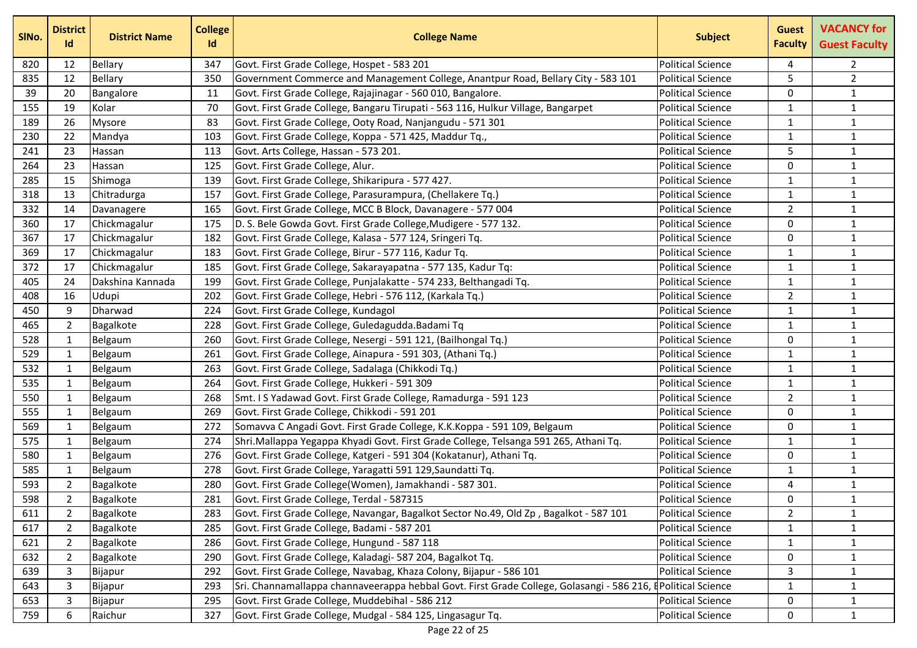| SlNo. | District Id | District Name | College Id | College Name | Subject | Guest Faculty | VACANCY for Guest Faculty |
|---|---|---|---|---|---|---|---|
| 820 | 12 | Bellary | 347 | Govt. First Grade College, Hospet - 583 201 | Political Science | 4 | 2 |
| 835 | 12 | Bellary | 350 | Government Commerce and Management College, Anantpur Road, Bellary City - 583 101 | Political Science | 5 | 2 |
| 39 | 20 | Bangalore | 11 | Govt. First Grade College, Rajajinagar - 560 010, Bangalore. | Political Science | 0 | 1 |
| 155 | 19 | Kolar | 70 | Govt. First Grade College, Bangaru Tirupati - 563 116, Hulkur Village, Bangarpet | Political Science | 1 | 1 |
| 189 | 26 | Mysore | 83 | Govt. First Grade College, Ooty Road, Nanjangudu - 571 301 | Political Science | 1 | 1 |
| 230 | 22 | Mandya | 103 | Govt. First Grade College, Koppa - 571 425, Maddur Tq., | Political Science | 1 | 1 |
| 241 | 23 | Hassan | 113 | Govt. Arts College, Hassan - 573 201. | Political Science | 5 | 1 |
| 264 | 23 | Hassan | 125 | Govt. First Grade College, Alur. | Political Science | 0 | 1 |
| 285 | 15 | Shimoga | 139 | Govt. First Grade College, Shikaripura - 577 427. | Political Science | 1 | 1 |
| 318 | 13 | Chitradurga | 157 | Govt. First Grade College, Parasurampura, (Chellakere Tq.) | Political Science | 1 | 1 |
| 332 | 14 | Davanagere | 165 | Govt. First Grade College, MCC B Block, Davanagere - 577 004 | Political Science | 2 | 1 |
| 360 | 17 | Chickmagalur | 175 | D. S. Bele Gowda Govt. First Grade College,Mudigere - 577 132. | Political Science | 0 | 1 |
| 367 | 17 | Chickmagalur | 182 | Govt. First Grade College, Kalasa - 577 124, Sringeri Tq. | Political Science | 0 | 1 |
| 369 | 17 | Chickmagalur | 183 | Govt. First Grade College, Birur - 577 116, Kadur Tq. | Political Science | 1 | 1 |
| 372 | 17 | Chickmagalur | 185 | Govt. First Grade College, Sakarayapatna - 577 135, Kadur Tq: | Political Science | 1 | 1 |
| 405 | 24 | Dakshina Kannada | 199 | Govt. First Grade College, Punjalakatte - 574 233, Belthangadi Tq. | Political Science | 1 | 1 |
| 408 | 16 | Udupi | 202 | Govt. First Grade College, Hebri - 576 112, (Karkala Tq.) | Political Science | 2 | 1 |
| 450 | 9 | Dharwad | 224 | Govt. First Grade College, Kundagol | Political Science | 1 | 1 |
| 465 | 2 | Bagalkote | 228 | Govt. First Grade College, Guledagudda.Badami Tq | Political Science | 1 | 1 |
| 528 | 1 | Belgaum | 260 | Govt. First Grade College, Nesergi - 591 121, (Bailhongal Tq.) | Political Science | 0 | 1 |
| 529 | 1 | Belgaum | 261 | Govt. First Grade College, Ainapura - 591 303, (Athani Tq.) | Political Science | 1 | 1 |
| 532 | 1 | Belgaum | 263 | Govt. First Grade College, Sadalaga (Chikkodi Tq.) | Political Science | 1 | 1 |
| 535 | 1 | Belgaum | 264 | Govt. First Grade College, Hukkeri - 591 309 | Political Science | 1 | 1 |
| 550 | 1 | Belgaum | 268 | Smt. I S Yadawad Govt. First Grade College, Ramadurga - 591 123 | Political Science | 2 | 1 |
| 555 | 1 | Belgaum | 269 | Govt. First Grade College, Chikkodi - 591 201 | Political Science | 0 | 1 |
| 569 | 1 | Belgaum | 272 | Somavva C Angadi Govt. First Grade College, K.K.Koppa - 591 109, Belgaum | Political Science | 0 | 1 |
| 575 | 1 | Belgaum | 274 | Shri.Mallappa Yegappa Khyadi Govt. First Grade College, Telsanga 591 265, Athani Tq. | Political Science | 1 | 1 |
| 580 | 1 | Belgaum | 276 | Govt. First Grade College, Katgeri - 591 304 (Kokatanur), Athani Tq. | Political Science | 0 | 1 |
| 585 | 1 | Belgaum | 278 | Govt. First Grade College, Yaragatti 591 129,Saundatti Tq. | Political Science | 1 | 1 |
| 593 | 2 | Bagalkote | 280 | Govt. First Grade College(Women), Jamakhandi - 587 301. | Political Science | 4 | 1 |
| 598 | 2 | Bagalkote | 281 | Govt. First Grade College, Terdal - 587315 | Political Science | 0 | 1 |
| 611 | 2 | Bagalkote | 283 | Govt. First Grade College, Navangar, Bagalkot Sector No.49, Old Zp , Bagalkot - 587 101 | Political Science | 2 | 1 |
| 617 | 2 | Bagalkote | 285 | Govt. First Grade College, Badami - 587 201 | Political Science | 1 | 1 |
| 621 | 2 | Bagalkote | 286 | Govt. First Grade College, Hungund - 587 118 | Political Science | 1 | 1 |
| 632 | 2 | Bagalkote | 290 | Govt. First Grade College, Kaladagi- 587 204, Bagalkot Tq. | Political Science | 0 | 1 |
| 639 | 3 | Bijapur | 292 | Govt. First Grade College, Navabag, Khaza Colony, Bijapur - 586 101 | Political Science | 3 | 1 |
| 643 | 3 | Bijapur | 293 | Sri. Channamallappa channaveerappa hebbal Govt. First Grade College, Golasangi - 586 216, B | Political Science | 1 | 1 |
| 653 | 3 | Bijapur | 295 | Govt. First Grade College, Muddebihal - 586 212 | Political Science | 0 | 1 |
| 759 | 6 | Raichur | 327 | Govt. First Grade College, Mudgal - 584 125, Lingasagur Tq. | Political Science | 0 | 1 |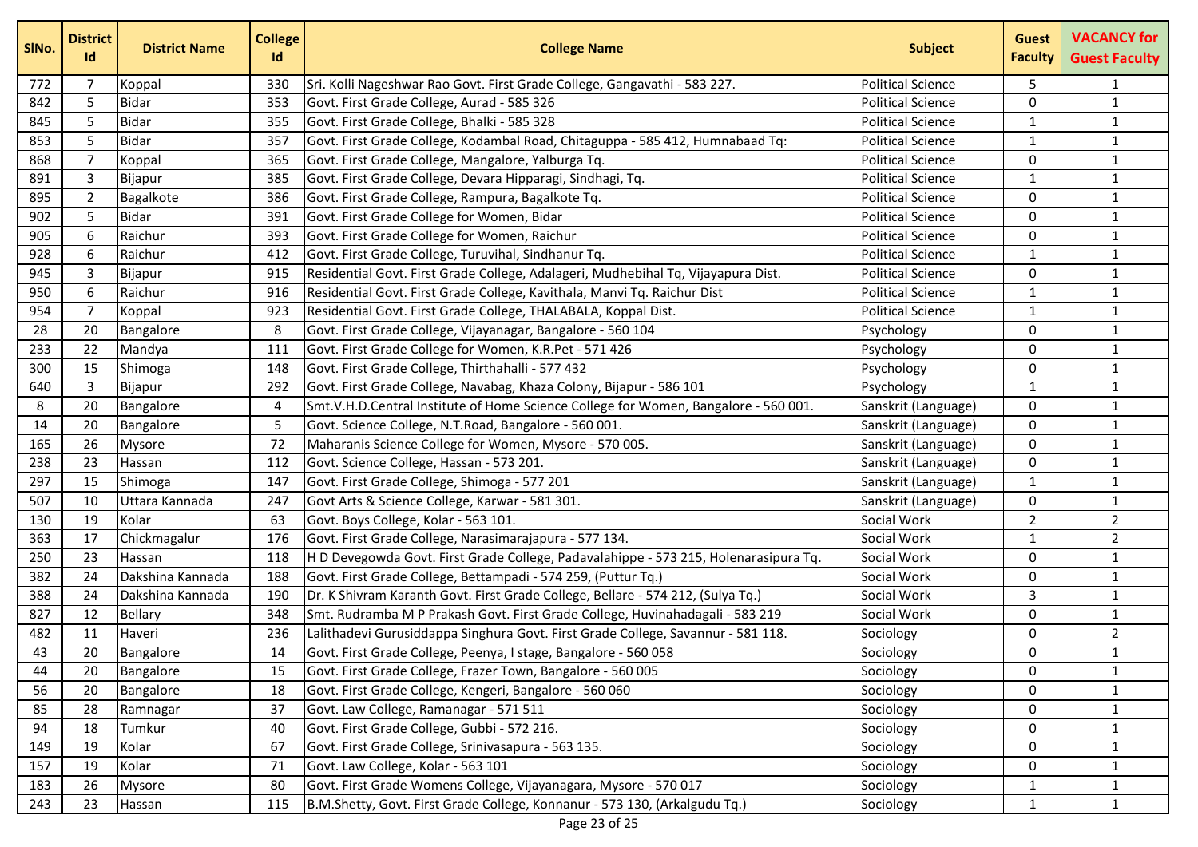| SlNo. | District Id | District Name | College Id | College Name | Subject | Guest Faculty | VACANCY for Guest Faculty |
|---|---|---|---|---|---|---|---|
| 772 | 7 | Koppal | 330 | Sri. Kolli Nageshwar Rao Govt. First Grade College, Gangavathi - 583 227. | Political Science | 5 | 1 |
| 842 | 5 | Bidar | 353 | Govt. First Grade College, Aurad - 585 326 | Political Science | 0 | 1 |
| 845 | 5 | Bidar | 355 | Govt. First Grade College, Bhalki - 585 328 | Political Science | 1 | 1 |
| 853 | 5 | Bidar | 357 | Govt. First Grade College, Kodambal Road, Chitaguppa - 585 412, Humnabaad Tq: | Political Science | 1 | 1 |
| 868 | 7 | Koppal | 365 | Govt. First Grade College, Mangalore, Yalburga Tq. | Political Science | 0 | 1 |
| 891 | 3 | Bijapur | 385 | Govt. First Grade College, Devara Hipparagi, Sindhagi, Tq. | Political Science | 1 | 1 |
| 895 | 2 | Bagalkote | 386 | Govt. First Grade College, Rampura, Bagalkote Tq. | Political Science | 0 | 1 |
| 902 | 5 | Bidar | 391 | Govt. First Grade College for Women, Bidar | Political Science | 0 | 1 |
| 905 | 6 | Raichur | 393 | Govt. First Grade College for Women, Raichur | Political Science | 0 | 1 |
| 928 | 6 | Raichur | 412 | Govt. First Grade College, Turuvihal, Sindhanur Tq. | Political Science | 1 | 1 |
| 945 | 3 | Bijapur | 915 | Residential Govt. First Grade College, Adalageri, Mudhebihal Tq, Vijayapura Dist. | Political Science | 0 | 1 |
| 950 | 6 | Raichur | 916 | Residential Govt. First Grade College, Kavithala, Manvi Tq. Raichur Dist | Political Science | 1 | 1 |
| 954 | 7 | Koppal | 923 | Residential Govt. First Grade College, THALABALA, Koppal Dist. | Political Science | 1 | 1 |
| 28 | 20 | Bangalore | 8 | Govt. First Grade College, Vijayanagar, Bangalore - 560 104 | Psychology | 0 | 1 |
| 233 | 22 | Mandya | 111 | Govt. First Grade College for Women, K.R.Pet - 571 426 | Psychology | 0 | 1 |
| 300 | 15 | Shimoga | 148 | Govt. First Grade College, Thirthahalli - 577 432 | Psychology | 0 | 1 |
| 640 | 3 | Bijapur | 292 | Govt. First Grade College, Navabag, Khaza Colony, Bijapur - 586 101 | Psychology | 1 | 1 |
| 8 | 20 | Bangalore | 4 | Smt.V.H.D.Central Institute of Home Science College for Women, Bangalore - 560 001. | Sanskrit (Language) | 0 | 1 |
| 14 | 20 | Bangalore | 5 | Govt. Science College, N.T.Road, Bangalore - 560 001. | Sanskrit (Language) | 0 | 1 |
| 165 | 26 | Mysore | 72 | Maharanis Science College for Women, Mysore - 570 005. | Sanskrit (Language) | 0 | 1 |
| 238 | 23 | Hassan | 112 | Govt. Science College, Hassan - 573 201. | Sanskrit (Language) | 0 | 1 |
| 297 | 15 | Shimoga | 147 | Govt. First Grade College, Shimoga - 577 201 | Sanskrit (Language) | 1 | 1 |
| 507 | 10 | Uttara Kannada | 247 | Govt Arts & Science College, Karwar - 581 301. | Sanskrit (Language) | 0 | 1 |
| 130 | 19 | Kolar | 63 | Govt. Boys College, Kolar - 563 101. | Social Work | 2 | 2 |
| 363 | 17 | Chickmagalur | 176 | Govt. First Grade College, Narasimarajapura - 577 134. | Social Work | 1 | 2 |
| 250 | 23 | Hassan | 118 | H D Devegowda Govt. First Grade College, Padavalahippe - 573 215, Holenarasipura Tq. | Social Work | 0 | 1 |
| 382 | 24 | Dakshina Kannada | 188 | Govt. First Grade College, Bettampadi - 574 259, (Puttur Tq.) | Social Work | 0 | 1 |
| 388 | 24 | Dakshina Kannada | 190 | Dr. K Shivram Karanth Govt. First Grade College, Bellare - 574 212, (Sulya Tq.) | Social Work | 3 | 1 |
| 827 | 12 | Bellary | 348 | Smt. Rudramba M P Prakash Govt. First Grade College, Huvinahadagali - 583 219 | Social Work | 0 | 1 |
| 482 | 11 | Haveri | 236 | Lalithadevi Gurusiddappa Singhura Govt. First Grade College, Savannur - 581 118. | Sociology | 0 | 2 |
| 43 | 20 | Bangalore | 14 | Govt. First Grade College, Peenya, I stage, Bangalore - 560 058 | Sociology | 0 | 1 |
| 44 | 20 | Bangalore | 15 | Govt. First Grade College, Frazer Town, Bangalore - 560 005 | Sociology | 0 | 1 |
| 56 | 20 | Bangalore | 18 | Govt. First Grade College, Kengeri, Bangalore - 560 060 | Sociology | 0 | 1 |
| 85 | 28 | Ramnagar | 37 | Govt. Law College, Ramanagar - 571 511 | Sociology | 0 | 1 |
| 94 | 18 | Tumkur | 40 | Govt. First Grade College, Gubbi - 572 216. | Sociology | 0 | 1 |
| 149 | 19 | Kolar | 67 | Govt. First Grade College, Srinivasapura - 563 135. | Sociology | 0 | 1 |
| 157 | 19 | Kolar | 71 | Govt. Law College, Kolar - 563 101 | Sociology | 0 | 1 |
| 183 | 26 | Mysore | 80 | Govt. First Grade Womens College, Vijayanagara, Mysore - 570 017 | Sociology | 1 | 1 |
| 243 | 23 | Hassan | 115 | B.M.Shetty, Govt. First Grade College, Konnanur - 573 130, (Arkalgudu Tq.) | Sociology | 1 | 1 |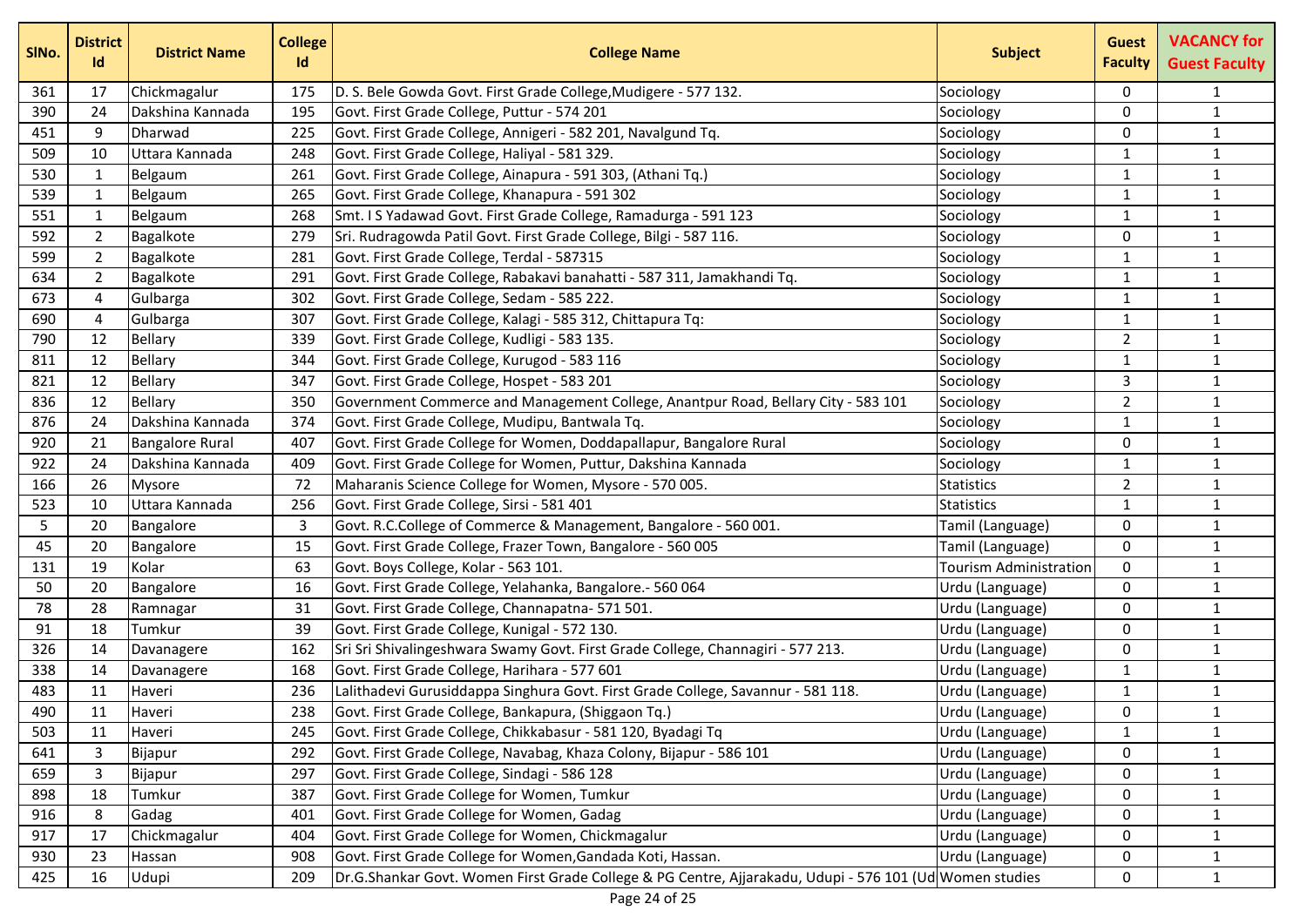| SlNo. | District Id | District Name | College Id | College Name | Subject | Guest Faculty | VACANCY for Guest Faculty |
|---|---|---|---|---|---|---|---|
| 361 | 17 | Chickmagalur | 175 | D. S. Bele Gowda Govt. First Grade College,Mudigere - 577 132. | Sociology | 0 | 1 |
| 390 | 24 | Dakshina Kannada | 195 | Govt. First Grade College, Puttur - 574 201 | Sociology | 0 | 1 |
| 451 | 9 | Dharwad | 225 | Govt. First Grade College, Annigeri - 582 201, Navalgund Tq. | Sociology | 0 | 1 |
| 509 | 10 | Uttara Kannada | 248 | Govt. First Grade College, Haliyal - 581 329. | Sociology | 1 | 1 |
| 530 | 1 | Belgaum | 261 | Govt. First Grade College, Ainapura - 591 303, (Athani Tq.) | Sociology | 1 | 1 |
| 539 | 1 | Belgaum | 265 | Govt. First Grade College, Khanapura - 591 302 | Sociology | 1 | 1 |
| 551 | 1 | Belgaum | 268 | Smt. I S Yadawad Govt. First Grade College, Ramadurga - 591 123 | Sociology | 1 | 1 |
| 592 | 2 | Bagalkote | 279 | Sri. Rudragowda Patil Govt. First Grade College, Bilgi - 587 116. | Sociology | 0 | 1 |
| 599 | 2 | Bagalkote | 281 | Govt. First Grade College, Terdal - 587315 | Sociology | 1 | 1 |
| 634 | 2 | Bagalkote | 291 | Govt. First Grade College, Rabakavi banahatti - 587 311, Jamakhandi Tq. | Sociology | 1 | 1 |
| 673 | 4 | Gulbarga | 302 | Govt. First Grade College, Sedam - 585 222. | Sociology | 1 | 1 |
| 690 | 4 | Gulbarga | 307 | Govt. First Grade College, Kalagi - 585 312, Chittapura Tq: | Sociology | 1 | 1 |
| 790 | 12 | Bellary | 339 | Govt. First Grade College, Kudligi - 583 135. | Sociology | 2 | 1 |
| 811 | 12 | Bellary | 344 | Govt. First Grade College, Kurugod - 583 116 | Sociology | 1 | 1 |
| 821 | 12 | Bellary | 347 | Govt. First Grade College, Hospet - 583 201 | Sociology | 3 | 1 |
| 836 | 12 | Bellary | 350 | Government Commerce and Management College, Anantpur Road, Bellary City - 583 101 | Sociology | 2 | 1 |
| 876 | 24 | Dakshina Kannada | 374 | Govt. First Grade College, Mudipu, Bantwala Tq. | Sociology | 1 | 1 |
| 920 | 21 | Bangalore Rural | 407 | Govt. First Grade College for Women, Doddapallapur, Bangalore Rural | Sociology | 0 | 1 |
| 922 | 24 | Dakshina Kannada | 409 | Govt. First Grade College for Women, Puttur, Dakshina Kannada | Sociology | 1 | 1 |
| 166 | 26 | Mysore | 72 | Maharanis Science College for Women, Mysore - 570 005. | Statistics | 2 | 1 |
| 523 | 10 | Uttara Kannada | 256 | Govt. First Grade College, Sirsi - 581 401 | Statistics | 1 | 1 |
| 5 | 20 | Bangalore | 3 | Govt. R.C.College of Commerce & Management, Bangalore - 560 001. | Tamil (Language) | 0 | 1 |
| 45 | 20 | Bangalore | 15 | Govt. First Grade College, Frazer Town, Bangalore - 560 005 | Tamil (Language) | 0 | 1 |
| 131 | 19 | Kolar | 63 | Govt. Boys College, Kolar - 563 101. | Tourism Administration | 0 | 1 |
| 50 | 20 | Bangalore | 16 | Govt. First Grade College, Yelahanka, Bangalore.- 560 064 | Urdu (Language) | 0 | 1 |
| 78 | 28 | Ramnagar | 31 | Govt. First Grade College, Channapatna- 571 501. | Urdu (Language) | 0 | 1 |
| 91 | 18 | Tumkur | 39 | Govt. First Grade College, Kunigal - 572 130. | Urdu (Language) | 0 | 1 |
| 326 | 14 | Davanagere | 162 | Sri Sri Shivalingeshwara Swamy Govt. First Grade College, Channagiri - 577 213. | Urdu (Language) | 0 | 1 |
| 338 | 14 | Davanagere | 168 | Govt. First Grade College, Harihara - 577 601 | Urdu (Language) | 1 | 1 |
| 483 | 11 | Haveri | 236 | Lalithadevi Gurusiddappa Singhura Govt. First Grade College, Savannur - 581 118. | Urdu (Language) | 1 | 1 |
| 490 | 11 | Haveri | 238 | Govt. First Grade College, Bankapura, (Shiggaon Tq.) | Urdu (Language) | 0 | 1 |
| 503 | 11 | Haveri | 245 | Govt. First Grade College, Chikkabasur - 581 120, Byadagi Tq | Urdu (Language) | 1 | 1 |
| 641 | 3 | Bijapur | 292 | Govt. First Grade College, Navabag, Khaza Colony, Bijapur - 586 101 | Urdu (Language) | 0 | 1 |
| 659 | 3 | Bijapur | 297 | Govt. First Grade College, Sindagi - 586 128 | Urdu (Language) | 0 | 1 |
| 898 | 18 | Tumkur | 387 | Govt. First Grade College for Women, Tumkur | Urdu (Language) | 0 | 1 |
| 916 | 8 | Gadag | 401 | Govt. First Grade College for Women, Gadag | Urdu (Language) | 0 | 1 |
| 917 | 17 | Chickmagalur | 404 | Govt. First Grade College for Women, Chickmagalur | Urdu (Language) | 0 | 1 |
| 930 | 23 | Hassan | 908 | Govt. First Grade College for Women,Gandada Koti, Hassan. | Urdu (Language) | 0 | 1 |
| 425 | 16 | Udupi | 209 | Dr.G.Shankar Govt. Women First Grade College & PG Centre, Ajjarakadu, Udupi - 576 101 (Ud | Women studies | 0 | 1 |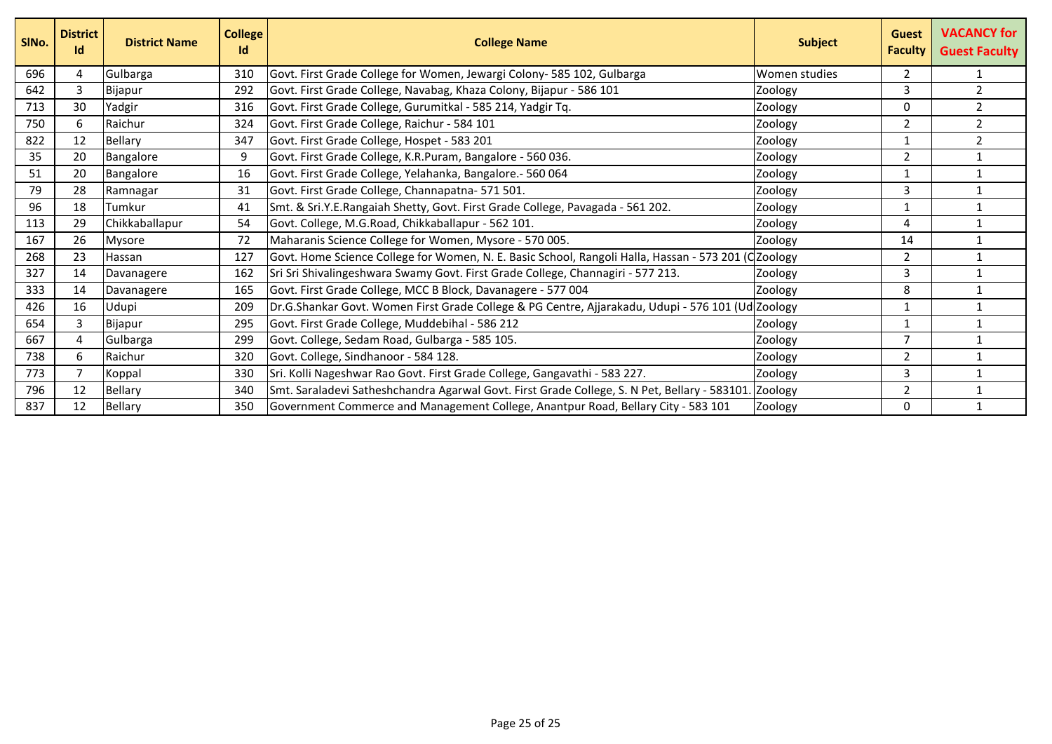| SlNo. | District Id | District Name | College Id | College Name | Subject | Guest Faculty | VACANCY for Guest Faculty |
|---|---|---|---|---|---|---|---|
| 696 | 4 | Gulbarga | 310 | Govt. First Grade College for Women, Jewargi Colony- 585 102, Gulbarga | Women studies | 2 | 1 |
| 642 | 3 | Bijapur | 292 | Govt. First Grade College, Navabag, Khaza Colony, Bijapur - 586 101 | Zoology | 3 | 2 |
| 713 | 30 | Yadgir | 316 | Govt. First Grade College, Gurumitkal - 585 214, Yadgir Tq. | Zoology | 0 | 2 |
| 750 | 6 | Raichur | 324 | Govt. First Grade College, Raichur - 584 101 | Zoology | 2 | 2 |
| 822 | 12 | Bellary | 347 | Govt. First Grade College, Hospet - 583 201 | Zoology | 1 | 2 |
| 35 | 20 | Bangalore | 9 | Govt. First Grade College, K.R.Puram, Bangalore - 560 036. | Zoology | 2 | 1 |
| 51 | 20 | Bangalore | 16 | Govt. First Grade College, Yelahanka, Bangalore.- 560 064 | Zoology | 1 | 1 |
| 79 | 28 | Ramnagar | 31 | Govt. First Grade College, Channapatna- 571 501. | Zoology | 3 | 1 |
| 96 | 18 | Tumkur | 41 | Smt. & Sri.Y.E.Rangaiah Shetty, Govt. First Grade College, Pavagada - 561 202. | Zoology | 1 | 1 |
| 113 | 29 | Chikkaballapur | 54 | Govt. College, M.G.Road, Chikkaballapur - 562 101. | Zoology | 4 | 1 |
| 167 | 26 | Mysore | 72 | Maharanis Science College for Women, Mysore - 570 005. | Zoology | 14 | 1 |
| 268 | 23 | Hassan | 127 | Govt. Home Science College for Women, N. E. Basic School, Rangoli Halla, Hassan - 573 201 (C | Zoology | 2 | 1 |
| 327 | 14 | Davanagere | 162 | Sri Sri Shivalingeshwara Swamy Govt. First Grade College, Channagiri - 577 213. | Zoology | 3 | 1 |
| 333 | 14 | Davanagere | 165 | Govt. First Grade College, MCC B Block, Davanagere - 577 004 | Zoology | 8 | 1 |
| 426 | 16 | Udupi | 209 | Dr.G.Shankar Govt. Women First Grade College & PG Centre, Ajjarakadu, Udupi - 576 101 (Ud | Zoology | 1 | 1 |
| 654 | 3 | Bijapur | 295 | Govt. First Grade College, Muddebihal - 586 212 | Zoology | 1 | 1 |
| 667 | 4 | Gulbarga | 299 | Govt. College, Sedam Road, Gulbarga - 585 105. | Zoology | 7 | 1 |
| 738 | 6 | Raichur | 320 | Govt. College, Sindhanoor - 584 128. | Zoology | 2 | 1 |
| 773 | 7 | Koppal | 330 | Sri. Kolli Nageshwar Rao Govt. First Grade College, Gangavathi - 583 227. | Zoology | 3 | 1 |
| 796 | 12 | Bellary | 340 | Smt. Saraladevi Satheshchandra Agarwal Govt. First Grade College, S. N Pet, Bellary - 583101. | Zoology | 2 | 1 |
| 837 | 12 | Bellary | 350 | Government Commerce and Management College, Anantpur Road, Bellary City - 583 101 | Zoology | 0 | 1 |